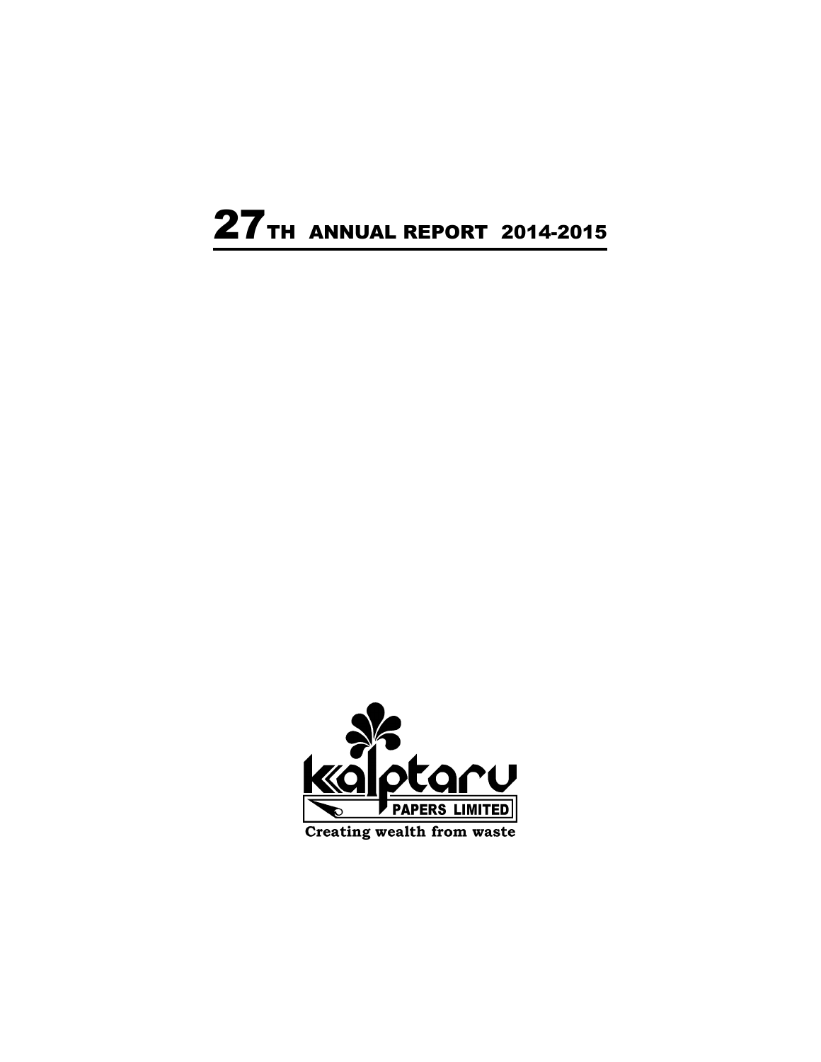# 27TH ANNUAL REPORT 2014-2015

kalptaru

PAPERS LIMITED

Creating wealth from waste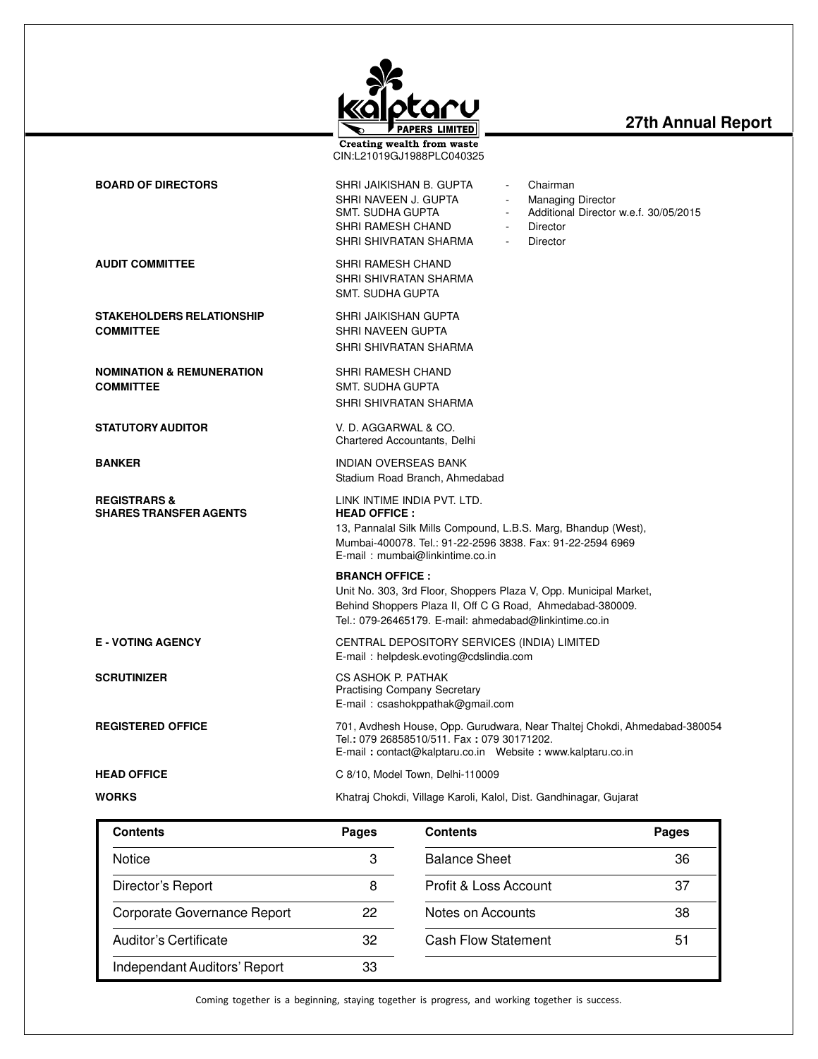# kalptaru PAPERS LIMITED

**Creating wealth from waste**

CIN:L21019GJ1988PLC040325

## 27th Annual Report

**BOARD OF DIRECTORS**

SHRI JAIKISHAN B. GUPTA - Chairman
SHRI NAVEEN J. GUPTA - Managing Director
SMT. SUDHA GUPTA - Additional Director w.e.f. 30/05/2015
SHRI RAMESH CHAND - Director
SHRI SHIVRATAN SHARMA - Director

**AUDIT COMMITTEE**

SHRI RAMESH CHAND
SHRI SHIVRATAN SHARMA
SMT. SUDHA GUPTA

**STAKEHOLDERS RELATIONSHIP COMMITTEE**

SHRI JAIKISHAN GUPTA
SHRI NAVEEN GUPTA
SHRI SHIVRATAN SHARMA

**NOMINATION & REMUNERATION COMMITTEE**

SHRI RAMESH CHAND
SMT. SUDHA GUPTA
SHRI SHIVRATAN SHARMA

**STATUTORY AUDITOR**

V. D. AGGARWAL & CO.
Chartered Accountants, Delhi

**BANKER**

INDIAN OVERSEAS BANK
Stadium Road Branch, Ahmedabad

**REGISTRARS & SHARES TRANSFER AGENTS**

LINK INTIME INDIA PVT. LTD.

**HEAD OFFICE :**
13, Pannalal Silk Mills Compound, L.B.S. Marg, Bhandup (West),
Mumbai-400078. Tel.: 91-22-2596 3838. Fax: 91-22-2594 6969
E-mail : mumbai@linkintime.co.in

**BRANCH OFFICE :**
Unit No. 303, 3rd Floor, Shoppers Plaza V, Opp. Municipal Market,
Behind Shoppers Plaza II, Off C G Road, Ahmedabad-380009.
Tel.: 079-26465179. E-mail: ahmedabad@linkintime.co.in

**E - VOTING AGENCY**

CENTRAL DEPOSITORY SERVICES (INDIA) LIMITED
E-mail : helpdesk.evoting@cdslindia.com

**SCRUTINIZER**

CS ASHOK P. PATHAK
Practising Company Secretary
E-mail : csashokppathak@gmail.com

**REGISTERED OFFICE**

701, Avdhesh House, Opp. Gurudwara, Near Thaltej Chokdi, Ahmedabad-380054
Tel.: 079 26858510/511. Fax : 079 30171202.
E-mail : contact@kalptaru.co.in Website : www.kalptaru.co.in

**HEAD OFFICE**

C 8/10, Model Town, Delhi-110009

**WORKS**

Khatraj Chokdi, Village Karoli, Kalol, Dist. Gandhinagar, Gujarat

| Contents | Pages | Contents | Pages |
|---|---|---|---|
| Notice | 3 | Balance Sheet | 36 |
| Director's Report | 8 | Profit & Loss Account | 37 |
| Corporate Governance Report | 22 | Notes on Accounts | 38 |
| Auditor's Certificate | 32 | Cash Flow Statement | 51 |
| Independant Auditors' Report | 33 | | |

Coming together is a beginning, staying together is progress, and working together is success.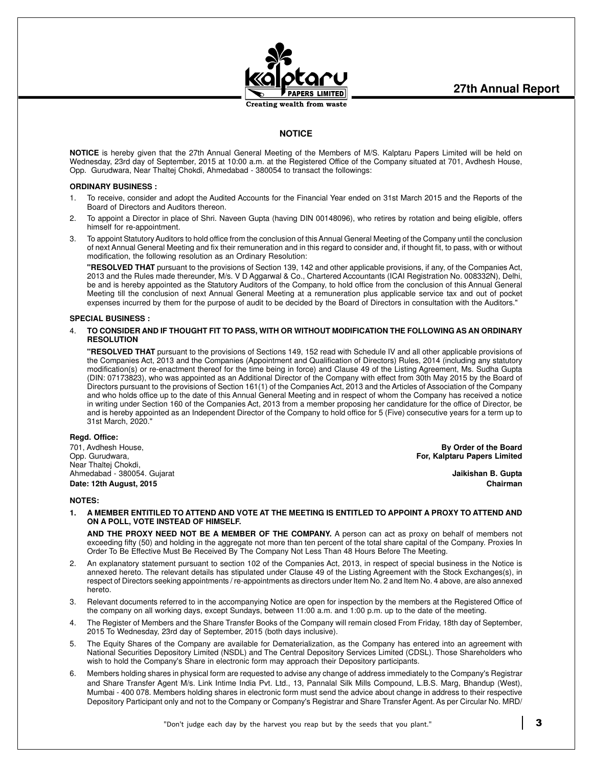## NOTICE

**NOTICE** is hereby given that the 27th Annual General Meeting of the Members of M/S. Kalptaru Papers Limited will be held on Wednesday, 23rd day of September, 2015 at 10:00 a.m. at the Registered Office of the Company situated at 701, Avdhesh House, Opp. Gurudwara, Near Thaltej Chokdi, Ahmedabad - 380054 to transact the followings:

### ORDINARY BUSINESS :

1. To receive, consider and adopt the Audited Accounts for the Financial Year ended on 31st March 2015 and the Reports of the Board of Directors and Auditors thereon.
2. To appoint a Director in place of Shri. Naveen Gupta (having DIN 00148096), who retires by rotation and being eligible, offers himself for re-appointment.
3. To appoint Statutory Auditors to hold office from the conclusion of this Annual General Meeting of the Company until the conclusion of next Annual General Meeting and fix their remuneration and in this regard to consider and, if thought fit, to pass, with or without modification, the following resolution as an Ordinary Resolution:

   **"RESOLVED THAT** pursuant to the provisions of Section 139, 142 and other applicable provisions, if any, of the Companies Act, 2013 and the Rules made thereunder, M/s. V D Aggarwal & Co., Chartered Accountants (ICAI Registration No. 008332N), Delhi, be and is hereby appointed as the Statutory Auditors of the Company, to hold office from the conclusion of this Annual General Meeting till the conclusion of next Annual General Meeting at a remuneration plus applicable service tax and out of pocket expenses incurred by them for the purpose of audit to be decided by the Board of Directors in consultation with the Auditors."

### SPECIAL BUSINESS :

4. **TO CONSIDER AND IF THOUGHT FIT TO PASS, WITH OR WITHOUT MODIFICATION THE FOLLOWING AS AN ORDINARY RESOLUTION**

   **"RESOLVED THAT** pursuant to the provisions of Sections 149, 152 read with Schedule IV and all other applicable provisions of the Companies Act, 2013 and the Companies (Appointment and Qualification of Directors) Rules, 2014 (including any statutory modification(s) or re-enactment thereof for the time being in force) and Clause 49 of the Listing Agreement, Ms. Sudha Gupta (DIN: 07173823), who was appointed as an Additional Director of the Company with effect from 30th May 2015 by the Board of Directors pursuant to the provisions of Section 161(1) of the Companies Act, 2013 and the Articles of Association of the Company and who holds office up to the date of this Annual General Meeting and in respect of whom the Company has received a notice in writing under Section 160 of the Companies Act, 2013 from a member proposing her candidature for the office of Director, be and is hereby appointed as an Independent Director of the Company to hold office for 5 (Five) consecutive years for a term up to 31st March, 2020."

**Regd. Office:**
701, Avdhesh House,
Opp. Gurudwara,
Near Thaltej Chokdi,
Ahmedabad - 380054. Gujarat
**Date: 12th August, 2015**

**By Order of the Board**
**For, Kalptaru Papers Limited**

**Jaikishan B. Gupta**
**Chairman**

### NOTES:

1. **A MEMBER ENTITILED TO ATTEND AND VOTE AT THE MEETING IS ENTITLED TO APPOINT A PROXY TO ATTEND AND ON A POLL, VOTE INSTEAD OF HIMSELF.**

   **AND THE PROXY NEED NOT BE A MEMBER OF THE COMPANY.** A person can act as proxy on behalf of members not exceeding fifty (50) and holding in the aggregate not more than ten percent of the total share capital of the Company. Proxies In Order To Be Effective Must Be Received By The Company Not Less Than 48 Hours Before The Meeting.
2. An explanatory statement pursuant to section 102 of the Companies Act, 2013, in respect of special business in the Notice is annexed hereto. The relevant details has stipulated under Clause 49 of the Listing Agreement with the Stock Exchanges(s), in respect of Directors seeking appointments / re-appointments as directors under Item No. 2 and Item No. 4 above, are also annexed hereto.
3. Relevant documents referred to in the accompanying Notice are open for inspection by the members at the Registered Office of the company on all working days, except Sundays, between 11:00 a.m. and 1:00 p.m. up to the date of the meeting.
4. The Register of Members and the Share Transfer Books of the Company will remain closed From Friday, 18th day of September, 2015 To Wednesday, 23rd day of September, 2015 (both days inclusive).
5. The Equity Shares of the Company are available for Dematerialization, as the Company has entered into an agreement with National Securities Depository Limited (NSDL) and The Central Depository Services Limited (CDSL). Those Shareholders who wish to hold the Company's Share in electronic form may approach their Depository participants.
6. Members holding shares in physical form are requested to advise any change of address immediately to the Company's Registrar and Share Transfer Agent M/s. Link Intime India Pvt. Ltd., 13, Pannalal Silk Mills Compound, L.B.S. Marg, Bhandup (West), Mumbai - 400 078. Members holding shares in electronic form must send the advice about change in address to their respective Depository Participant only and not to the Company or Company's Registrar and Share Transfer Agent. As per Circular No. MRD/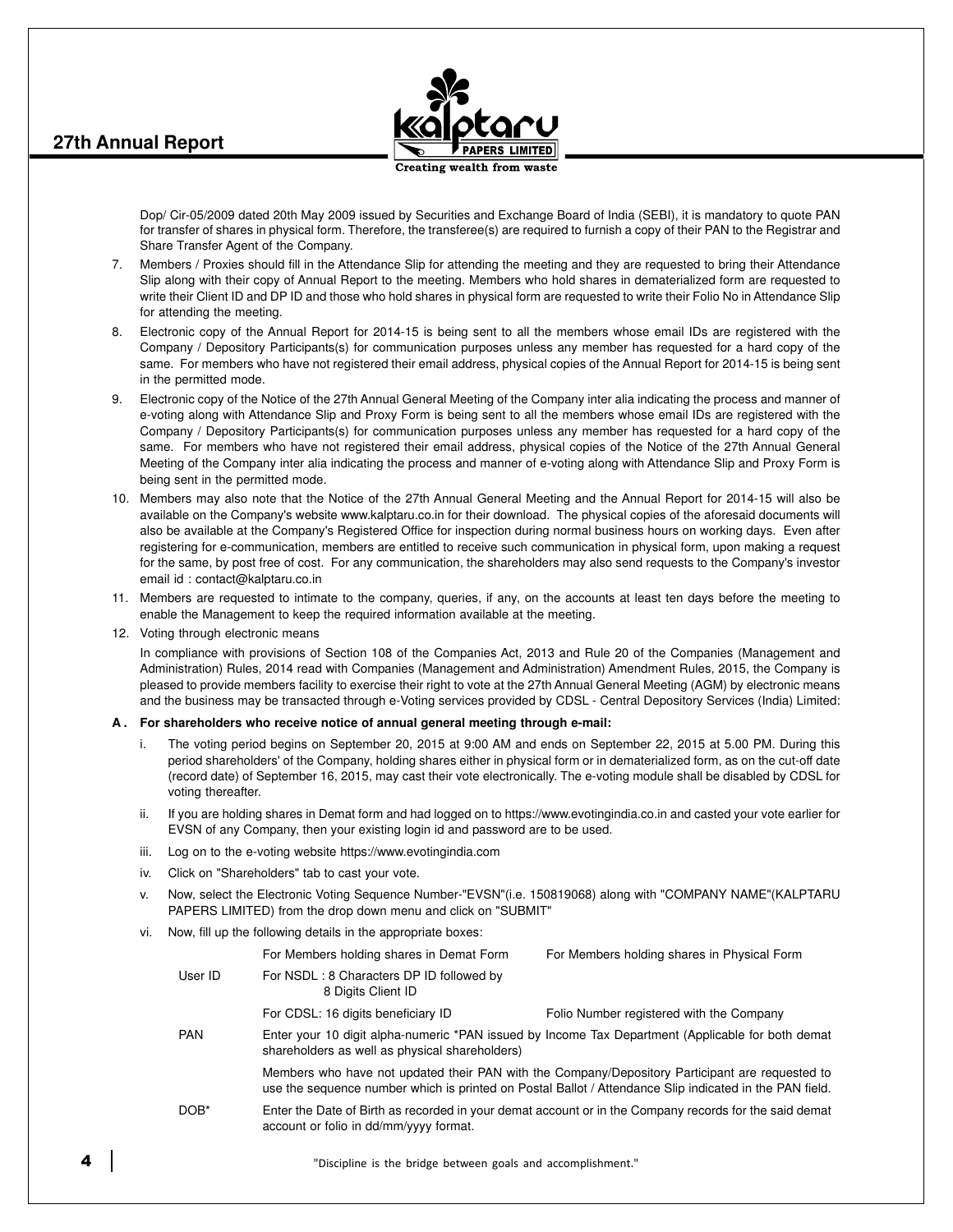Dop/ Cir-05/2009 dated 20th May 2009 issued by Securities and Exchange Board of India (SEBI), it is mandatory to quote PAN for transfer of shares in physical form. Therefore, the transferee(s) are required to furnish a copy of their PAN to the Registrar and Share Transfer Agent of the Company.

7. Members / Proxies should fill in the Attendance Slip for attending the meeting and they are requested to bring their Attendance Slip along with their copy of Annual Report to the meeting. Members who hold shares in dematerialized form are requested to write their Client ID and DP ID and those who hold shares in physical form are requested to write their Folio No in Attendance Slip for attending the meeting.

8. Electronic copy of the Annual Report for 2014-15 is being sent to all the members whose email IDs are registered with the Company / Depository Participants(s) for communication purposes unless any member has requested for a hard copy of the same. For members who have not registered their email address, physical copies of the Annual Report for 2014-15 is being sent in the permitted mode.

9. Electronic copy of the Notice of the 27th Annual General Meeting of the Company inter alia indicating the process and manner of e-voting along with Attendance Slip and Proxy Form is being sent to all the members whose email IDs are registered with the Company / Depository Participants(s) for communication purposes unless any member has requested for a hard copy of the same. For members who have not registered their email address, physical copies of the Notice of the 27th Annual General Meeting of the Company inter alia indicating the process and manner of e-voting along with Attendance Slip and Proxy Form is being sent in the permitted mode.

10. Members may also note that the Notice of the 27th Annual General Meeting and the Annual Report for 2014-15 will also be available on the Company's website www.kalptaru.co.in for their download. The physical copies of the aforesaid documents will also be available at the Company's Registered Office for inspection during normal business hours on working days. Even after registering for e-communication, members are entitled to receive such communication in physical form, upon making a request for the same, by post free of cost. For any communication, the shareholders may also send requests to the Company's investor email id : contact@kalptaru.co.in

11. Members are requested to intimate to the company, queries, if any, on the accounts at least ten days before the meeting to enable the Management to keep the required information available at the meeting.

12. Voting through electronic means

    In compliance with provisions of Section 108 of the Companies Act, 2013 and Rule 20 of the Companies (Management and Administration) Rules, 2014 read with Companies (Management and Administration) Amendment Rules, 2015, the Company is pleased to provide members facility to exercise their right to vote at the 27th Annual General Meeting (AGM) by electronic means and the business may be transacted through e-Voting services provided by CDSL - Central Depository Services (India) Limited:

**A . For shareholders who receive notice of annual general meeting through e-mail:**

i. The voting period begins on September 20, 2015 at 9:00 AM and ends on September 22, 2015 at 5.00 PM. During this period shareholders' of the Company, holding shares either in physical form or in dematerialized form, as on the cut-off date (record date) of September 16, 2015, may cast their vote electronically. The e-voting module shall be disabled by CDSL for voting thereafter.

ii. If you are holding shares in Demat form and had logged on to https://www.evotingindia.co.in and casted your vote earlier for EVSN of any Company, then your existing login id and password are to be used.

iii. Log on to the e-voting website https://www.evotingindia.com

iv. Click on "Shareholders" tab to cast your vote.

v. Now, select the Electronic Voting Sequence Number-"EVSN"(i.e. 150819068) along with "COMPANY NAME"(KALPTARU PAPERS LIMITED) from the drop down menu and click on "SUBMIT"

vi. Now, fill up the following details in the appropriate boxes:

| | For Members holding shares in Demat Form | For Members holding shares in Physical Form |
|---|---|---|
| User ID | For NSDL : 8 Characters DP ID followed by 8 Digits Client ID | |
| | For CDSL: 16 digits beneficiary ID | Folio Number registered with the Company |
| PAN | Enter your 10 digit alpha-numeric *PAN issued by Income Tax Department (Applicable for both demat shareholders as well as physical shareholders) | |
| | Members who have not updated their PAN with the Company/Depository Participant are requested to use the sequence number which is printed on Postal Ballot / Attendance Slip indicated in the PAN field. | |
| DOB* | Enter the Date of Birth as recorded in your demat account or in the Company records for the said demat account or folio in dd/mm/yyyy format. | |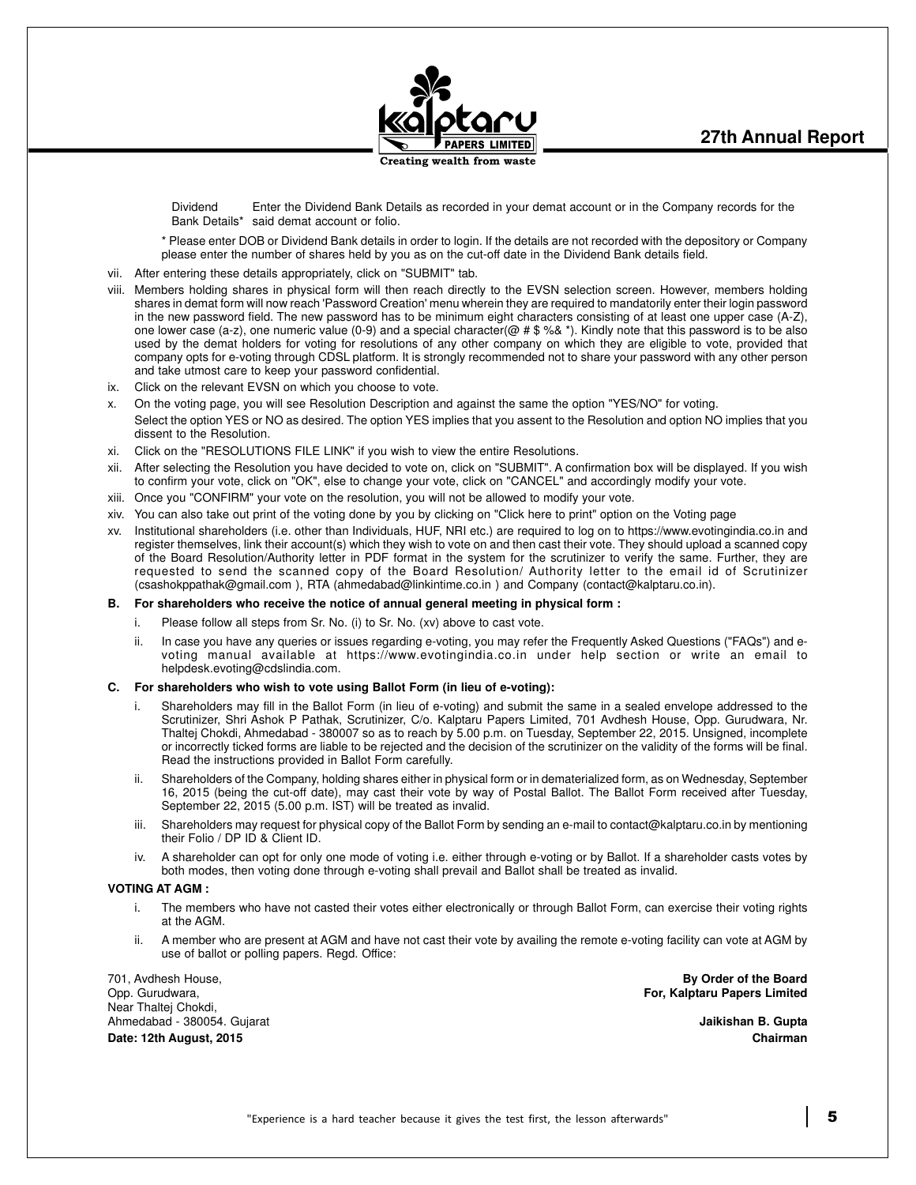| Dividend Bank Details* | Enter the Dividend Bank Details as recorded in your demat account or in the Company records for the said demat account or folio. |
|---|---|

* Please enter DOB or Dividend Bank details in order to login. If the details are not recorded with the depository or Company please enter the number of shares held by you as on the cut-off date in the Dividend Bank details field.

vii. After entering these details appropriately, click on "SUBMIT" tab.

viii. Members holding shares in physical form will then reach directly to the EVSN selection screen. However, members holding shares in demat form will now reach 'Password Creation' menu wherein they are required to mandatorily enter their login password in the new password field. The new password has to be minimum eight characters consisting of at least one upper case (A-Z), one lower case (a-z), one numeric value (0-9) and a special character(@ # $ %& *). Kindly note that this password is to be also used by the demat holders for voting for resolutions of any other company on which they are eligible to vote, provided that company opts for e-voting through CDSL platform. It is strongly recommended not to share your password with any other person and take utmost care to keep your password confidential.

ix. Click on the relevant EVSN on which you choose to vote.

x. On the voting page, you will see Resolution Description and against the same the option "YES/NO" for voting. Select the option YES or NO as desired. The option YES implies that you assent to the Resolution and option NO implies that you dissent to the Resolution.

xi. Click on the "RESOLUTIONS FILE LINK" if you wish to view the entire Resolutions.

xii. After selecting the Resolution you have decided to vote on, click on "SUBMIT". A confirmation box will be displayed. If you wish to confirm your vote, click on "OK", else to change your vote, click on "CANCEL" and accordingly modify your vote.

xiii. Once you "CONFIRM" your vote on the resolution, you will not be allowed to modify your vote.

xiv. You can also take out print of the voting done by you by clicking on "Click here to print" option on the Voting page

xv. Institutional shareholders (i.e. other than Individuals, HUF, NRI etc.) are required to log on to https://www.evotingindia.co.in and register themselves, link their account(s) which they wish to vote on and then cast their vote. They should upload a scanned copy of the Board Resolution/Authority letter in PDF format in the system for the scrutinizer to verify the same. Further, they are requested to send the scanned copy of the Board Resolution/ Authority letter to the email id of Scrutinizer (csashokppathak@gmail.com ), RTA (ahmedabad@linkintime.co.in ) and Company (contact@kalptaru.co.in).

**B. For shareholders who receive the notice of annual general meeting in physical form :**

i. Please follow all steps from Sr. No. (i) to Sr. No. (xv) above to cast vote.

ii. In case you have any queries or issues regarding e-voting, you may refer the Frequently Asked Questions ("FAQs") and e-voting manual available at https://www.evotingindia.co.in under help section or write an email to helpdesk.evoting@cdslindia.com.

**C. For shareholders who wish to vote using Ballot Form (in lieu of e-voting):**

i. Shareholders may fill in the Ballot Form (in lieu of e-voting) and submit the same in a sealed envelope addressed to the Scrutinizer, Shri Ashok P Pathak, Scrutinizer, C/o. Kalptaru Papers Limited, 701 Avdhesh House, Opp. Gurudwara, Nr. Thaltej Chokdi, Ahmedabad - 380007 so as to reach by 5.00 p.m. on Tuesday, September 22, 2015. Unsigned, incomplete or incorrectly ticked forms are liable to be rejected and the decision of the scrutinizer on the validity of the forms will be final. Read the instructions provided in Ballot Form carefully.

ii. Shareholders of the Company, holding shares either in physical form or in dematerialized form, as on Wednesday, September 16, 2015 (being the cut-off date), may cast their vote by way of Postal Ballot. The Ballot Form received after Tuesday, September 22, 2015 (5.00 p.m. IST) will be treated as invalid.

iii. Shareholders may request for physical copy of the Ballot Form by sending an e-mail to contact@kalptaru.co.in by mentioning their Folio / DP ID & Client ID.

iv. A shareholder can opt for only one mode of voting i.e. either through e-voting or by Ballot. If a shareholder casts votes by both modes, then voting done through e-voting shall prevail and Ballot shall be treated as invalid.

**VOTING AT AGM :**

i. The members who have not casted their votes either electronically or through Ballot Form, can exercise their voting rights at the AGM.

ii. A member who are present at AGM and have not cast their vote by availing the remote e-voting facility can vote at AGM by use of ballot or polling papers. Regd. Office:

701, Avdhesh House,
Opp. Gurudwara,
Near Thaltej Chokdi,
Ahmedabad - 380054. Gujarat
**Date: 12th August, 2015**

**By Order of the Board**
**For, Kalptaru Papers Limited**

**Jaikishan B. Gupta**
**Chairman**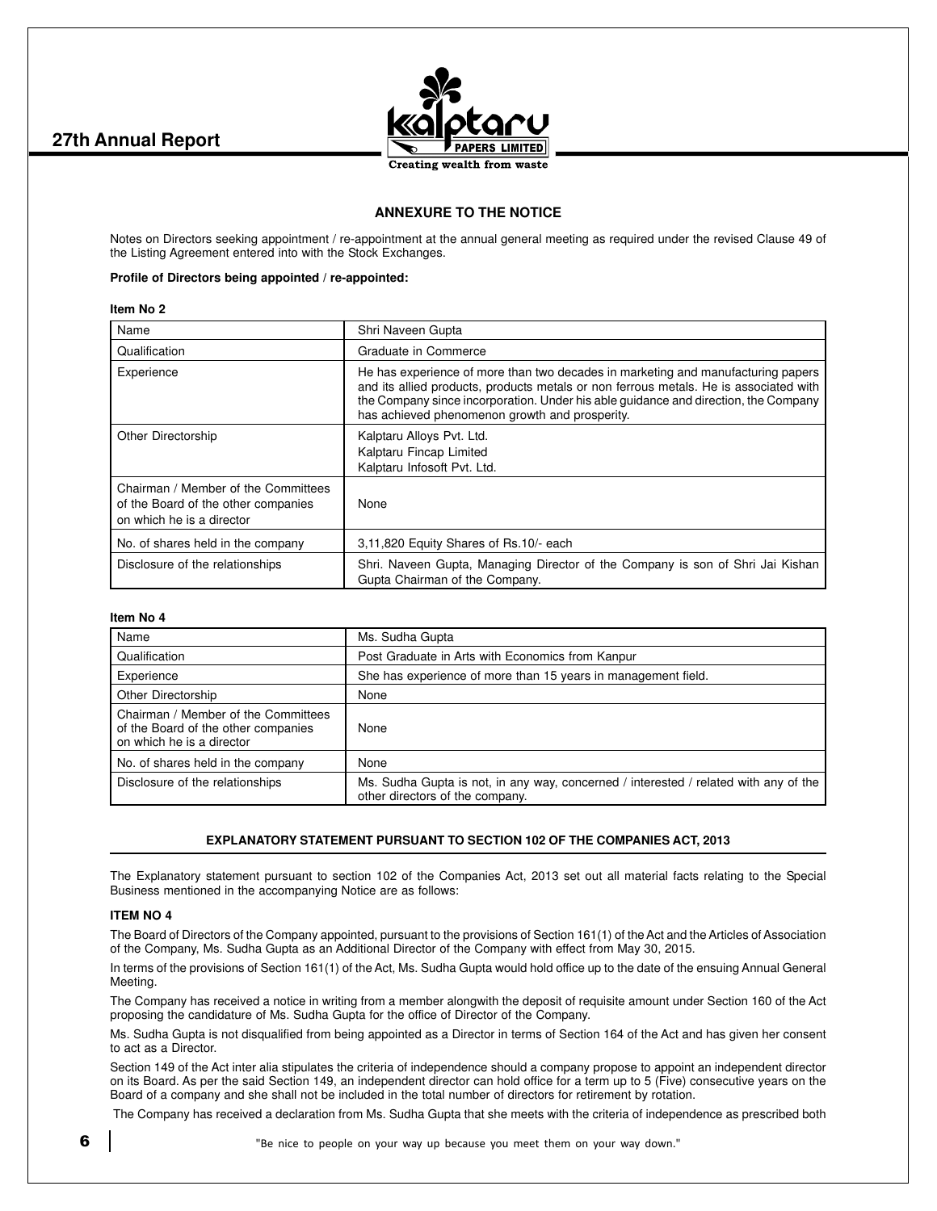## ANNEXURE TO THE NOTICE

Notes on Directors seeking appointment / re-appointment at the annual general meeting as required under the revised Clause 49 of the Listing Agreement entered into with the Stock Exchanges.

**Profile of Directors being appointed / re-appointed:**

**Item No 2**

| Name | Shri Naveen Gupta |
|---|---|
| Qualification | Graduate in Commerce |
| Experience | He has experience of more than two decades in marketing and manufacturing papers and its allied products, products metals or non ferrous metals. He is associated with the Company since incorporation. Under his able guidance and direction, the Company has achieved phenomenon growth and prosperity. |
| Other Directorship | Kalptaru Alloys Pvt. Ltd.<br>Kalptaru Fincap Limited<br>Kalptaru Infosoft Pvt. Ltd. |
| Chairman / Member of the Committees of the Board of the other companies on which he is a director | None |
| No. of shares held in the company | 3,11,820 Equity Shares of Rs.10/- each |
| Disclosure of the relationships | Shri. Naveen Gupta, Managing Director of the Company is son of Shri Jai Kishan Gupta Chairman of the Company. |

**Item No 4**

| Name | Ms. Sudha Gupta |
|---|---|
| Qualification | Post Graduate in Arts with Economics from Kanpur |
| Experience | She has experience of more than 15 years in management field. |
| Other Directorship | None |
| Chairman / Member of the Committees of the Board of the other companies on which he is a director | None |
| No. of shares held in the company | None |
| Disclosure of the relationships | Ms. Sudha Gupta is not, in any way, concerned / interested / related with any of the other directors of the company. |

## EXPLANATORY STATEMENT PURSUANT TO SECTION 102 OF THE COMPANIES ACT, 2013

The Explanatory statement pursuant to section 102 of the Companies Act, 2013 set out all material facts relating to the Special Business mentioned in the accompanying Notice are as follows:

**ITEM NO 4**

The Board of Directors of the Company appointed, pursuant to the provisions of Section 161(1) of the Act and the Articles of Association of the Company, Ms. Sudha Gupta as an Additional Director of the Company with effect from May 30, 2015.

In terms of the provisions of Section 161(1) of the Act, Ms. Sudha Gupta would hold office up to the date of the ensuing Annual General Meeting.

The Company has received a notice in writing from a member alongwith the deposit of requisite amount under Section 160 of the Act proposing the candidature of Ms. Sudha Gupta for the office of Director of the Company.

Ms. Sudha Gupta is not disqualified from being appointed as a Director in terms of Section 164 of the Act and has given her consent to act as a Director.

Section 149 of the Act inter alia stipulates the criteria of independence should a company propose to appoint an independent director on its Board. As per the said Section 149, an independent director can hold office for a term up to 5 (Five) consecutive years on the Board of a company and she shall not be included in the total number of directors for retirement by rotation.

The Company has received a declaration from Ms. Sudha Gupta that she meets with the criteria of independence as prescribed both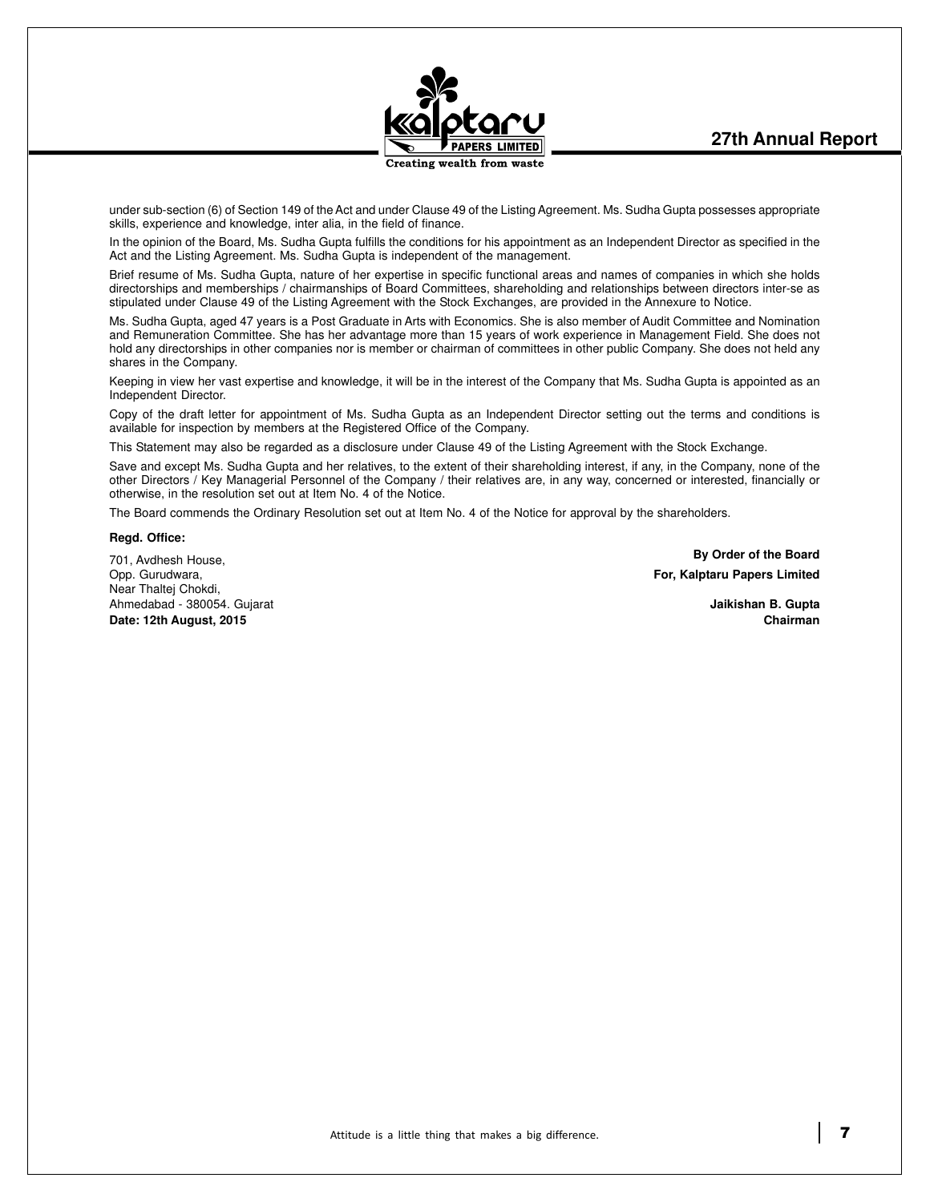under sub-section (6) of Section 149 of the Act and under Clause 49 of the Listing Agreement. Ms. Sudha Gupta possesses appropriate skills, experience and knowledge, inter alia, in the field of finance.

In the opinion of the Board, Ms. Sudha Gupta fulfills the conditions for his appointment as an Independent Director as specified in the Act and the Listing Agreement. Ms. Sudha Gupta is independent of the management.

Brief resume of Ms. Sudha Gupta, nature of her expertise in specific functional areas and names of companies in which she holds directorships and memberships / chairmanships of Board Committees, shareholding and relationships between directors inter-se as stipulated under Clause 49 of the Listing Agreement with the Stock Exchanges, are provided in the Annexure to Notice.

Ms. Sudha Gupta, aged 47 years is a Post Graduate in Arts with Economics. She is also member of Audit Committee and Nomination and Remuneration Committee. She has her advantage more than 15 years of work experience in Management Field. She does not hold any directorships in other companies nor is member or chairman of committees in other public Company. She does not held any shares in the Company.

Keeping in view her vast expertise and knowledge, it will be in the interest of the Company that Ms. Sudha Gupta is appointed as an Independent Director.

Copy of the draft letter for appointment of Ms. Sudha Gupta as an Independent Director setting out the terms and conditions is available for inspection by members at the Registered Office of the Company.

This Statement may also be regarded as a disclosure under Clause 49 of the Listing Agreement with the Stock Exchange.

Save and except Ms. Sudha Gupta and her relatives, to the extent of their shareholding interest, if any, in the Company, none of the other Directors / Key Managerial Personnel of the Company / their relatives are, in any way, concerned or interested, financially or otherwise, in the resolution set out at Item No. 4 of the Notice.

The Board commends the Ordinary Resolution set out at Item No. 4 of the Notice for approval by the shareholders.

**Regd. Office:**

701, Avdhesh House,
Opp. Gurudwara,
Near Thaltej Chokdi,
Ahmedabad - 380054. Gujarat
**Date: 12th August, 2015**

**By Order of the Board**
**For, Kalptaru Papers Limited**

**Jaikishan B. Gupta**
**Chairman**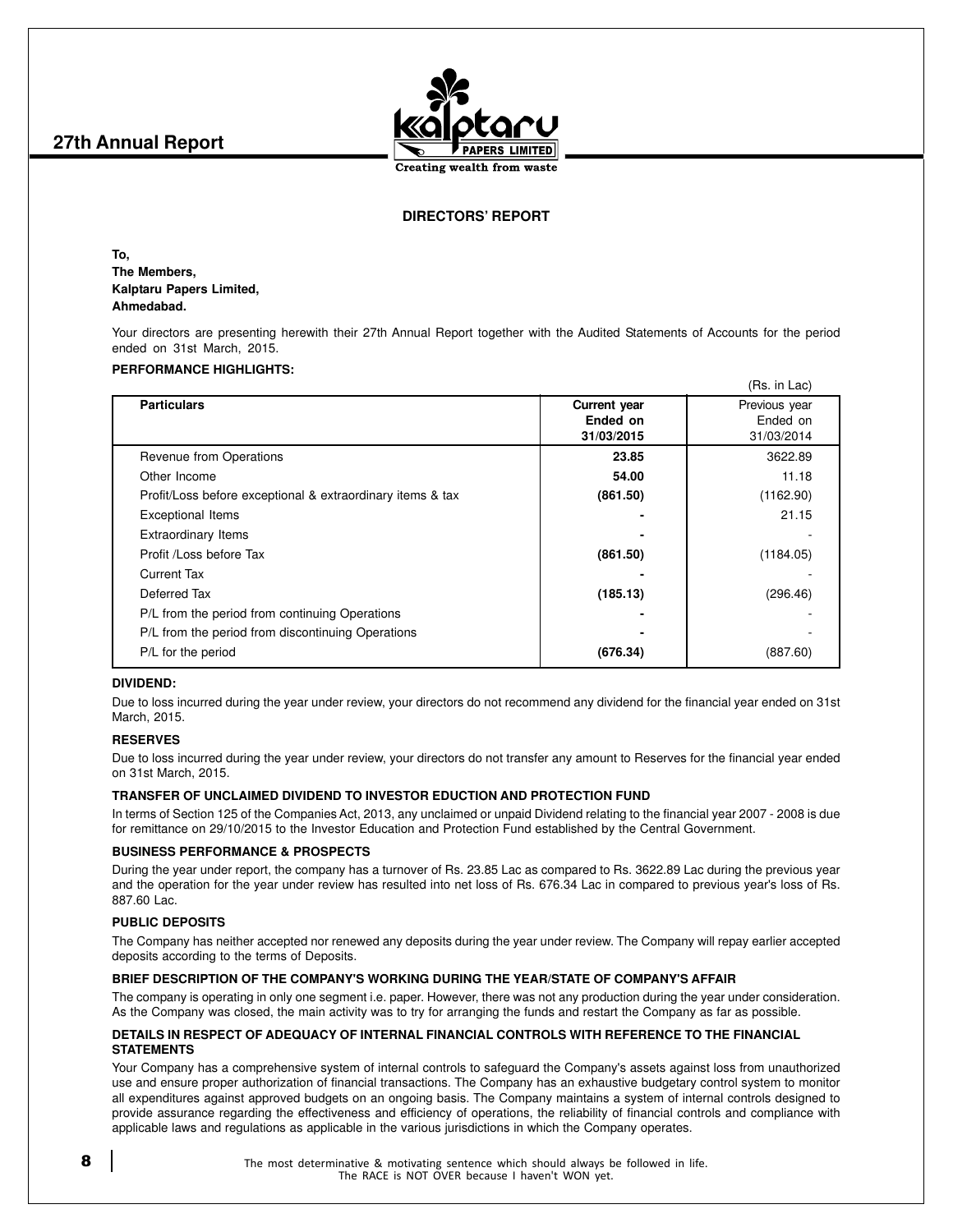## DIRECTORS' REPORT

**To,**
**The Members,**
**Kalptaru Papers Limited,**
**Ahmedabad.**

Your directors are presenting herewith their 27th Annual Report together with the Audited Statements of Accounts for the period ended on 31st March, 2015.

**PERFORMANCE HIGHLIGHTS:**

(Rs. in Lac)

| Particulars | Current year Ended on 31/03/2015 | Previous year Ended on 31/03/2014 |
|---|---|---|
| Revenue from Operations | **23.85** | 3622.89 |
| Other Income | **54.00** | 11.18 |
| Profit/Loss before exceptional & extraordinary items & tax | **(861.50)** | (1162.90) |
| Exceptional Items | **-** | 21.15 |
| Extraordinary Items | **-** | - |
| Profit /Loss before Tax | **(861.50)** | (1184.05) |
| Current Tax | **-** | - |
| Deferred Tax | **(185.13)** | (296.46) |
| P/L from the period from continuing Operations | **-** | - |
| P/L from the period from discontinuing Operations | **-** | - |
| P/L for the period | **(676.34)** | (887.60) |

**DIVIDEND:**

Due to loss incurred during the year under review, your directors do not recommend any dividend for the financial year ended on 31st March, 2015.

**RESERVES**

Due to loss incurred during the year under review, your directors do not transfer any amount to Reserves for the financial year ended on 31st March, 2015.

**TRANSFER OF UNCLAIMED DIVIDEND TO INVESTOR EDUCTION AND PROTECTION FUND**

In terms of Section 125 of the Companies Act, 2013, any unclaimed or unpaid Dividend relating to the financial year 2007 - 2008 is due for remittance on 29/10/2015 to the Investor Education and Protection Fund established by the Central Government.

**BUSINESS PERFORMANCE & PROSPECTS**

During the year under report, the company has a turnover of Rs. 23.85 Lac as compared to Rs. 3622.89 Lac during the previous year and the operation for the year under review has resulted into net loss of Rs. 676.34 Lac in compared to previous year's loss of Rs. 887.60 Lac.

**PUBLIC DEPOSITS**

The Company has neither accepted nor renewed any deposits during the year under review. The Company will repay earlier accepted deposits according to the terms of Deposits.

**BRIEF DESCRIPTION OF THE COMPANY'S WORKING DURING THE YEAR/STATE OF COMPANY'S AFFAIR**

The company is operating in only one segment i.e. paper. However, there was not any production during the year under consideration. As the Company was closed, the main activity was to try for arranging the funds and restart the Company as far as possible.

**DETAILS IN RESPECT OF ADEQUACY OF INTERNAL FINANCIAL CONTROLS WITH REFERENCE TO THE FINANCIAL STATEMENTS**

Your Company has a comprehensive system of internal controls to safeguard the Company's assets against loss from unauthorized use and ensure proper authorization of financial transactions. The Company has an exhaustive budgetary control system to monitor all expenditures against approved budgets on an ongoing basis. The Company maintains a system of internal controls designed to provide assurance regarding the effectiveness and efficiency of operations, the reliability of financial controls and compliance with applicable laws and regulations as applicable in the various jurisdictions in which the Company operates.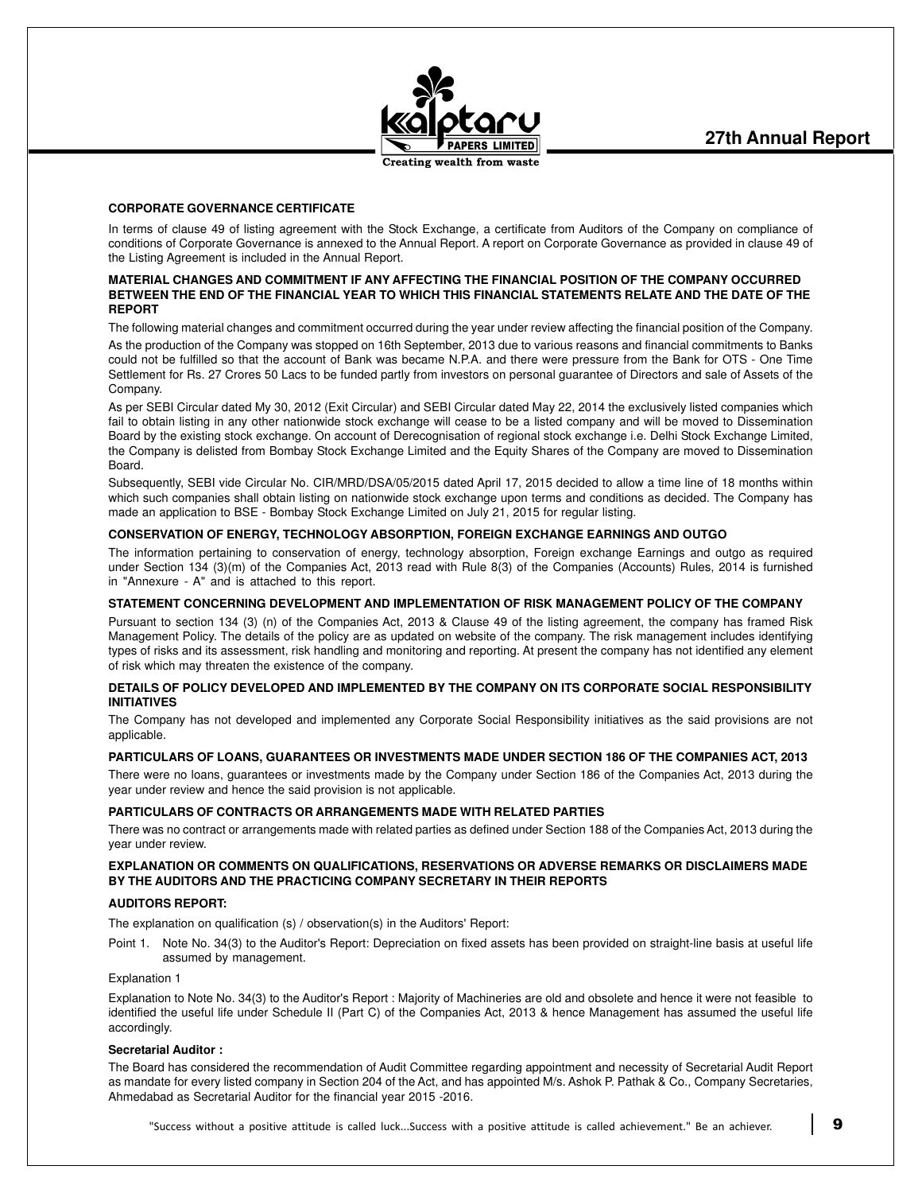**CORPORATE GOVERNANCE CERTIFICATE**

In terms of clause 49 of listing agreement with the Stock Exchange, a certificate from Auditors of the Company on compliance of conditions of Corporate Governance is annexed to the Annual Report. A report on Corporate Governance as provided in clause 49 of the Listing Agreement is included in the Annual Report.

**MATERIAL CHANGES AND COMMITMENT IF ANY AFFECTING THE FINANCIAL POSITION OF THE COMPANY OCCURRED BETWEEN THE END OF THE FINANCIAL YEAR TO WHICH THIS FINANCIAL STATEMENTS RELATE AND THE DATE OF THE REPORT**

The following material changes and commitment occurred during the year under review affecting the financial position of the Company.

As the production of the Company was stopped on 16th September, 2013 due to various reasons and financial commitments to Banks could not be fulfilled so that the account of Bank was became N.P.A. and there were pressure from the Bank for OTS - One Time Settlement for Rs. 27 Crores 50 Lacs to be funded partly from investors on personal guarantee of Directors and sale of Assets of the Company.

As per SEBI Circular dated My 30, 2012 (Exit Circular) and SEBI Circular dated May 22, 2014 the exclusively listed companies which fail to obtain listing in any other nationwide stock exchange will cease to be a listed company and will be moved to Dissemination Board by the existing stock exchange. On account of Derecognisation of regional stock exchange i.e. Delhi Stock Exchange Limited, the Company is delisted from Bombay Stock Exchange Limited and the Equity Shares of the Company are moved to Dissemination Board.

Subsequently, SEBI vide Circular No. CIR/MRD/DSA/05/2015 dated April 17, 2015 decided to allow a time line of 18 months within which such companies shall obtain listing on nationwide stock exchange upon terms and conditions as decided. The Company has made an application to BSE - Bombay Stock Exchange Limited on July 21, 2015 for regular listing.

**CONSERVATION OF ENERGY, TECHNOLOGY ABSORPTION, FOREIGN EXCHANGE EARNINGS AND OUTGO**

The information pertaining to conservation of energy, technology absorption, Foreign exchange Earnings and outgo as required under Section 134 (3)(m) of the Companies Act, 2013 read with Rule 8(3) of the Companies (Accounts) Rules, 2014 is furnished in "Annexure - A" and is attached to this report.

**STATEMENT CONCERNING DEVELOPMENT AND IMPLEMENTATION OF RISK MANAGEMENT POLICY OF THE COMPANY**

Pursuant to section 134 (3) (n) of the Companies Act, 2013 & Clause 49 of the listing agreement, the company has framed Risk Management Policy. The details of the policy are as updated on website of the company. The risk management includes identifying types of risks and its assessment, risk handling and monitoring and reporting. At present the company has not identified any element of risk which may threaten the existence of the company.

**DETAILS OF POLICY DEVELOPED AND IMPLEMENTED BY THE COMPANY ON ITS CORPORATE SOCIAL RESPONSIBILITY INITIATIVES**

The Company has not developed and implemented any Corporate Social Responsibility initiatives as the said provisions are not applicable.

**PARTICULARS OF LOANS, GUARANTEES OR INVESTMENTS MADE UNDER SECTION 186 OF THE COMPANIES ACT, 2013**

There were no loans, guarantees or investments made by the Company under Section 186 of the Companies Act, 2013 during the year under review and hence the said provision is not applicable.

**PARTICULARS OF CONTRACTS OR ARRANGEMENTS MADE WITH RELATED PARTIES**

There was no contract or arrangements made with related parties as defined under Section 188 of the Companies Act, 2013 during the year under review.

**EXPLANATION OR COMMENTS ON QUALIFICATIONS, RESERVATIONS OR ADVERSE REMARKS OR DISCLAIMERS MADE BY THE AUDITORS AND THE PRACTICING COMPANY SECRETARY IN THEIR REPORTS**

**AUDITORS REPORT:**

The explanation on qualification (s) / observation(s) in the Auditors' Report:

Point 1. Note No. 34(3) to the Auditor's Report: Depreciation on fixed assets has been provided on straight-line basis at useful life assumed by management.

Explanation 1

Explanation to Note No. 34(3) to the Auditor's Report : Majority of Machineries are old and obsolete and hence it were not feasible to identified the useful life under Schedule II (Part C) of the Companies Act, 2013 & hence Management has assumed the useful life accordingly.

**Secretarial Auditor :**

The Board has considered the recommendation of Audit Committee regarding appointment and necessity of Secretarial Audit Report as mandate for every listed company in Section 204 of the Act, and has appointed M/s. Ashok P. Pathak & Co., Company Secretaries, Ahmedabad as Secretarial Auditor for the financial year 2015 -2016.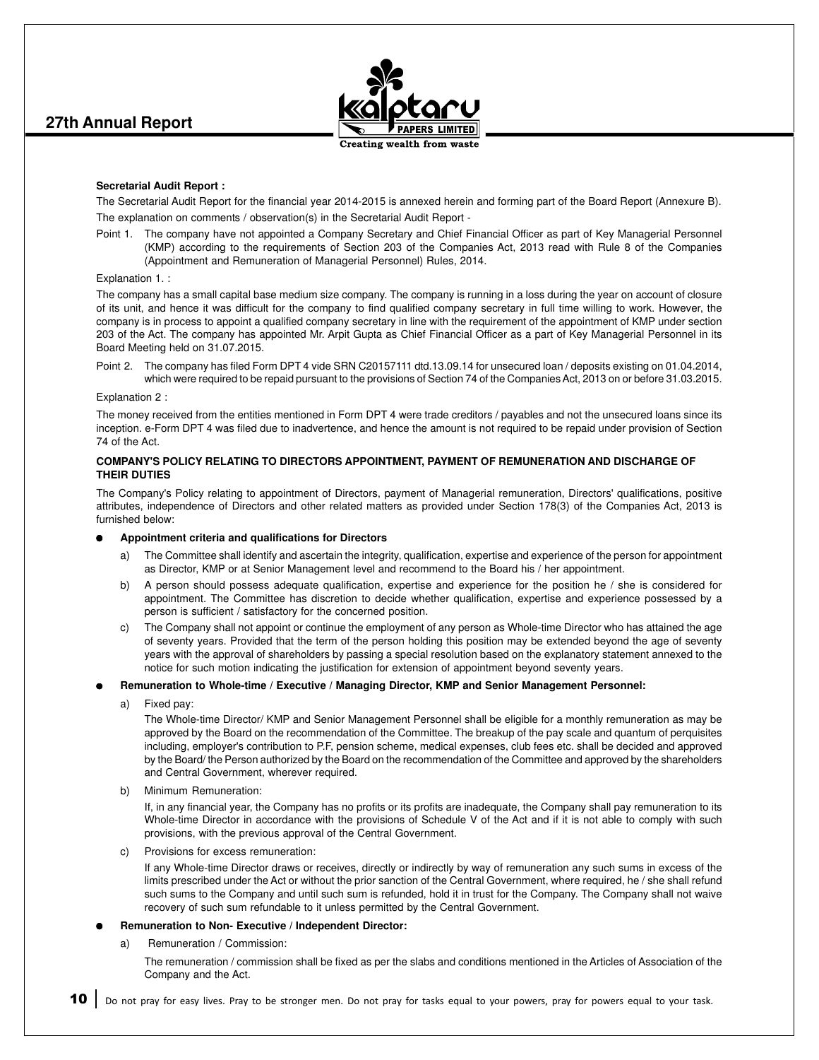**Secretarial Audit Report :**

The Secretarial Audit Report for the financial year 2014-2015 is annexed herein and forming part of the Board Report (Annexure B).

The explanation on comments / observation(s) in the Secretarial Audit Report -

Point 1. The company have not appointed a Company Secretary and Chief Financial Officer as part of Key Managerial Personnel (KMP) according to the requirements of Section 203 of the Companies Act, 2013 read with Rule 8 of the Companies (Appointment and Remuneration of Managerial Personnel) Rules, 2014.

Explanation 1. :

The company has a small capital base medium size company. The company is running in a loss during the year on account of closure of its unit, and hence it was difficult for the company to find qualified company secretary in full time willing to work. However, the company is in process to appoint a qualified company secretary in line with the requirement of the appointment of KMP under section 203 of the Act. The company has appointed Mr. Arpit Gupta as Chief Financial Officer as a part of Key Managerial Personnel in its Board Meeting held on 31.07.2015.

Point 2. The company has filed Form DPT 4 vide SRN C20157111 dtd.13.09.14 for unsecured loan / deposits existing on 01.04.2014, which were required to be repaid pursuant to the provisions of Section 74 of the Companies Act, 2013 on or before 31.03.2015.

Explanation 2 :

The money received from the entities mentioned in Form DPT 4 were trade creditors / payables and not the unsecured loans since its inception. e-Form DPT 4 was filed due to inadvertence, and hence the amount is not required to be repaid under provision of Section 74 of the Act.

**COMPANY'S POLICY RELATING TO DIRECTORS APPOINTMENT, PAYMENT OF REMUNERATION AND DISCHARGE OF THEIR DUTIES**

The Company's Policy relating to appointment of Directors, payment of Managerial remuneration, Directors' qualifications, positive attributes, independence of Directors and other related matters as provided under Section 178(3) of the Companies Act, 2013 is furnished below:

- **Appointment criteria and qualifications for Directors**
  a) The Committee shall identify and ascertain the integrity, qualification, expertise and experience of the person for appointment as Director, KMP or at Senior Management level and recommend to the Board his / her appointment.
  b) A person should possess adequate qualification, expertise and experience for the position he / she is considered for appointment. The Committee has discretion to decide whether qualification, expertise and experience possessed by a person is sufficient / satisfactory for the concerned position.
  c) The Company shall not appoint or continue the employment of any person as Whole-time Director who has attained the age of seventy years. Provided that the term of the person holding this position may be extended beyond the age of seventy years with the approval of shareholders by passing a special resolution based on the explanatory statement annexed to the notice for such motion indicating the justification for extension of appointment beyond seventy years.

- **Remuneration to Whole-time / Executive / Managing Director, KMP and Senior Management Personnel:**
  a) Fixed pay:

     The Whole-time Director/ KMP and Senior Management Personnel shall be eligible for a monthly remuneration as may be approved by the Board on the recommendation of the Committee. The breakup of the pay scale and quantum of perquisites including, employer's contribution to P.F, pension scheme, medical expenses, club fees etc. shall be decided and approved by the Board/ the Person authorized by the Board on the recommendation of the Committee and approved by the shareholders and Central Government, wherever required.
  b) Minimum Remuneration:

     If, in any financial year, the Company has no profits or its profits are inadequate, the Company shall pay remuneration to its Whole-time Director in accordance with the provisions of Schedule V of the Act and if it is not able to comply with such provisions, with the previous approval of the Central Government.
  c) Provisions for excess remuneration:

     If any Whole-time Director draws or receives, directly or indirectly by way of remuneration any such sums in excess of the limits prescribed under the Act or without the prior sanction of the Central Government, where required, he / she shall refund such sums to the Company and until such sum is refunded, hold it in trust for the Company. The Company shall not waive recovery of such sum refundable to it unless permitted by the Central Government.

- **Remuneration to Non- Executive / Independent Director:**
  a) Remuneration / Commission:

     The remuneration / commission shall be fixed as per the slabs and conditions mentioned in the Articles of Association of the Company and the Act.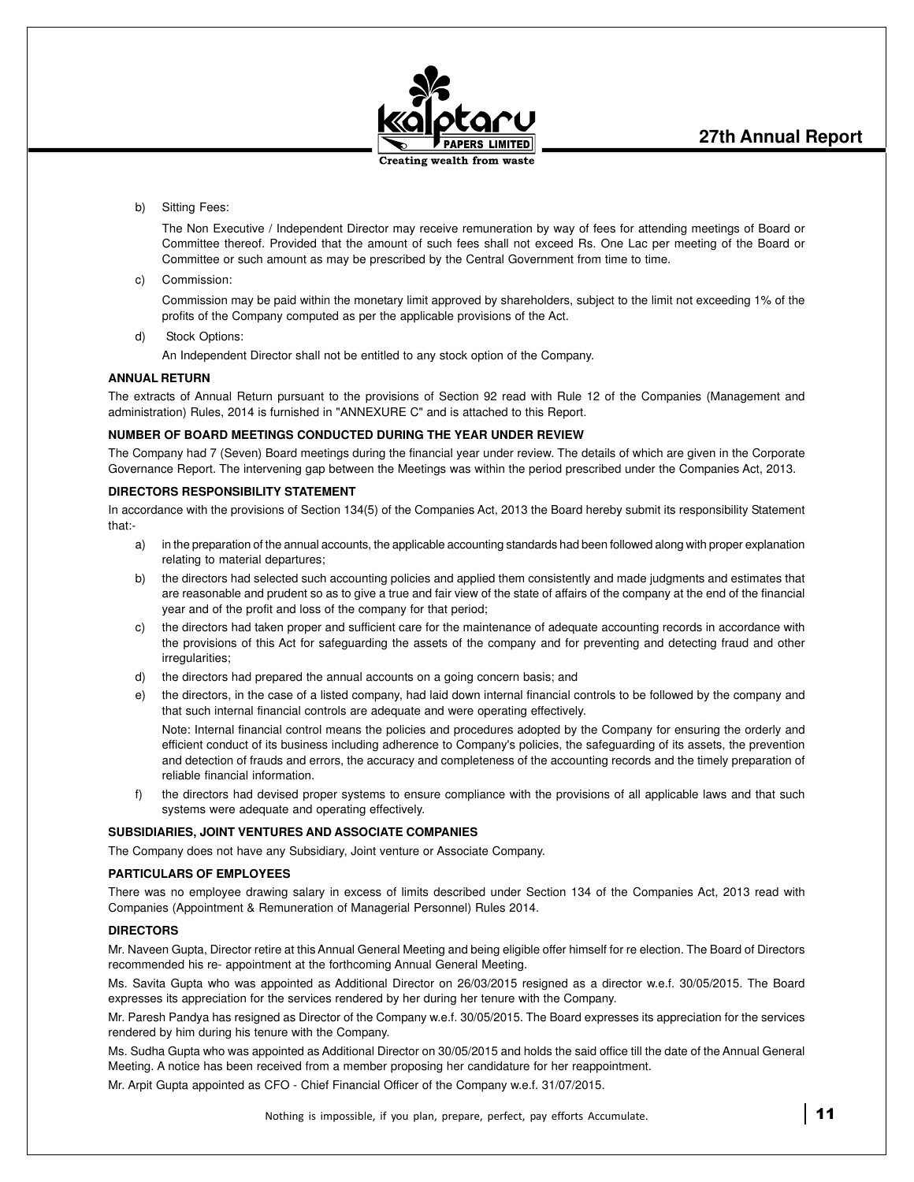b) Sitting Fees:

The Non Executive / Independent Director may receive remuneration by way of fees for attending meetings of Board or Committee thereof. Provided that the amount of such fees shall not exceed Rs. One Lac per meeting of the Board or Committee or such amount as may be prescribed by the Central Government from time to time.

c) Commission:

Commission may be paid within the monetary limit approved by shareholders, subject to the limit not exceeding 1% of the profits of the Company computed as per the applicable provisions of the Act.

d) Stock Options:

An Independent Director shall not be entitled to any stock option of the Company.

**ANNUAL RETURN**

The extracts of Annual Return pursuant to the provisions of Section 92 read with Rule 12 of the Companies (Management and administration) Rules, 2014 is furnished in "ANNEXURE C" and is attached to this Report.

**NUMBER OF BOARD MEETINGS CONDUCTED DURING THE YEAR UNDER REVIEW**

The Company had 7 (Seven) Board meetings during the financial year under review. The details of which are given in the Corporate Governance Report. The intervening gap between the Meetings was within the period prescribed under the Companies Act, 2013.

**DIRECTORS RESPONSIBILITY STATEMENT**

In accordance with the provisions of Section 134(5) of the Companies Act, 2013 the Board hereby submit its responsibility Statement that:-

a) in the preparation of the annual accounts, the applicable accounting standards had been followed along with proper explanation relating to material departures;

b) the directors had selected such accounting policies and applied them consistently and made judgments and estimates that are reasonable and prudent so as to give a true and fair view of the state of affairs of the company at the end of the financial year and of the profit and loss of the company for that period;

c) the directors had taken proper and sufficient care for the maintenance of adequate accounting records in accordance with the provisions of this Act for safeguarding the assets of the company and for preventing and detecting fraud and other irregularities;

d) the directors had prepared the annual accounts on a going concern basis; and

e) the directors, in the case of a listed company, had laid down internal financial controls to be followed by the company and that such internal financial controls are adequate and were operating effectively.

Note: Internal financial control means the policies and procedures adopted by the Company for ensuring the orderly and efficient conduct of its business including adherence to Company's policies, the safeguarding of its assets, the prevention and detection of frauds and errors, the accuracy and completeness of the accounting records and the timely preparation of reliable financial information.

f) the directors had devised proper systems to ensure compliance with the provisions of all applicable laws and that such systems were adequate and operating effectively.

**SUBSIDIARIES, JOINT VENTURES AND ASSOCIATE COMPANIES**

The Company does not have any Subsidiary, Joint venture or Associate Company.

**PARTICULARS OF EMPLOYEES**

There was no employee drawing salary in excess of limits described under Section 134 of the Companies Act, 2013 read with Companies (Appointment & Remuneration of Managerial Personnel) Rules 2014.

**DIRECTORS**

Mr. Naveen Gupta, Director retire at this Annual General Meeting and being eligible offer himself for re election. The Board of Directors recommended his re- appointment at the forthcoming Annual General Meeting.

Ms. Savita Gupta who was appointed as Additional Director on 26/03/2015 resigned as a director w.e.f. 30/05/2015. The Board expresses its appreciation for the services rendered by her during her tenure with the Company.

Mr. Paresh Pandya has resigned as Director of the Company w.e.f. 30/05/2015. The Board expresses its appreciation for the services rendered by him during his tenure with the Company.

Ms. Sudha Gupta who was appointed as Additional Director on 30/05/2015 and holds the said office till the date of the Annual General Meeting. A notice has been received from a member proposing her candidature for her reappointment.

Mr. Arpit Gupta appointed as CFO - Chief Financial Officer of the Company w.e.f. 31/07/2015.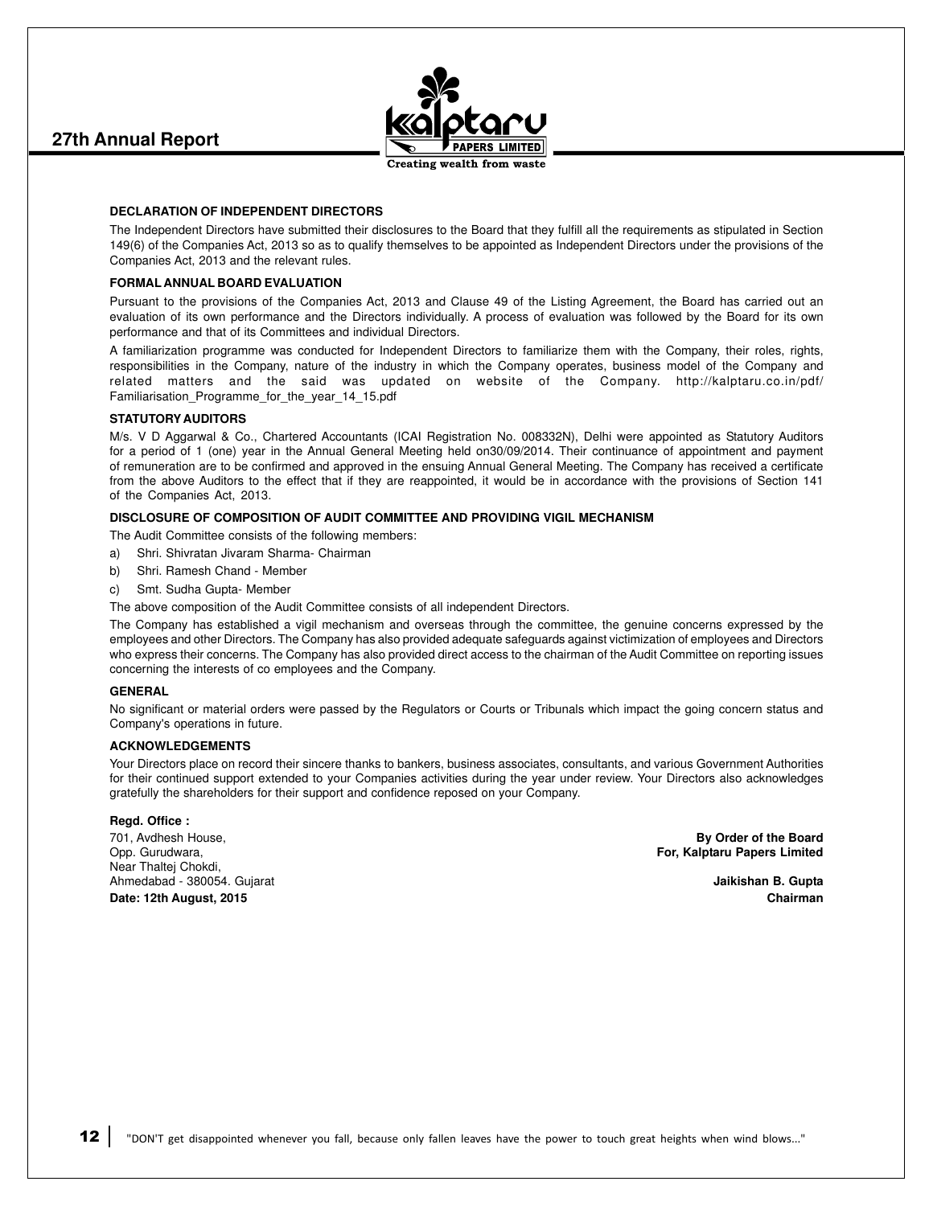### DECLARATION OF INDEPENDENT DIRECTORS

The Independent Directors have submitted their disclosures to the Board that they fulfill all the requirements as stipulated in Section 149(6) of the Companies Act, 2013 so as to qualify themselves to be appointed as Independent Directors under the provisions of the Companies Act, 2013 and the relevant rules.

### FORMAL ANNUAL BOARD EVALUATION

Pursuant to the provisions of the Companies Act, 2013 and Clause 49 of the Listing Agreement, the Board has carried out an evaluation of its own performance and the Directors individually. A process of evaluation was followed by the Board for its own performance and that of its Committees and individual Directors.

A familiarization programme was conducted for Independent Directors to familiarize them with the Company, their roles, rights, responsibilities in the Company, nature of the industry in which the Company operates, business model of the Company and related matters and the said was updated on website of the Company. http://kalptaru.co.in/pdf/Familiarisation_Programme_for_the_year_14_15.pdf

### STATUTORY AUDITORS

M/s. V D Aggarwal & Co., Chartered Accountants (ICAI Registration No. 008332N), Delhi were appointed as Statutory Auditors for a period of 1 (one) year in the Annual General Meeting held on30/09/2014. Their continuance of appointment and payment of remuneration are to be confirmed and approved in the ensuing Annual General Meeting. The Company has received a certificate from the above Auditors to the effect that if they are reappointed, it would be in accordance with the provisions of Section 141 of the Companies Act, 2013.

### DISCLOSURE OF COMPOSITION OF AUDIT COMMITTEE AND PROVIDING VIGIL MECHANISM

The Audit Committee consists of the following members:

a) Shri. Shivratan Jivaram Sharma- Chairman
b) Shri. Ramesh Chand - Member
c) Smt. Sudha Gupta- Member

The above composition of the Audit Committee consists of all independent Directors.

The Company has established a vigil mechanism and overseas through the committee, the genuine concerns expressed by the employees and other Directors. The Company has also provided adequate safeguards against victimization of employees and Directors who express their concerns. The Company has also provided direct access to the chairman of the Audit Committee on reporting issues concerning the interests of co employees and the Company.

### GENERAL

No significant or material orders were passed by the Regulators or Courts or Tribunals which impact the going concern status and Company's operations in future.

### ACKNOWLEDGEMENTS

Your Directors place on record their sincere thanks to bankers, business associates, consultants, and various Government Authorities for their continued support extended to your Companies activities during the year under review. Your Directors also acknowledges gratefully the shareholders for their support and confidence reposed on your Company.

**Regd. Office :**
701, Avdhesh House,
Opp. Gurudwara,
Near Thaltej Chokdi,
Ahmedabad - 380054. Gujarat
**Date: 12th August, 2015**

**By Order of the Board**
**For, Kalptaru Papers Limited**

**Jaikishan B. Gupta**
**Chairman**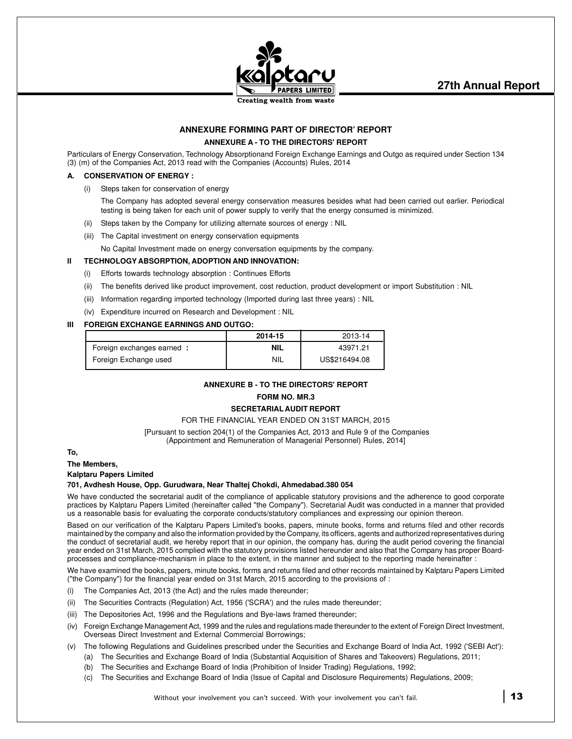## ANNEXURE FORMING PART OF DIRECTOR' REPORT

### ANNEXURE A - TO THE DIRECTORS' REPORT

Particulars of Energy Conservation, Technology Absorptionand Foreign Exchange Earnings and Outgo as required under Section 134 (3) (m) of the Companies Act, 2013 read with the Companies (Accounts) Rules, 2014

**A. CONSERVATION OF ENERGY :**

(i) Steps taken for conservation of energy

The Company has adopted several energy conservation measures besides what had been carried out earlier. Periodical testing is being taken for each unit of power supply to verify that the energy consumed is minimized.

(ii) Steps taken by the Company for utilizing alternate sources of energy : NIL

(iii) The Capital investment on energy conservation equipments

No Capital Investment made on energy conversation equipments by the company.

**II TECHNOLOGY ABSORPTION, ADOPTION AND INNOVATION:**

(i) Efforts towards technology absorption : Continues Efforts

(ii) The benefits derived like product improvement, cost reduction, product development or import Substitution : NIL

(iii) Information regarding imported technology (Imported during last three years) : NIL

(iv) Expenditure incurred on Research and Development : NIL

**III FOREIGN EXCHANGE EARNINGS AND OUTGO:**

| | 2014-15 | 2013-14 |
|---|---|---|
| Foreign exchanges earned : | NIL | 43971.21 |
| Foreign Exchange used | NIL | US$216494.08 |

### ANNEXURE B - TO THE DIRECTORS' REPORT

### FORM NO. MR.3

### SECRETARIAL AUDIT REPORT

FOR THE FINANCIAL YEAR ENDED ON 31ST MARCH, 2015

[Pursuant to section 204(1) of the Companies Act, 2013 and Rule 9 of the Companies (Appointment and Remuneration of Managerial Personnel) Rules, 2014]

**To,**

**The Members,**

**Kalptaru Papers Limited**

**701, Avdhesh House, Opp. Gurudwara, Near Thaltej Chokdi, Ahmedabad.380 054**

We have conducted the secretarial audit of the compliance of applicable statutory provisions and the adherence to good corporate practices by Kalptaru Papers Limited (hereinafter called "the Company"). Secretarial Audit was conducted in a manner that provided us a reasonable basis for evaluating the corporate conducts/statutory compliances and expressing our opinion thereon.

Based on our verification of the Kalptaru Papers Limited's books, papers, minute books, forms and returns filed and other records maintained by the company and also the information provided by the Company, its officers, agents and authorized representatives during the conduct of secretarial audit, we hereby report that in our opinion, the company has, during the audit period covering the financial year ended on 31st March, 2015 complied with the statutory provisions listed hereunder and also that the Company has proper Board-processes and compliance-mechanism in place to the extent, in the manner and subject to the reporting made hereinafter :

We have examined the books, papers, minute books, forms and returns filed and other records maintained by Kalptaru Papers Limited ("the Company") for the financial year ended on 31st March, 2015 according to the provisions of :

(i) The Companies Act, 2013 (the Act) and the rules made thereunder;

(ii) The Securities Contracts (Regulation) Act, 1956 ('SCRA') and the rules made thereunder;

(iii) The Depositories Act, 1996 and the Regulations and Bye-laws framed thereunder;

(iv) Foreign Exchange Management Act, 1999 and the rules and regulations made thereunder to the extent of Foreign Direct Investment, Overseas Direct Investment and External Commercial Borrowings;

(v) The following Regulations and Guidelines prescribed under the Securities and Exchange Board of India Act, 1992 ('SEBI Act'):

(a) The Securities and Exchange Board of India (Substantial Acquisition of Shares and Takeovers) Regulations, 2011;

(b) The Securities and Exchange Board of India (Prohibition of Insider Trading) Regulations, 1992;

(c) The Securities and Exchange Board of India (Issue of Capital and Disclosure Requirements) Regulations, 2009;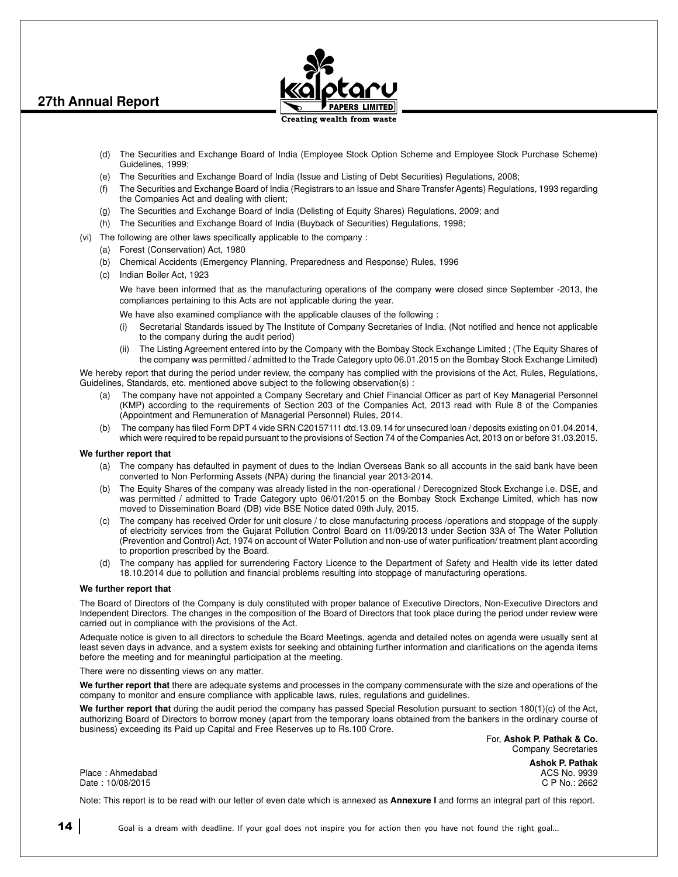(d) The Securities and Exchange Board of India (Employee Stock Option Scheme and Employee Stock Purchase Scheme) Guidelines, 1999;

(e) The Securities and Exchange Board of India (Issue and Listing of Debt Securities) Regulations, 2008;

(f) The Securities and Exchange Board of India (Registrars to an Issue and Share Transfer Agents) Regulations, 1993 regarding the Companies Act and dealing with client;

(g) The Securities and Exchange Board of India (Delisting of Equity Shares) Regulations, 2009; and

(h) The Securities and Exchange Board of India (Buyback of Securities) Regulations, 1998;

(vi) The following are other laws specifically applicable to the company :

(a) Forest (Conservation) Act, 1980

(b) Chemical Accidents (Emergency Planning, Preparedness and Response) Rules, 1996

(c) Indian Boiler Act, 1923

We have been informed that as the manufacturing operations of the company were closed since September -2013, the compliances pertaining to this Acts are not applicable during the year.

We have also examined compliance with the applicable clauses of the following :

(i) Secretarial Standards issued by The Institute of Company Secretaries of India. (Not notified and hence not applicable to the company during the audit period)

(ii) The Listing Agreement entered into by the Company with the Bombay Stock Exchange Limited ; (The Equity Shares of the company was permitted / admitted to the Trade Category upto 06.01.2015 on the Bombay Stock Exchange Limited)

We hereby report that during the period under review, the company has complied with the provisions of the Act, Rules, Regulations, Guidelines, Standards, etc. mentioned above subject to the following observation(s) :

(a) The company have not appointed a Company Secretary and Chief Financial Officer as part of Key Managerial Personnel (KMP) according to the requirements of Section 203 of the Companies Act, 2013 read with Rule 8 of the Companies (Appointment and Remuneration of Managerial Personnel) Rules, 2014.

(b) The company has filed Form DPT 4 vide SRN C20157111 dtd.13.09.14 for unsecured loan / deposits existing on 01.04.2014, which were required to be repaid pursuant to the provisions of Section 74 of the Companies Act, 2013 on or before 31.03.2015.

**We further report that**

(a) The company has defaulted in payment of dues to the Indian Overseas Bank so all accounts in the said bank have been converted to Non Performing Assets (NPA) during the financial year 2013-2014.

(b) The Equity Shares of the company was already listed in the non-operational / Derecognized Stock Exchange i.e. DSE, and was permitted / admitted to Trade Category upto 06/01/2015 on the Bombay Stock Exchange Limited, which has now moved to Dissemination Board (DB) vide BSE Notice dated 09th July, 2015.

(c) The company has received Order for unit closure / to close manufacturing process /operations and stoppage of the supply of electricity services from the Gujarat Pollution Control Board on 11/09/2013 under Section 33A of The Water Pollution (Prevention and Control) Act, 1974 on account of Water Pollution and non-use of water purification/ treatment plant according to proportion prescribed by the Board.

(d) The company has applied for surrendering Factory Licence to the Department of Safety and Health vide its letter dated 18.10.2014 due to pollution and financial problems resulting into stoppage of manufacturing operations.

**We further report that**

The Board of Directors of the Company is duly constituted with proper balance of Executive Directors, Non-Executive Directors and Independent Directors. The changes in the composition of the Board of Directors that took place during the period under review were carried out in compliance with the provisions of the Act.

Adequate notice is given to all directors to schedule the Board Meetings, agenda and detailed notes on agenda were usually sent at least seven days in advance, and a system exists for seeking and obtaining further information and clarifications on the agenda items before the meeting and for meaningful participation at the meeting.

There were no dissenting views on any matter.

**We further report that** there are adequate systems and processes in the company commensurate with the size and operations of the company to monitor and ensure compliance with applicable laws, rules, regulations and guidelines.

**We further report that** during the audit period the company has passed Special Resolution pursuant to section 180(1)(c) of the Act, authorizing Board of Directors to borrow money (apart from the temporary loans obtained from the bankers in the ordinary course of business) exceeding its Paid up Capital and Free Reserves up to Rs.100 Crore.

For, **Ashok P. Pathak & Co.**
Company Secretaries

**Ashok P. Pathak**
ACS No. 9939
C P No.: 2662

Place : Ahmedabad
Date : 10/08/2015

Note: This report is to be read with our letter of even date which is annexed as **Annexure I** and forms an integral part of this report.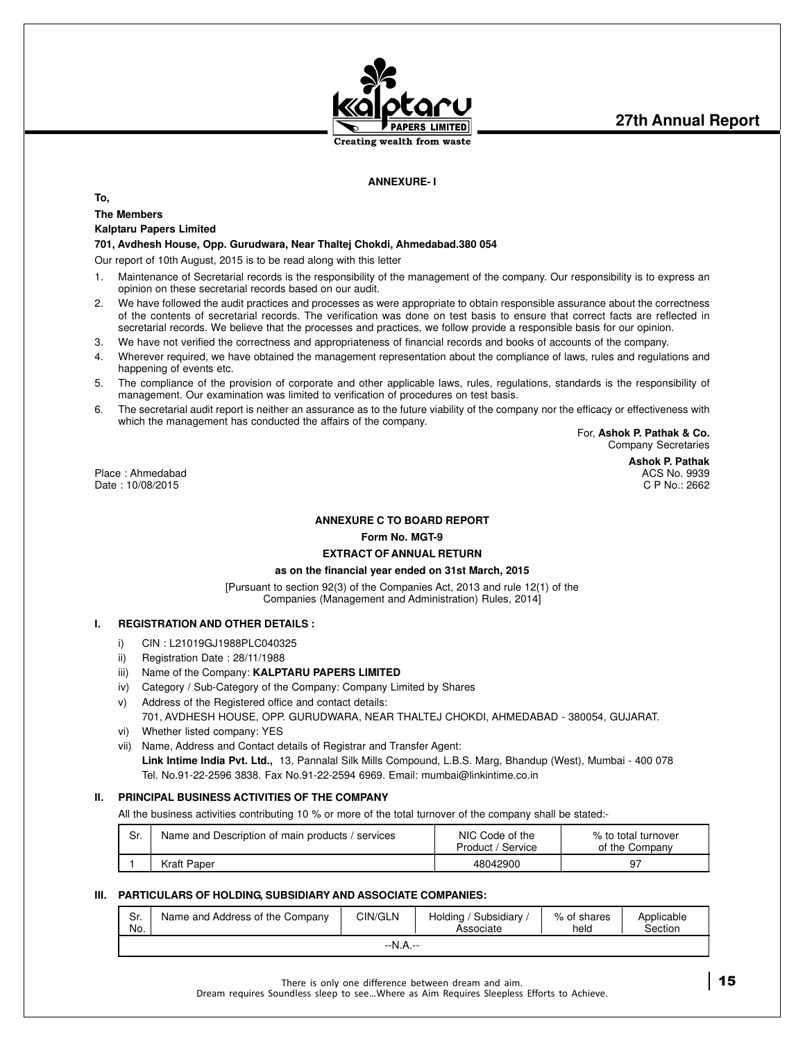### ANNEXURE- I

**To,**

**The Members**

**Kalptaru Papers Limited**

**701, Avdhesh House, Opp. Gurudwara, Near Thaltej Chokdi, Ahmedabad.380 054**

Our report of 10th August, 2015 is to be read along with this letter

1. Maintenance of Secretarial records is the responsibility of the management of the company. Our responsibility is to express an opinion on these secretarial records based on our audit.
2. We have followed the audit practices and processes as were appropriate to obtain responsible assurance about the correctness of the contents of secretarial records. The verification was done on test basis to ensure that correct facts are reflected in secretarial records. We believe that the processes and practices, we follow provide a responsible basis for our opinion.
3. We have not verified the correctness and appropriateness of financial records and books of accounts of the company.
4. Wherever required, we have obtained the management representation about the compliance of laws, rules and regulations and happening of events etc.
5. The compliance of the provision of corporate and other applicable laws, rules, regulations, standards is the responsibility of management. Our examination was limited to verification of procedures on test basis.
6. The secretarial audit report is neither an assurance as to the future viability of the company nor the efficacy or effectiveness with which the management has conducted the affairs of the company.

For, **Ashok P. Pathak & Co.**
Company Secretaries

**Ashok P. Pathak**
ACS No. 9939
C P No.: 2662

Place : Ahmedabad
Date : 10/08/2015

### ANNEXURE C TO BOARD REPORT

**Form No. MGT-9**

**EXTRACT OF ANNUAL RETURN**

**as on the financial year ended on 31st March, 2015**

[Pursuant to section 92(3) of the Companies Act, 2013 and rule 12(1) of the Companies (Management and Administration) Rules, 2014]

#### I. REGISTRATION AND OTHER DETAILS :

i) CIN : L21019GJ1988PLC040325

ii) Registration Date : 28/11/1988

iii) Name of the Company: **KALPTARU PAPERS LIMITED**

iv) Category / Sub-Category of the Company: Company Limited by Shares

v) Address of the Registered office and contact details:
701, AVDHESH HOUSE, OPP. GURUDWARA, NEAR THALTEJ CHOKDI, AHMEDABAD - 380054, GUJARAT.

vi) Whether listed company: YES

vii) Name, Address and Contact details of Registrar and Transfer Agent:
**Link Intime India Pvt. Ltd.,** 13, Pannalal Silk Mills Compound, L.B.S. Marg, Bhandup (West), Mumbai - 400 078
Tel. No.91-22-2596 3838. Fax No.91-22-2594 6969. Email: mumbai@linkintime.co.in

#### II. PRINCIPAL BUSINESS ACTIVITIES OF THE COMPANY

All the business activities contributing 10 % or more of the total turnover of the company shall be stated:-

| Sr. | Name and Description of main products / services | NIC Code of the Product / Service | % to total turnover of the Company |
|---|---|---|---|
| 1 | Kraft Paper | 48042900 | 97 |

#### III. PARTICULARS OF HOLDING, SUBSIDIARY AND ASSOCIATE COMPANIES:

| Sr. No. | Name and Address of the Company | CIN/GLN | Holding / Subsidiary / Associate | % of shares held | Applicable Section |
|---|---|---|---|---|---|
| --N.A.-- | | | | | |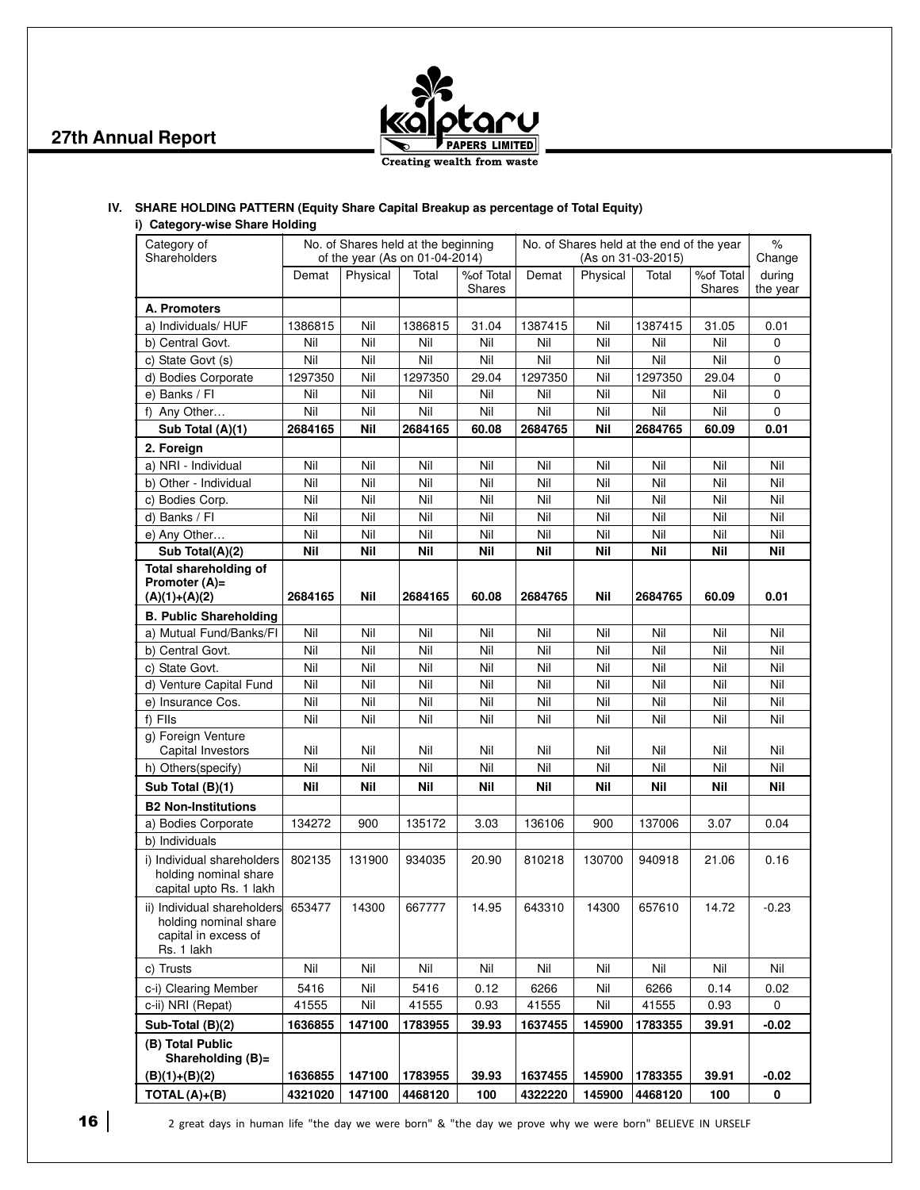## IV. SHARE HOLDING PATTERN (Equity Share Capital Breakup as percentage of Total Equity)

### i) Category-wise Share Holding

| Category of Shareholders | No. of Shares held at the beginning of the year (As on 01-04-2014) | | | | No. of Shares held at the end of the year (As on 31-03-2015) | | | | % Change during the year |
|---|---|---|---|---|---|---|---|---|---|
| | Demat | Physical | Total | %of Total Shares | Demat | Physical | Total | %of Total Shares | |
| **A. Promoters** | | | | | | | | | |
| a) Individuals/ HUF | 1386815 | Nil | 1386815 | 31.04 | 1387415 | Nil | 1387415 | 31.05 | 0.01 |
| b) Central Govt. | Nil | Nil | Nil | Nil | Nil | Nil | Nil | Nil | 0 |
| c) State Govt (s) | Nil | Nil | Nil | Nil | Nil | Nil | Nil | Nil | 0 |
| d) Bodies Corporate | 1297350 | Nil | 1297350 | 29.04 | 1297350 | Nil | 1297350 | 29.04 | 0 |
| e) Banks / FI | Nil | Nil | Nil | Nil | Nil | Nil | Nil | Nil | 0 |
| f) Any Other… | Nil | Nil | Nil | Nil | Nil | Nil | Nil | Nil | 0 |
| **Sub Total (A)(1)** | **2684165** | **Nil** | **2684165** | **60.08** | **2684765** | **Nil** | **2684765** | **60.09** | **0.01** |
| **2. Foreign** | | | | | | | | | |
| a) NRI - Individual | Nil | Nil | Nil | Nil | Nil | Nil | Nil | Nil | Nil |
| b) Other - Individual | Nil | Nil | Nil | Nil | Nil | Nil | Nil | Nil | Nil |
| c) Bodies Corp. | Nil | Nil | Nil | Nil | Nil | Nil | Nil | Nil | Nil |
| d) Banks / FI | Nil | Nil | Nil | Nil | Nil | Nil | Nil | Nil | Nil |
| e) Any Other… | Nil | Nil | Nil | Nil | Nil | Nil | Nil | Nil | Nil |
| **Sub Total(A)(2)** | **Nil** | **Nil** | **Nil** | **Nil** | **Nil** | **Nil** | **Nil** | **Nil** | **Nil** |
| **Total shareholding of Promoter (A)= (A)(1)+(A)(2)** | **2684165** | **Nil** | **2684165** | **60.08** | **2684765** | **Nil** | **2684765** | **60.09** | **0.01** |
| **B. Public Shareholding** | | | | | | | | | |
| a) Mutual Fund/Banks/FI | Nil | Nil | Nil | Nil | Nil | Nil | Nil | Nil | Nil |
| b) Central Govt. | Nil | Nil | Nil | Nil | Nil | Nil | Nil | Nil | Nil |
| c) State Govt. | Nil | Nil | Nil | Nil | Nil | Nil | Nil | Nil | Nil |
| d) Venture Capital Fund | Nil | Nil | Nil | Nil | Nil | Nil | Nil | Nil | Nil |
| e) Insurance Cos. | Nil | Nil | Nil | Nil | Nil | Nil | Nil | Nil | Nil |
| f) FIIs | Nil | Nil | Nil | Nil | Nil | Nil | Nil | Nil | Nil |
| g) Foreign Venture Capital Investors | Nil | Nil | Nil | Nil | Nil | Nil | Nil | Nil | Nil |
| h) Others(specify) | Nil | Nil | Nil | Nil | Nil | Nil | Nil | Nil | Nil |
| **Sub Total (B)(1)** | **Nil** | **Nil** | **Nil** | **Nil** | **Nil** | **Nil** | **Nil** | **Nil** | **Nil** |
| **B2 Non-Institutions** | | | | | | | | | |
| a) Bodies Corporate | 134272 | 900 | 135172 | 3.03 | 136106 | 900 | 137006 | 3.07 | 0.04 |
| b) Individuals | | | | | | | | | |
| i) Individual shareholders holding nominal share capital upto Rs. 1 lakh | 802135 | 131900 | 934035 | 20.90 | 810218 | 130700 | 940918 | 21.06 | 0.16 |
| ii) Individual shareholders holding nominal share capital in excess of Rs. 1 lakh | 653477 | 14300 | 667777 | 14.95 | 643310 | 14300 | 657610 | 14.72 | -0.23 |
| c) Trusts | Nil | Nil | Nil | Nil | Nil | Nil | Nil | Nil | Nil |
| c-i) Clearing Member | 5416 | Nil | 5416 | 0.12 | 6266 | Nil | 6266 | 0.14 | 0.02 |
| c-ii) NRI (Repat) | 41555 | Nil | 41555 | 0.93 | 41555 | Nil | 41555 | 0.93 | 0 |
| **Sub-Total (B)(2)** | **1636855** | **147100** | **1783955** | **39.93** | **1637455** | **145900** | **1783355** | **39.91** | **-0.02** |
| **(B) Total Public Shareholding (B)= (B)(1)+(B)(2)** | **1636855** | **147100** | **1783955** | **39.93** | **1637455** | **145900** | **1783355** | **39.91** | **-0.02** |
| **TOTAL (A)+(B)** | **4321020** | **147100** | **4468120** | **100** | **4322220** | **145900** | **4468120** | **100** | **0** |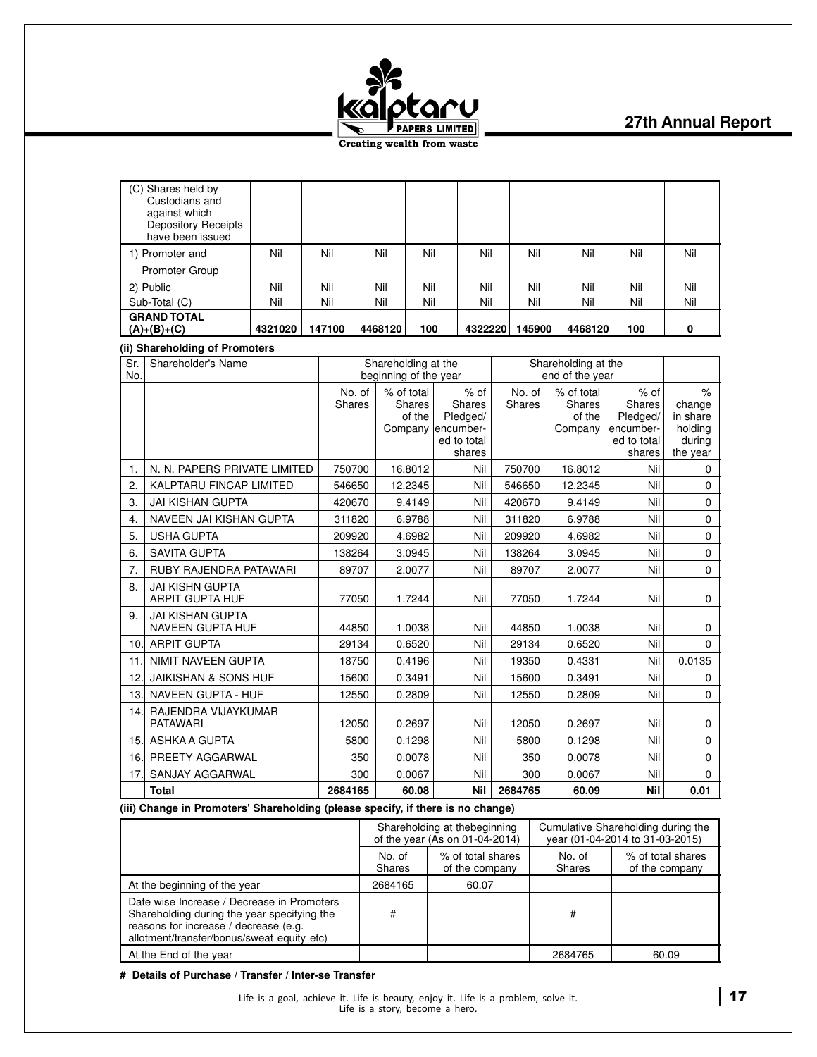| (C) Shares held by Custodians and against which Depository Receipts have been issued | | | | | | | | | |
|---|---|---|---|---|---|---|---|---|---|
| 1) Promoter and Promoter Group | Nil | Nil | Nil | Nil | Nil | Nil | Nil | Nil | Nil |
| 2) Public | Nil | Nil | Nil | Nil | Nil | Nil | Nil | Nil | Nil |
| Sub-Total (C) | Nil | Nil | Nil | Nil | Nil | Nil | Nil | Nil | Nil |
| **GRAND TOTAL (A)+(B)+(C)** | **4321020** | **147100** | **4468120** | **100** | **4322220** | **145900** | **4468120** | **100** | **0** |

**(ii) Shareholding of Promoters**

| Sr. No. | Shareholder's Name | Shareholding at the beginning of the year | | | Shareholding at the end of the year | | | |
|---|---|---|---|---|---|---|---|---|
| | | No. of Shares | % of total Shares of the Company | % of Shares Pledged/ encumbered to total shares | No. of Shares | % of total Shares of the Company | % of Shares Pledged/ encumbered to total shares | % change in share holding during the year |
| 1. | N. N. PAPERS PRIVATE LIMITED | 750700 | 16.8012 | Nil | 750700 | 16.8012 | Nil | 0 |
| 2. | KALPTARU FINCAP LIMITED | 546650 | 12.2345 | Nil | 546650 | 12.2345 | Nil | 0 |
| 3. | JAI KISHAN GUPTA | 420670 | 9.4149 | Nil | 420670 | 9.4149 | Nil | 0 |
| 4. | NAVEEN JAI KISHAN GUPTA | 311820 | 6.9788 | Nil | 311820 | 6.9788 | Nil | 0 |
| 5. | USHA GUPTA | 209920 | 4.6982 | Nil | 209920 | 4.6982 | Nil | 0 |
| 6. | SAVITA GUPTA | 138264 | 3.0945 | Nil | 138264 | 3.0945 | Nil | 0 |
| 7. | RUBY RAJENDRA PATAWARI | 89707 | 2.0077 | Nil | 89707 | 2.0077 | Nil | 0 |
| 8. | JAI KISHN GUPTA ARPIT GUPTA HUF | 77050 | 1.7244 | Nil | 77050 | 1.7244 | Nil | 0 |
| 9. | JAI KISHAN GUPTA NAVEEN GUPTA HUF | 44850 | 1.0038 | Nil | 44850 | 1.0038 | Nil | 0 |
| 10. | ARPIT GUPTA | 29134 | 0.6520 | Nil | 29134 | 0.6520 | Nil | 0 |
| 11. | NIMIT NAVEEN GUPTA | 18750 | 0.4196 | Nil | 19350 | 0.4331 | Nil | 0.0135 |
| 12. | JAIKISHAN & SONS HUF | 15600 | 0.3491 | Nil | 15600 | 0.3491 | Nil | 0 |
| 13. | NAVEEN GUPTA - HUF | 12550 | 0.2809 | Nil | 12550 | 0.2809 | Nil | 0 |
| 14. | RAJENDRA VIJAYKUMAR PATAWARI | 12050 | 0.2697 | Nil | 12050 | 0.2697 | Nil | 0 |
| 15. | ASHKA A GUPTA | 5800 | 0.1298 | Nil | 5800 | 0.1298 | Nil | 0 |
| 16. | PREETY AGGARWAL | 350 | 0.0078 | Nil | 350 | 0.0078 | Nil | 0 |
| 17. | SANJAY AGGARWAL | 300 | 0.0067 | Nil | 300 | 0.0067 | Nil | 0 |
| | **Total** | **2684165** | **60.08** | **Nil** | **2684765** | **60.09** | **Nil** | **0.01** |

**(iii) Change in Promoters' Shareholding (please specify, if there is no change)**

| | Shareholding at thebeginning of the year (As on 01-04-2014) | | Cumulative Shareholding during the year (01-04-2014 to 31-03-2015) | |
|---|---|---|---|---|
| | No. of Shares | % of total shares of the company | No. of Shares | % of total shares of the company |
| At the beginning of the year | 2684165 | 60.07 | | |
| Date wise Increase / Decrease in Promoters Shareholding during the year specifying the reasons for increase / decrease (e.g. allotment/transfer/bonus/sweat equity etc) | # | | # | |
| At the End of the year | | | 2684765 | 60.09 |

**# Details of Purchase / Transfer / Inter-se Transfer**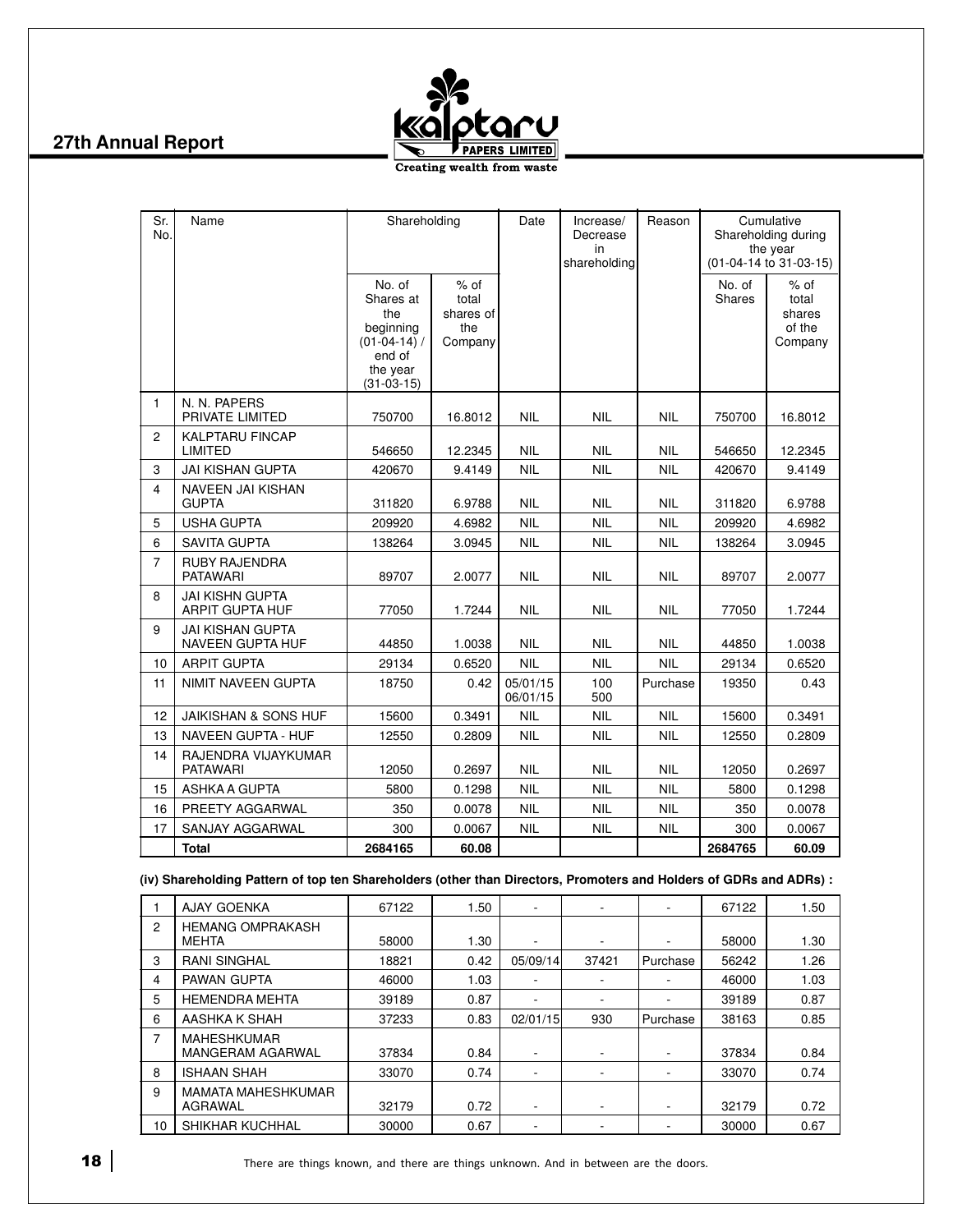| Sr. No. | Name | Shareholding | | Date | Increase/ Decrease in shareholding | Reason | Cumulative Shareholding during the year (01-04-14 to 31-03-15) | |
|---|---|---|---|---|---|---|---|---|
| | | No. of Shares at the beginning (01-04-14) / end of the year (31-03-15) | % of total shares of the Company | | | | No. of Shares | % of total shares of the Company |
| 1 | N. N. PAPERS PRIVATE LIMITED | 750700 | 16.8012 | NIL | NIL | NIL | 750700 | 16.8012 |
| 2 | KALPTARU FINCAP LIMITED | 546650 | 12.2345 | NIL | NIL | NIL | 546650 | 12.2345 |
| 3 | JAI KISHAN GUPTA | 420670 | 9.4149 | NIL | NIL | NIL | 420670 | 9.4149 |
| 4 | NAVEEN JAI KISHAN GUPTA | 311820 | 6.9788 | NIL | NIL | NIL | 311820 | 6.9788 |
| 5 | USHA GUPTA | 209920 | 4.6982 | NIL | NIL | NIL | 209920 | 4.6982 |
| 6 | SAVITA GUPTA | 138264 | 3.0945 | NIL | NIL | NIL | 138264 | 3.0945 |
| 7 | RUBY RAJENDRA PATAWARI | 89707 | 2.0077 | NIL | NIL | NIL | 89707 | 2.0077 |
| 8 | JAI KISHN GUPTA ARPIT GUPTA HUF | 77050 | 1.7244 | NIL | NIL | NIL | 77050 | 1.7244 |
| 9 | JAI KISHAN GUPTA NAVEEN GUPTA HUF | 44850 | 1.0038 | NIL | NIL | NIL | 44850 | 1.0038 |
| 10 | ARPIT GUPTA | 29134 | 0.6520 | NIL | NIL | NIL | 29134 | 0.6520 |
| 11 | NIMIT NAVEEN GUPTA | 18750 | 0.42 | 05/01/15<br>06/01/15 | 100<br>500 | Purchase | 19350 | 0.43 |
| 12 | JAIKISHAN & SONS HUF | 15600 | 0.3491 | NIL | NIL | NIL | 15600 | 0.3491 |
| 13 | NAVEEN GUPTA - HUF | 12550 | 0.2809 | NIL | NIL | NIL | 12550 | 0.2809 |
| 14 | RAJENDRA VIJAYKUMAR PATAWARI | 12050 | 0.2697 | NIL | NIL | NIL | 12050 | 0.2697 |
| 15 | ASHKA A GUPTA | 5800 | 0.1298 | NIL | NIL | NIL | 5800 | 0.1298 |
| 16 | PREETY AGGARWAL | 350 | 0.0078 | NIL | NIL | NIL | 350 | 0.0078 |
| 17 | SANJAY AGGARWAL | 300 | 0.0067 | NIL | NIL | NIL | 300 | 0.0067 |
| | **Total** | **2684165** | **60.08** | | | | **2684765** | **60.09** |

**(iv) Shareholding Pattern of top ten Shareholders (other than Directors, Promoters and Holders of GDRs and ADRs) :**

| Sr. No. | Name | No. of Shares at the beginning / end of the year | % of total shares of the Company | Date | Increase/ Decrease in shareholding | Reason | No. of Shares | % of total shares of the Company |
|---|---|---|---|---|---|---|---|---|
| 1 | AJAY GOENKA | 67122 | 1.50 | - | - | - | 67122 | 1.50 |
| 2 | HEMANG OMPRAKASH MEHTA | 58000 | 1.30 | - | - | - | 58000 | 1.30 |
| 3 | RANI SINGHAL | 18821 | 0.42 | 05/09/14 | 37421 | Purchase | 56242 | 1.26 |
| 4 | PAWAN GUPTA | 46000 | 1.03 | - | - | - | 46000 | 1.03 |
| 5 | HEMENDRA MEHTA | 39189 | 0.87 | - | - | - | 39189 | 0.87 |
| 6 | AASHKA K SHAH | 37233 | 0.83 | 02/01/15 | 930 | Purchase | 38163 | 0.85 |
| 7 | MAHESHKUMAR MANGERAM AGARWAL | 37834 | 0.84 | - | - | - | 37834 | 0.84 |
| 8 | ISHAAN SHAH | 33070 | 0.74 | - | - | - | 33070 | 0.74 |
| 9 | MAMATA MAHESHKUMAR AGRAWAL | 32179 | 0.72 | - | - | - | 32179 | 0.72 |
| 10 | SHIKHAR KUCHHAL | 30000 | 0.67 | - | - | - | 30000 | 0.67 |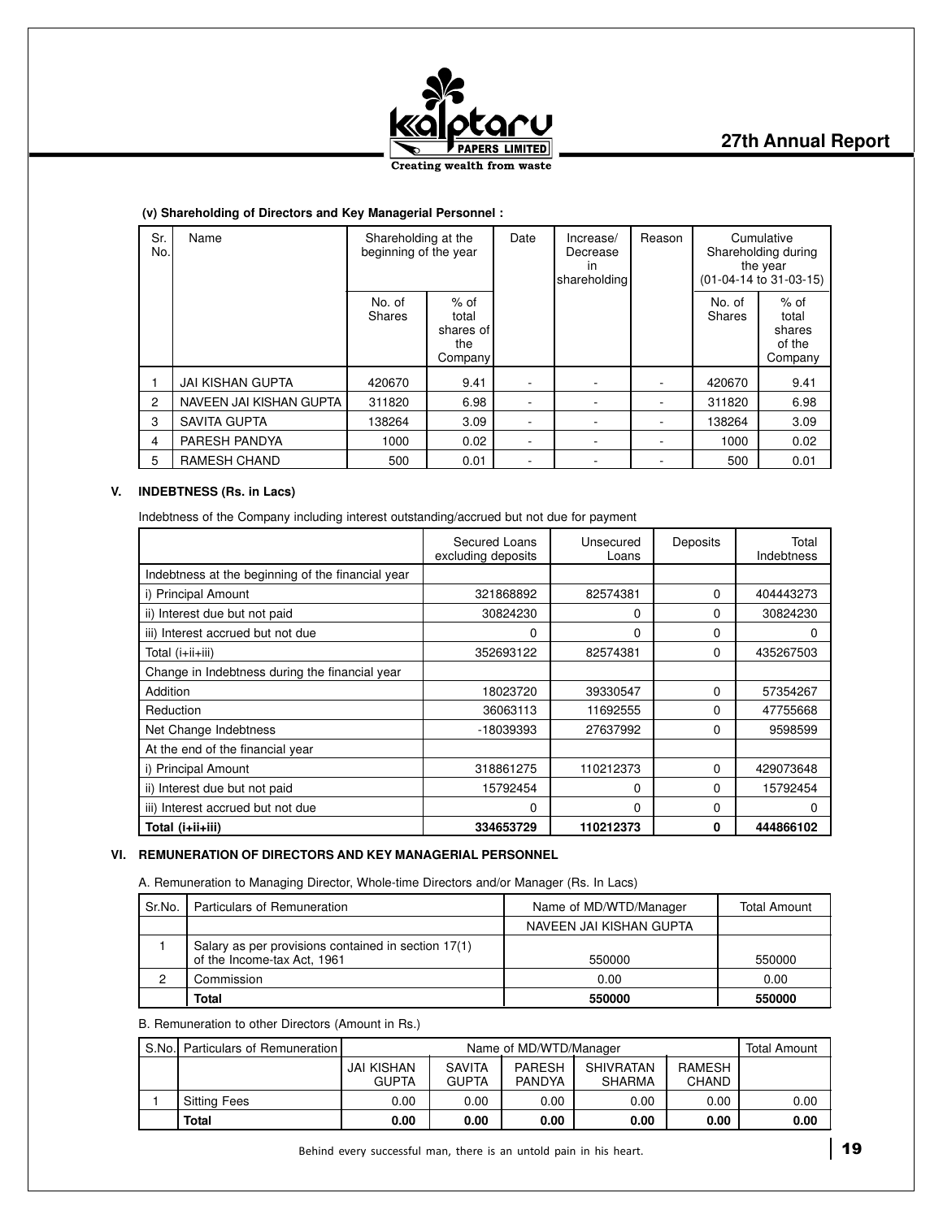**(v) Shareholding of Directors and Key Managerial Personnel :**

| Sr. No. | Name | Shareholding at the beginning of the year | | Date | Increase/ Decrease in shareholding | Reason | Cumulative Shareholding during the year (01-04-14 to 31-03-15) | |
|---|---|---|---|---|---|---|---|---|
| | | No. of Shares | % of total shares of the Company | | | | No. of Shares | % of total shares of the Company |
| 1 | JAI KISHAN GUPTA | 420670 | 9.41 | - | - | - | 420670 | 9.41 |
| 2 | NAVEEN JAI KISHAN GUPTA | 311820 | 6.98 | - | - | - | 311820 | 6.98 |
| 3 | SAVITA GUPTA | 138264 | 3.09 | - | - | - | 138264 | 3.09 |
| 4 | PARESH PANDYA | 1000 | 0.02 | - | - | - | 1000 | 0.02 |
| 5 | RAMESH CHAND | 500 | 0.01 | - | - | - | 500 | 0.01 |

## V. INDEBTNESS (Rs. in Lacs)

Indebtness of the Company including interest outstanding/accrued but not due for payment

| | Secured Loans excluding deposits | Unsecured Loans | Deposits | Total Indebtness |
|---|---|---|---|---|
| Indebtness at the beginning of the financial year | | | | |
| i) Principal Amount | 321868892 | 82574381 | 0 | 404443273 |
| ii) Interest due but not paid | 30824230 | 0 | 0 | 30824230 |
| iii) Interest accrued but not due | 0 | 0 | 0 | 0 |
| Total (i+ii+iii) | 352693122 | 82574381 | 0 | 435267503 |
| Change in Indebtness during the financial year | | | | |
| Addition | 18023720 | 39330547 | 0 | 57354267 |
| Reduction | 36063113 | 11692555 | 0 | 47755668 |
| Net Change Indebtness | -18039393 | 27637992 | 0 | 9598599 |
| At the end of the financial year | | | | |
| i) Principal Amount | 318861275 | 110212373 | 0 | 429073648 |
| ii) Interest due but not paid | 15792454 | 0 | 0 | 15792454 |
| iii) Interest accrued but not due | 0 | 0 | 0 | 0 |
| **Total (i+ii+iii)** | **334653729** | **110212373** | **0** | **444866102** |

## VI. REMUNERATION OF DIRECTORS AND KEY MANAGERIAL PERSONNEL

A. Remuneration to Managing Director, Whole-time Directors and/or Manager (Rs. In Lacs)

| Sr.No. | Particulars of Remuneration | Name of MD/WTD/Manager | Total Amount |
|---|---|---|---|
| | | NAVEEN JAI KISHAN GUPTA | |
| 1 | Salary as per provisions contained in section 17(1) of the Income-tax Act, 1961 | 550000 | 550000 |
| 2 | Commission | 0.00 | 0.00 |
| | **Total** | **550000** | **550000** |

B. Remuneration to other Directors (Amount in Rs.)

| S.No. | Particulars of Remuneration | Name of MD/WTD/Manager | | | | | Total Amount |
|---|---|---|---|---|---|---|---|
| | | JAI KISHAN GUPTA | SAVITA GUPTA | PARESH PANDYA | SHIVRATAN SHARMA | RAMESH CHAND | |
| 1 | Sitting Fees | 0.00 | 0.00 | 0.00 | 0.00 | 0.00 | 0.00 |
| | **Total** | **0.00** | **0.00** | **0.00** | **0.00** | **0.00** | **0.00** |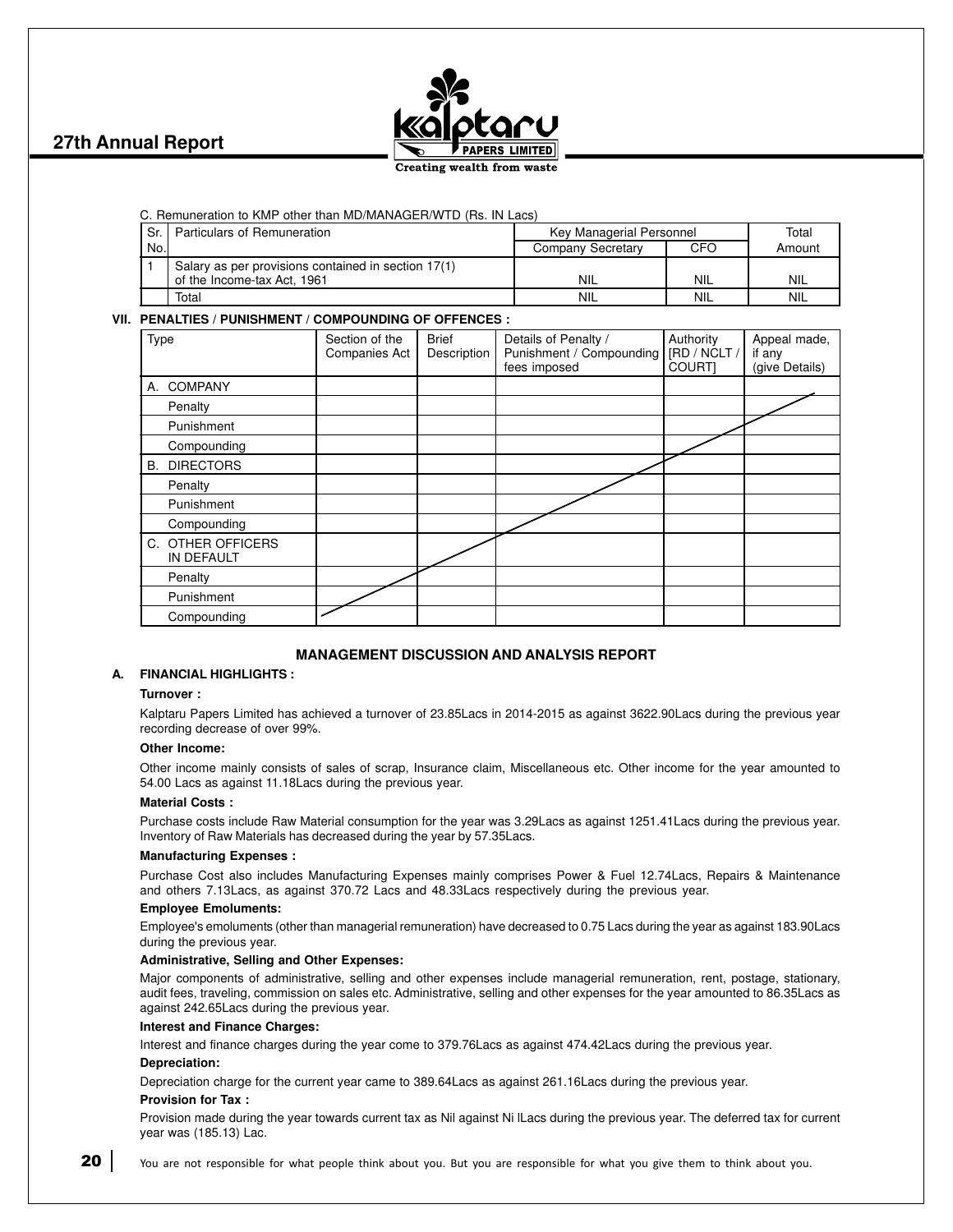C. Remuneration to KMP other than MD/MANAGER/WTD (Rs. IN Lacs)

| Sr. No. | Particulars of Remuneration | Key Managerial Personnel | | Total Amount |
|---|---|---|---|---|
| | | Company Secretary | CFO | |
| 1 | Salary as per provisions contained in section 17(1) of the Income-tax Act, 1961 | NIL | NIL | NIL |
| | Total | NIL | NIL | NIL |

### VII. PENALTIES / PUNISHMENT / COMPOUNDING OF OFFENCES :

| Type | Section of the Companies Act | Brief Description | Details of Penalty / Punishment / Compounding fees imposed | Authority [RD / NCLT / COURT] | Appeal made, if any (give Details) |
|---|---|---|---|---|---|
| A. COMPANY | | | | | |
| Penalty | | | | | |
| Punishment | | | | | |
| Compounding | | | | | |
| B. DIRECTORS | | | | | |
| Penalty | | | | | |
| Punishment | | | | | |
| Compounding | | | | | |
| C. OTHER OFFICERS IN DEFAULT | | | | | |
| Penalty | | | | | |
| Punishment | | | | | |
| Compounding | | | | | |

## MANAGEMENT DISCUSSION AND ANALYSIS REPORT

### A. FINANCIAL HIGHLIGHTS :

**Turnover :**

Kalptaru Papers Limited has achieved a turnover of 23.85Lacs in 2014-2015 as against 3622.90Lacs during the previous year recording decrease of over 99%.

**Other Income:**

Other income mainly consists of sales of scrap, Insurance claim, Miscellaneous etc. Other income for the year amounted to 54.00 Lacs as against 11.18Lacs during the previous year.

**Material Costs :**

Purchase costs include Raw Material consumption for the year was 3.29Lacs as against 1251.41Lacs during the previous year. Inventory of Raw Materials has decreased during the year by 57.35Lacs.

**Manufacturing Expenses :**

Purchase Cost also includes Manufacturing Expenses mainly comprises Power & Fuel 12.74Lacs, Repairs & Maintenance and others 7.13Lacs, as against 370.72 Lacs and 48.33Lacs respectively during the previous year.

**Employee Emoluments:**

Employee's emoluments (other than managerial remuneration) have decreased to 0.75 Lacs during the year as against 183.90Lacs during the previous year.

**Administrative, Selling and Other Expenses:**

Major components of administrative, selling and other expenses include managerial remuneration, rent, postage, stationary, audit fees, traveling, commission on sales etc. Administrative, selling and other expenses for the year amounted to 86.35Lacs as against 242.65Lacs during the previous year.

**Interest and Finance Charges:**

Interest and finance charges during the year come to 379.76Lacs as against 474.42Lacs during the previous year.

**Depreciation:**

Depreciation charge for the current year came to 389.64Lacs as against 261.16Lacs during the previous year.

**Provision for Tax :**

Provision made during the year towards current tax as Nil against Ni lLacs during the previous year. The deferred tax for current year was (185.13) Lac.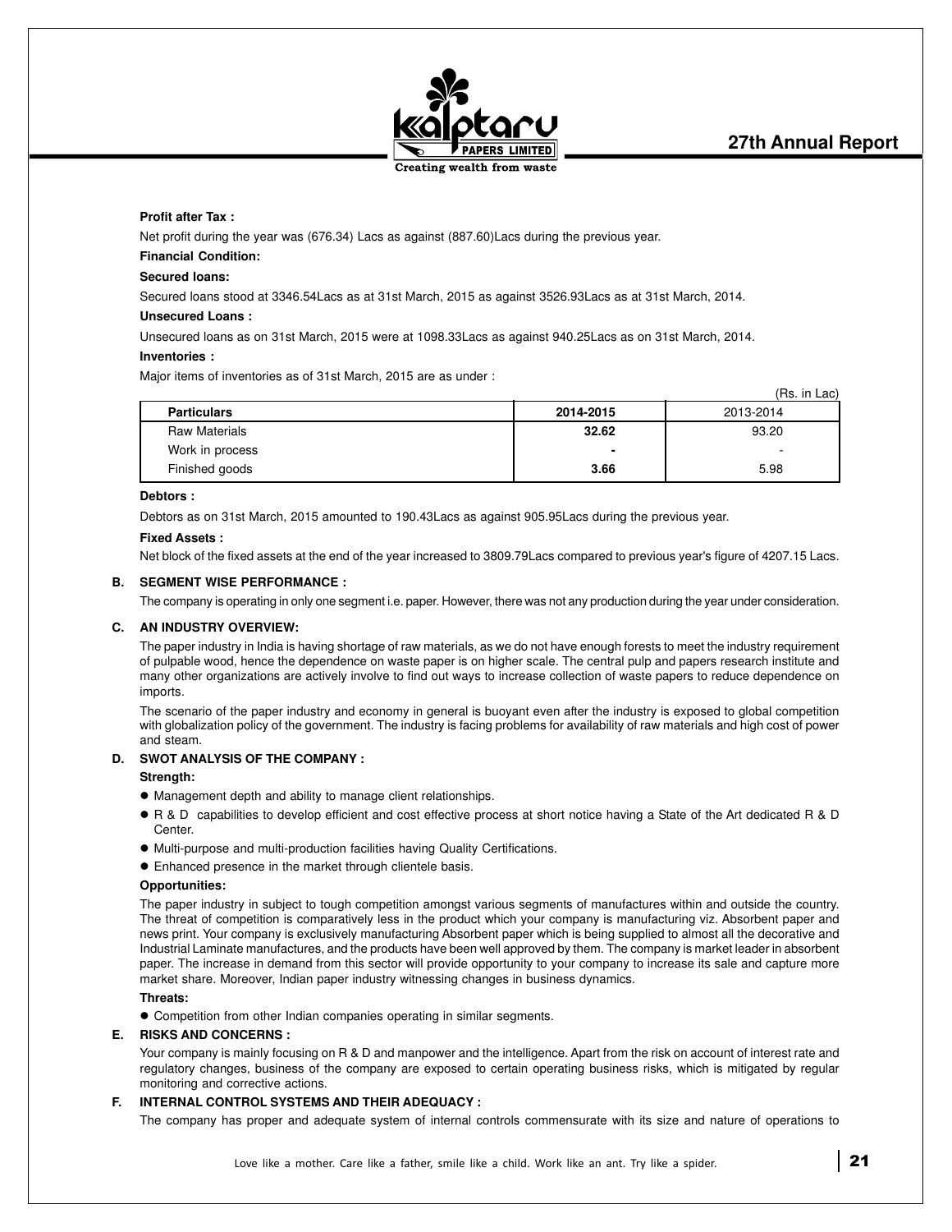**Profit after Tax :**

Net profit during the year was (676.34) Lacs as against (887.60)Lacs during the previous year.

**Financial Condition:**

**Secured loans:**

Secured loans stood at 3346.54Lacs as at 31st March, 2015 as against 3526.93Lacs as at 31st March, 2014.

**Unsecured Loans :**

Unsecured loans as on 31st March, 2015 were at 1098.33Lacs as against 940.25Lacs as on 31st March, 2014.

**Inventories :**

Major items of inventories as of 31st March, 2015 are as under :

(Rs. in Lac)

| Particulars | 2014-2015 | 2013-2014 |
|---|---|---|
| Raw Materials | **32.62** | 93.20 |
| Work in process | **-** | - |
| Finished goods | **3.66** | 5.98 |

**Debtors :**

Debtors as on 31st March, 2015 amounted to 190.43Lacs as against 905.95Lacs during the previous year.

**Fixed Assets :**

Net block of the fixed assets at the end of the year increased to 3809.79Lacs compared to previous year's figure of 4207.15 Lacs.

## B. SEGMENT WISE PERFORMANCE :

The company is operating in only one segment i.e. paper. However, there was not any production during the year under consideration.

## C. AN INDUSTRY OVERVIEW:

The paper industry in India is having shortage of raw materials, as we do not have enough forests to meet the industry requirement of pulpable wood, hence the dependence on waste paper is on higher scale. The central pulp and papers research institute and many other organizations are actively involve to find out ways to increase collection of waste papers to reduce dependence on imports.

The scenario of the paper industry and economy in general is buoyant even after the industry is exposed to global competition with globalization policy of the government. The industry is facing problems for availability of raw materials and high cost of power and steam.

## D. SWOT ANALYSIS OF THE COMPANY :

**Strength:**

- Management depth and ability to manage client relationships.
- R & D capabilities to develop efficient and cost effective process at short notice having a State of the Art dedicated R & D Center.
- Multi-purpose and multi-production facilities having Quality Certifications.
- Enhanced presence in the market through clientele basis.

**Opportunities:**

The paper industry in subject to tough competition amongst various segments of manufactures within and outside the country. The threat of competition is comparatively less in the product which your company is manufacturing viz. Absorbent paper and news print. Your company is exclusively manufacturing Absorbent paper which is being supplied to almost all the decorative and Industrial Laminate manufactures, and the products have been well approved by them. The company is market leader in absorbent paper. The increase in demand from this sector will provide opportunity to your company to increase its sale and capture more market share. Moreover, Indian paper industry witnessing changes in business dynamics.

**Threats:**

- Competition from other Indian companies operating in similar segments.

## E. RISKS AND CONCERNS :

Your company is mainly focusing on R & D and manpower and the intelligence. Apart from the risk on account of interest rate and regulatory changes, business of the company are exposed to certain operating business risks, which is mitigated by regular monitoring and corrective actions.

## F. INTERNAL CONTROL SYSTEMS AND THEIR ADEQUACY :

The company has proper and adequate system of internal controls commensurate with its size and nature of operations to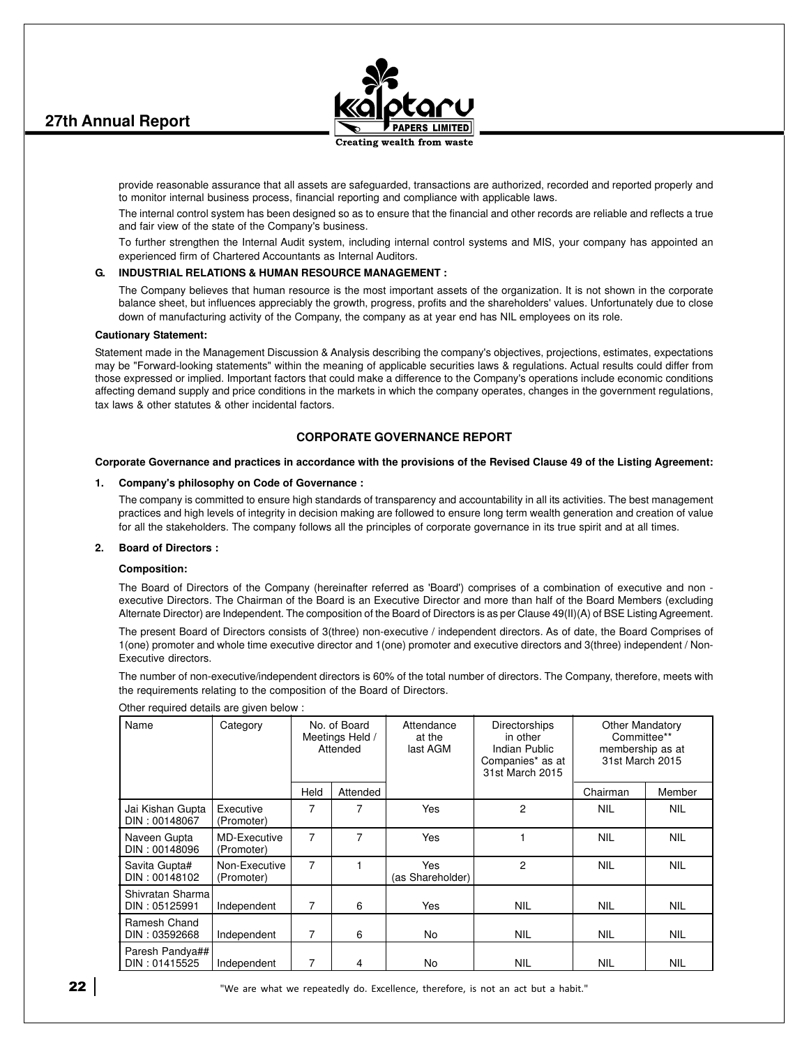provide reasonable assurance that all assets are safeguarded, transactions are authorized, recorded and reported properly and to monitor internal business process, financial reporting and compliance with applicable laws.

The internal control system has been designed so as to ensure that the financial and other records are reliable and reflects a true and fair view of the state of the Company's business.

To further strengthen the Internal Audit system, including internal control systems and MIS, your company has appointed an experienced firm of Chartered Accountants as Internal Auditors.

**G. INDUSTRIAL RELATIONS & HUMAN RESOURCE MANAGEMENT :**

The Company believes that human resource is the most important assets of the organization. It is not shown in the corporate balance sheet, but influences appreciably the growth, progress, profits and the shareholders' values. Unfortunately due to close down of manufacturing activity of the Company, the company as at year end has NIL employees on its role.

**Cautionary Statement:**

Statement made in the Management Discussion & Analysis describing the company's objectives, projections, estimates, expectations may be "Forward-looking statements" within the meaning of applicable securities laws & regulations. Actual results could differ from those expressed or implied. Important factors that could make a difference to the Company's operations include economic conditions affecting demand supply and price conditions in the markets in which the company operates, changes in the government regulations, tax laws & other statutes & other incidental factors.

## CORPORATE GOVERNANCE REPORT

**Corporate Governance and practices in accordance with the provisions of the Revised Clause 49 of the Listing Agreement:**

**1. Company's philosophy on Code of Governance :**

The company is committed to ensure high standards of transparency and accountability in all its activities. The best management practices and high levels of integrity in decision making are followed to ensure long term wealth generation and creation of value for all the stakeholders. The company follows all the principles of corporate governance in its true spirit and at all times.

**2. Board of Directors :**

**Composition:**

The Board of Directors of the Company (hereinafter referred as 'Board') comprises of a combination of executive and non - executive Directors. The Chairman of the Board is an Executive Director and more than half of the Board Members (excluding Alternate Director) are Independent. The composition of the Board of Directors is as per Clause 49(II)(A) of BSE Listing Agreement.

The present Board of Directors consists of 3(three) non-executive / independent directors. As of date, the Board Comprises of 1(one) promoter and whole time executive director and 1(one) promoter and executive directors and 3(three) independent / Non-Executive directors.

The number of non-executive/independent directors is 60% of the total number of directors. The Company, therefore, meets with the requirements relating to the composition of the Board of Directors.

Other required details are given below :

| Name | Category | No. of Board Meetings Held / Attended | | Attendance at the last AGM | Directorships in other Indian Public Companies* as at 31st March 2015 | Other Mandatory Committee** membership as at 31st March 2015 | |
|---|---|---|---|---|---|---|---|
| | | Held | Attended | | | Chairman | Member |
| Jai Kishan Gupta DIN : 00148067 | Executive (Promoter) | 7 | 7 | Yes | 2 | NIL | NIL |
| Naveen Gupta DIN : 00148096 | MD-Executive (Promoter) | 7 | 7 | Yes | 1 | NIL | NIL |
| Savita Gupta# DIN : 00148102 | Non-Executive (Promoter) | 7 | 1 | Yes (as Shareholder) | 2 | NIL | NIL |
| Shivratan Sharma DIN : 05125991 | Independent | 7 | 6 | Yes | NIL | NIL | NIL |
| Ramesh Chand DIN : 03592668 | Independent | 7 | 6 | No | NIL | NIL | NIL |
| Paresh Pandya## DIN : 01415525 | Independent | 7 | 4 | No | NIL | NIL | NIL |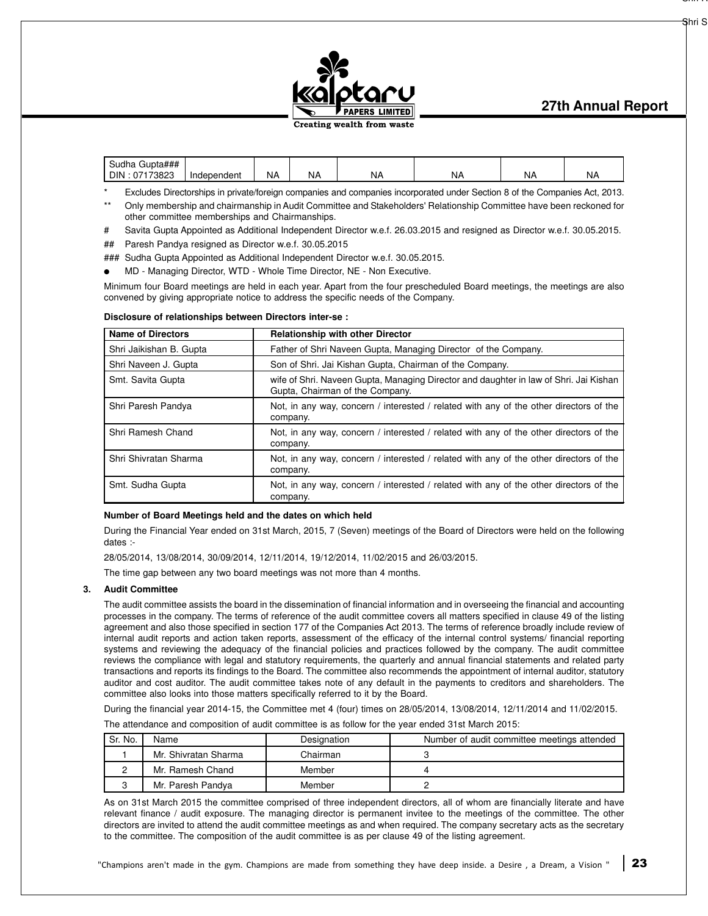| Sudha Gupta### DIN : 07173823 | Independent | NA | NA | NA | NA | NA | NA |
|---|---|---|---|---|---|---|---|

\* Excludes Directorships in private/foreign companies and companies incorporated under Section 8 of the Companies Act, 2013.

\** Only membership and chairmanship in Audit Committee and Stakeholders' Relationship Committee have been reckoned for other committee memberships and Chairmanships.

\# Savita Gupta Appointed as Additional Independent Director w.e.f. 26.03.2015 and resigned as Director w.e.f. 30.05.2015.

\## Paresh Pandya resigned as Director w.e.f. 30.05.2015

\### Sudha Gupta Appointed as Additional Independent Director w.e.f. 30.05.2015.

- MD - Managing Director, WTD - Whole Time Director, NE - Non Executive.

Minimum four Board meetings are held in each year. Apart from the four prescheduled Board meetings, the meetings are also convened by giving appropriate notice to address the specific needs of the Company.

**Disclosure of relationships between Directors inter-se :**

| Name of Directors | Relationship with other Director |
|---|---|
| Shri Jaikishan B. Gupta | Father of Shri Naveen Gupta, Managing Director of the Company. |
| Shri Naveen J. Gupta | Son of Shri. Jai Kishan Gupta, Chairman of the Company. |
| Smt. Savita Gupta | wife of Shri. Naveen Gupta, Managing Director and daughter in law of Shri. Jai Kishan Gupta, Chairman of the Company. |
| Shri Paresh Pandya | Not, in any way, concern / interested / related with any of the other directors of the company. |
| Shri Ramesh Chand | Not, in any way, concern / interested / related with any of the other directors of the company. |
| Shri Shivratan Sharma | Not, in any way, concern / interested / related with any of the other directors of the company. |
| Smt. Sudha Gupta | Not, in any way, concern / interested / related with any of the other directors of the company. |

**Number of Board Meetings held and the dates on which held**

During the Financial Year ended on 31st March, 2015, 7 (Seven) meetings of the Board of Directors were held on the following dates :-

28/05/2014, 13/08/2014, 30/09/2014, 12/11/2014, 19/12/2014, 11/02/2015 and 26/03/2015.

The time gap between any two board meetings was not more than 4 months.

## 3. Audit Committee

The audit committee assists the board in the dissemination of financial information and in overseeing the financial and accounting processes in the company. The terms of reference of the audit committee covers all matters specified in clause 49 of the listing agreement and also those specified in section 177 of the Companies Act 2013. The terms of reference broadly include review of internal audit reports and action taken reports, assessment of the efficacy of the internal control systems/ financial reporting systems and reviewing the adequacy of the financial policies and practices followed by the company. The audit committee reviews the compliance with legal and statutory requirements, the quarterly and annual financial statements and related party transactions and reports its findings to the Board. The committee also recommends the appointment of internal auditor, statutory auditor and cost auditor. The audit committee takes note of any default in the payments to creditors and shareholders. The committee also looks into those matters specifically referred to it by the Board.

During the financial year 2014-15, the Committee met 4 (four) times on 28/05/2014, 13/08/2014, 12/11/2014 and 11/02/2015.

The attendance and composition of audit committee is as follow for the year ended 31st March 2015:

| Sr. No. | Name | Designation | Number of audit committee meetings attended |
|---|---|---|---|
| 1 | Mr. Shivratan Sharma | Chairman | 3 |
| 2 | Mr. Ramesh Chand | Member | 4 |
| 3 | Mr. Paresh Pandya | Member | 2 |

As on 31st March 2015 the committee comprised of three independent directors, all of whom are financially literate and have relevant finance / audit exposure. The managing director is permanent invitee to the meetings of the committee. The other directors are invited to attend the audit committee meetings as and when required. The company secretary acts as the secretary to the committee. The composition of the audit committee is as per clause 49 of the listing agreement.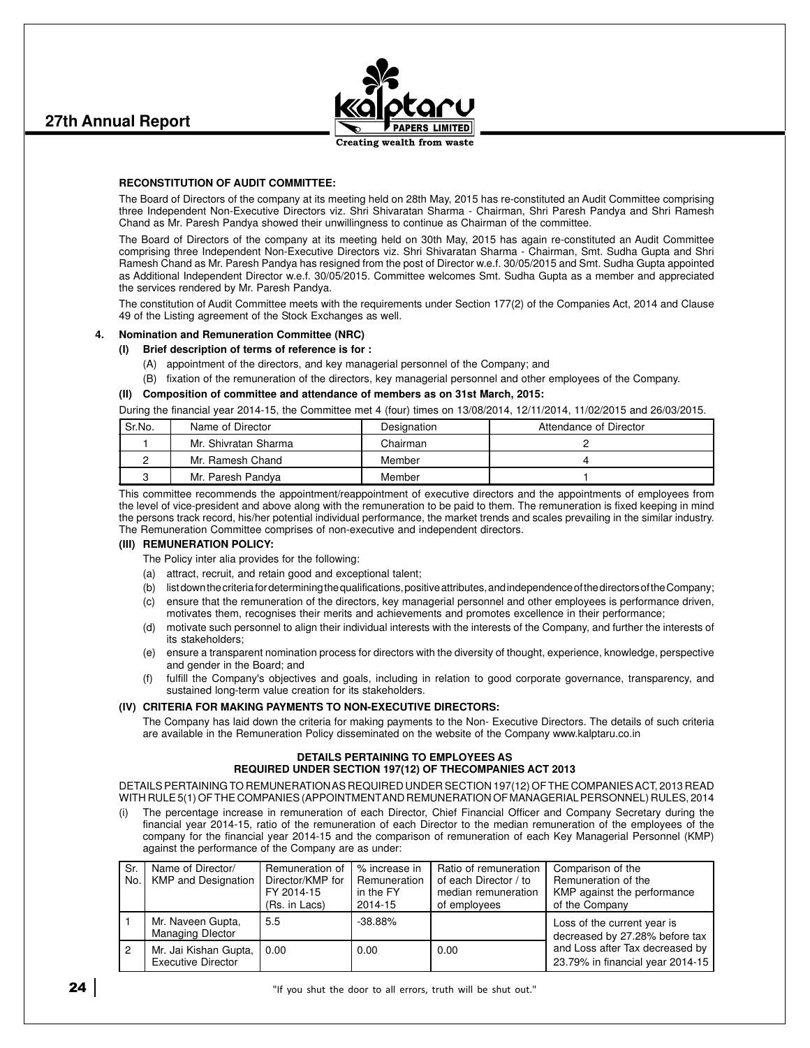**RECONSTITUTION OF AUDIT COMMITTEE:**

The Board of Directors of the company at its meeting held on 28th May, 2015 has re-constituted an Audit Committee comprising three Independent Non-Executive Directors viz. Shri Shivaratan Sharma - Chairman, Shri Paresh Pandya and Shri Ramesh Chand as Mr. Paresh Pandya showed their unwillingness to continue as Chairman of the committee.

The Board of Directors of the company at its meeting held on 30th May, 2015 has again re-constituted an Audit Committee comprising three Independent Non-Executive Directors viz. Shri Shivaratan Sharma - Chairman, Smt. Sudha Gupta and Shri Ramesh Chand as Mr. Paresh Pandya has resigned from the post of Director w.e.f. 30/05/2015 and Smt. Sudha Gupta appointed as Additional Independent Director w.e.f. 30/05/2015. Committee welcomes Smt. Sudha Gupta as a member and appreciated the services rendered by Mr. Paresh Pandya.

The constitution of Audit Committee meets with the requirements under Section 177(2) of the Companies Act, 2014 and Clause 49 of the Listing agreement of the Stock Exchanges as well.

**4. Nomination and Remuneration Committee (NRC)**

**(I) Brief description of terms of reference is for :**

(A) appointment of the directors, and key managerial personnel of the Company; and

(B) fixation of the remuneration of the directors, key managerial personnel and other employees of the Company.

**(II) Composition of committee and attendance of members as on 31st March, 2015:**

During the financial year 2014-15, the Committee met 4 (four) times on 13/08/2014, 12/11/2014, 11/02/2015 and 26/03/2015.

| Sr.No. | Name of Director | Designation | Attendance of Director |
|---|---|---|---|
| 1 | Mr. Shivratan Sharma | Chairman | 2 |
| 2 | Mr. Ramesh Chand | Member | 4 |
| 3 | Mr. Paresh Pandya | Member | 1 |

This committee recommends the appointment/reappointment of executive directors and the appointments of employees from the level of vice-president and above along with the remuneration to be paid to them. The remuneration is fixed keeping in mind the persons track record, his/her potential individual performance, the market trends and scales prevailing in the similar industry. The Remuneration Committee comprises of non-executive and independent directors.

**(III) REMUNERATION POLICY:**

The Policy inter alia provides for the following:

(a) attract, recruit, and retain good and exceptional talent;

(b) list down the criteria for determining the qualifications, positive attributes, and independence of the directors of the Company;

(c) ensure that the remuneration of the directors, key managerial personnel and other employees is performance driven, motivates them, recognises their merits and achievements and promotes excellence in their performance;

(d) motivate such personnel to align their individual interests with the interests of the Company, and further the interests of its stakeholders;

(e) ensure a transparent nomination process for directors with the diversity of thought, experience, knowledge, perspective and gender in the Board; and

(f) fulfill the Company's objectives and goals, including in relation to good corporate governance, transparency, and sustained long-term value creation for its stakeholders.

**(IV) CRITERIA FOR MAKING PAYMENTS TO NON-EXECUTIVE DIRECTORS:**

The Company has laid down the criteria for making payments to the Non- Executive Directors. The details of such criteria are available in the Remuneration Policy disseminated on the website of the Company www.kalptaru.co.in

**DETAILS PERTAINING TO EMPLOYEES AS REQUIRED UNDER SECTION 197(12) OF THECOMPANIES ACT 2013**

DETAILS PERTAINING TO REMUNERATION AS REQUIRED UNDER SECTION 197(12) OF THE COMPANIES ACT, 2013 READ WITH RULE 5(1) OF THE COMPANIES (APPOINTMENT AND REMUNERATION OF MANAGERIAL PERSONNEL) RULES, 2014

(i) The percentage increase in remuneration of each Director, Chief Financial Officer and Company Secretary during the financial year 2014-15, ratio of the remuneration of each Director to the median remuneration of the employees of the company for the financial year 2014-15 and the comparison of remuneration of each Key Managerial Personnel (KMP) against the performance of the Company are as under:

| Sr. No. | Name of Director/ KMP and Designation | Remuneration of Director/KMP for FY 2014-15 (Rs. in Lacs) | % increase in Remuneration in the FY 2014-15 | Ratio of remuneration of each Director / to median remuneration of employees | Comparison of the Remuneration of the KMP against the performance of the Company |
|---|---|---|---|---|---|
| 1 | Mr. Naveen Gupta, Managing DIector | 5.5 | -38.88% | | Loss of the current year is decreased by 27.28% before tax and Loss after Tax decreased by 23.79% in financial year 2014-15 |
| 2 | Mr. Jai Kishan Gupta, Executive Director | 0.00 | 0.00 | 0.00 | |

"If you shut the door to all errors, truth will be shut out."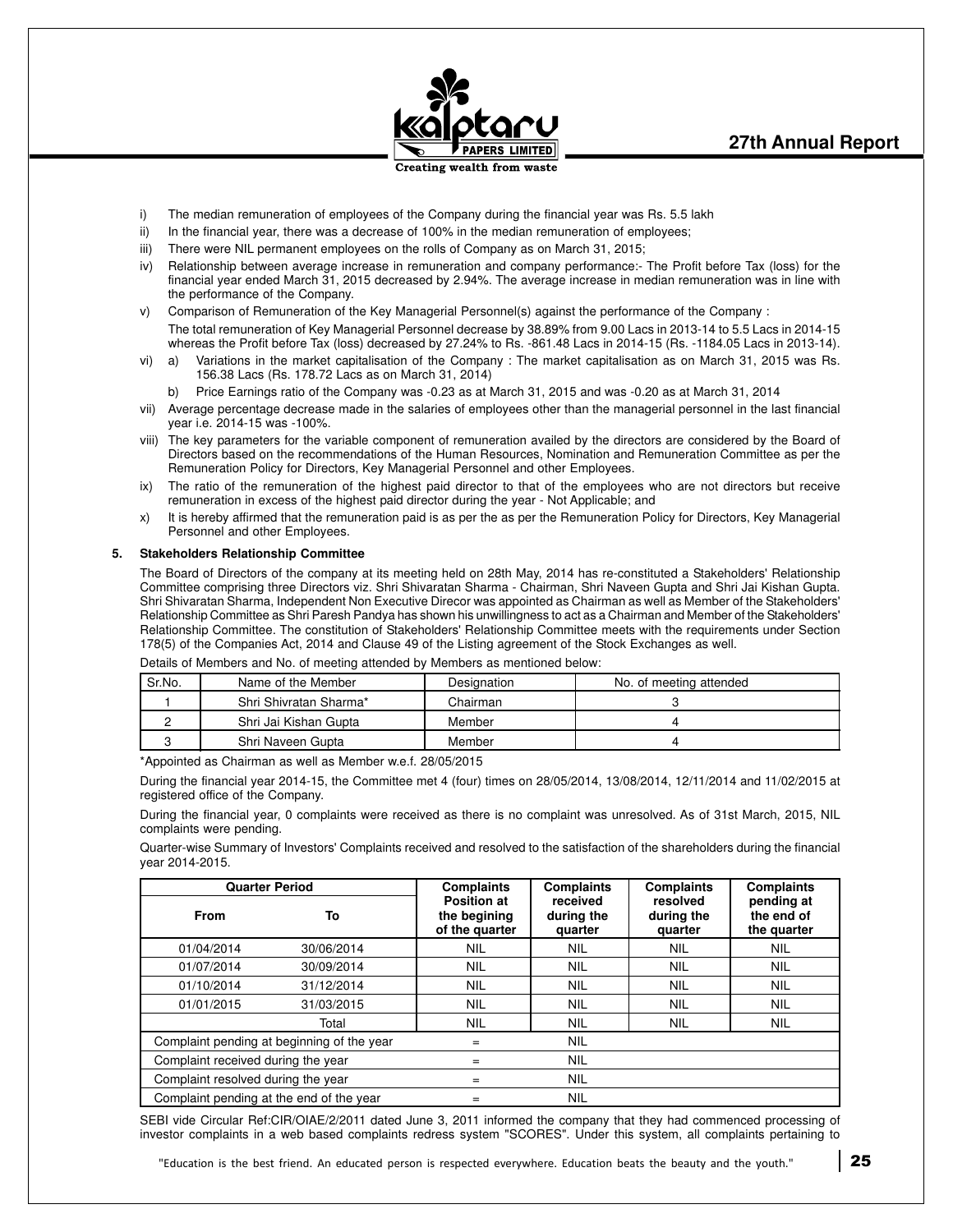i) The median remuneration of employees of the Company during the financial year was Rs. 5.5 lakh

ii) In the financial year, there was a decrease of 100% in the median remuneration of employees;

iii) There were NIL permanent employees on the rolls of Company as on March 31, 2015;

iv) Relationship between average increase in remuneration and company performance:- The Profit before Tax (loss) for the financial year ended March 31, 2015 decreased by 2.94%. The average increase in median remuneration was in line with the performance of the Company.

v) Comparison of Remuneration of the Key Managerial Personnel(s) against the performance of the Company :

   The total remuneration of Key Managerial Personnel decrease by 38.89% from 9.00 Lacs in 2013-14 to 5.5 Lacs in 2014-15 whereas the Profit before Tax (loss) decreased by 27.24% to Rs. -861.48 Lacs in 2014-15 (Rs. -1184.05 Lacs in 2013-14).

vi) a) Variations in the market capitalisation of the Company : The market capitalisation as on March 31, 2015 was Rs. 156.38 Lacs (Rs. 178.72 Lacs as on March 31, 2014)

   b) Price Earnings ratio of the Company was -0.23 as at March 31, 2015 and was -0.20 as at March 31, 2014

vii) Average percentage decrease made in the salaries of employees other than the managerial personnel in the last financial year i.e. 2014-15 was -100%.

viii) The key parameters for the variable component of remuneration availed by the directors are considered by the Board of Directors based on the recommendations of the Human Resources, Nomination and Remuneration Committee as per the Remuneration Policy for Directors, Key Managerial Personnel and other Employees.

ix) The ratio of the remuneration of the highest paid director to that of the employees who are not directors but receive remuneration in excess of the highest paid director during the year - Not Applicable; and

x) It is hereby affirmed that the remuneration paid is as per the as per the Remuneration Policy for Directors, Key Managerial Personnel and other Employees.

**5. Stakeholders Relationship Committee**

The Board of Directors of the company at its meeting held on 28th May, 2014 has re-constituted a Stakeholders' Relationship Committee comprising three Directors viz. Shri Shivaratan Sharma - Chairman, Shri Naveen Gupta and Shri Jai Kishan Gupta. Shri Shivaratan Sharma, Independent Non Executive Direcor was appointed as Chairman as well as Member of the Stakeholders' Relationship Committee as Shri Paresh Pandya has shown his unwillingness to act as a Chairman and Member of the Stakeholders' Relationship Committee. The constitution of Stakeholders' Relationship Committee meets with the requirements under Section 178(5) of the Companies Act, 2014 and Clause 49 of the Listing agreement of the Stock Exchanges as well.

Details of Members and No. of meeting attended by Members as mentioned below:

| Sr.No. | Name of the Member | Designation | No. of meeting attended |
|---|---|---|---|
| 1 | Shri Shivratan Sharma* | Chairman | 3 |
| 2 | Shri Jai Kishan Gupta | Member | 4 |
| 3 | Shri Naveen Gupta | Member | 4 |

*Appointed as Chairman as well as Member w.e.f. 28/05/2015

During the financial year 2014-15, the Committee met 4 (four) times on 28/05/2014, 13/08/2014, 12/11/2014 and 11/02/2015 at registered office of the Company.

During the financial year, 0 complaints were received as there is no complaint was unresolved. As of 31st March, 2015, NIL complaints were pending.

Quarter-wise Summary of Investors' Complaints received and resolved to the satisfaction of the shareholders during the financial year 2014-2015.

| Quarter Period | | Complaints Position at the begining of the quarter | Complaints received during the quarter | Complaints resolved during the quarter | Complaints pending at the end of the quarter |
|---|---|---|---|---|---|
| From | To | | | | |
| 01/04/2014 | 30/06/2014 | NIL | NIL | NIL | NIL |
| 01/07/2014 | 30/09/2014 | NIL | NIL | NIL | NIL |
| 01/10/2014 | 31/12/2014 | NIL | NIL | NIL | NIL |
| 01/01/2015 | 31/03/2015 | NIL | NIL | NIL | NIL |
| | Total | NIL | NIL | NIL | NIL |
| Complaint pending at beginning of the year | | = | NIL | | |
| Complaint received during the year | | = | NIL | | |
| Complaint resolved during the year | | = | NIL | | |
| Complaint pending at the end of the year | | = | NIL | | |

SEBI vide Circular Ref:CIR/OIAE/2/2011 dated June 3, 2011 informed the company that they had commenced processing of investor complaints in a web based complaints redress system "SCORES". Under this system, all complaints pertaining to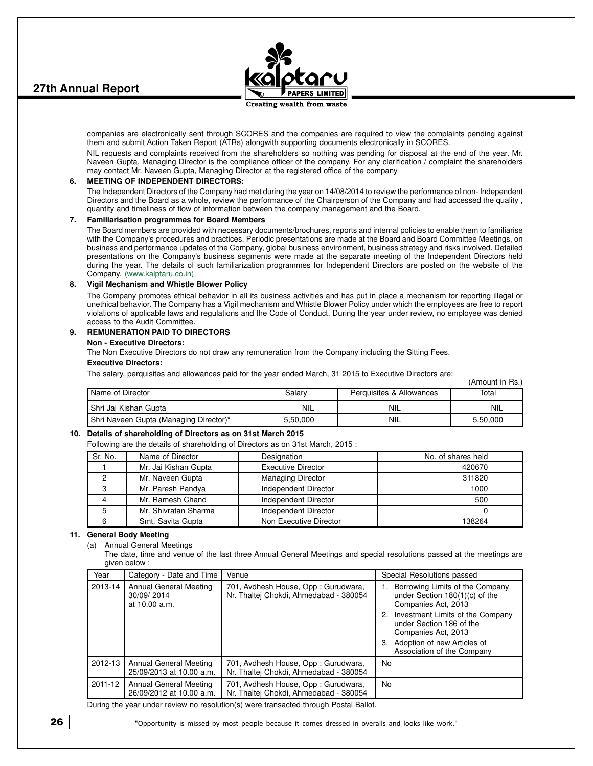companies are electronically sent through SCORES and the companies are required to view the complaints pending against them and submit Action Taken Report (ATRs) alongwith supporting documents electronically in SCORES.

NIL requests and complaints received from the shareholders so nothing was pending for disposal at the end of the year. Mr. Naveen Gupta, Managing Director is the compliance officer of the company. For any clarification / complaint the shareholders may contact Mr. Naveen Gupta, Managing Director at the registered office of the company

**6. MEETING OF INDEPENDENT DIRECTORS:**

The Independent Directors of the Company had met during the year on 14/08/2014 to review the performance of non- Independent Directors and the Board as a whole, review the performance of the Chairperson of the Company and had accessed the quality , quantity and timeliness of flow of information between the company management and the Board.

**7. Familiarisation programmes for Board Members**

The Board members are provided with necessary documents/brochures, reports and internal policies to enable them to familiarise with the Company's procedures and practices. Periodic presentations are made at the Board and Board Committee Meetings, on business and performance updates of the Company, global business environment, business strategy and risks involved. Detailed presentations on the Company's business segments were made at the separate meeting of the Independent Directors held during the year. The details of such familiarization programmes for Independent Directors are posted on the website of the Company. (www.kalptaru.co.in)

**8. Vigil Mechanism and Whistle Blower Policy**

The Company promotes ethical behavior in all its business activities and has put in place a mechanism for reporting illegal or unethical behavior. The Company has a Vigil mechanism and Whistle Blower Policy under which the employees are free to report violations of applicable laws and regulations and the Code of Conduct. During the year under review, no employee was denied access to the Audit Committee.

**9. REMUNERATION PAID TO DIRECTORS**

**Non - Executive Directors:**

The Non Executive Directors do not draw any remuneration from the Company including the Sitting Fees.

**Executive Directors:**

The salary, perquisites and allowances paid for the year ended March, 31 2015 to Executive Directors are:

(Amount in Rs.)

| Name of Director | Salary | Perquisites & Allowances | Total |
|---|---|---|---|
| Shri Jai Kishan Gupta | NIL | NIL | NIL |
| Shri Naveen Gupta (Managing Director)* | 5,50,000 | NIL | 5,50,000 |

**10. Details of shareholding of Directors as on 31st March 2015**

Following are the details of shareholding of Directors as on 31st March, 2015 :

| Sr. No. | Name of Director | Designation | No. of shares held |
|---|---|---|---|
| 1 | Mr. Jai Kishan Gupta | Executive Director | 420670 |
| 2 | Mr. Naveen Gupta | Managing Director | 311820 |
| 3 | Mr. Paresh Pandya | Independent Director | 1000 |
| 4 | Mr. Ramesh Chand | Independent Director | 500 |
| 5 | Mr. Shivratan Sharma | Independent Director | 0 |
| 6 | Smt. Savita Gupta | Non Executive Director | 138264 |

**11. General Body Meeting**

(a) Annual General Meetings

The date, time and venue of the last three Annual General Meetings and special resolutions passed at the meetings are given below :

| Year | Category - Date and Time | Venue | Special Resolutions passed |
|---|---|---|---|
| 2013-14 | Annual General Meeting 30/09/ 2014 at 10.00 a.m. | 701, Avdhesh House, Opp : Gurudwara, Nr. Thaltej Chokdi, Ahmedabad - 380054 | 1. Borrowing Limits of the Company under Section 180(1)(c) of the Companies Act, 2013<br>2. Investment Limits of the Company under Section 186 of the Companies Act, 2013<br>3. Adoption of new Articles of Association of the Company |
| 2012-13 | Annual General Meeting 25/09/2013 at 10.00 a.m. | 701, Avdhesh House, Opp : Gurudwara, Nr. Thaltej Chokdi, Ahmedabad - 380054 | No |
| 2011-12 | Annual General Meeting 26/09/2012 at 10.00 a.m. | 701, Avdhesh House, Opp : Gurudwara, Nr. Thaltej Chokdi, Ahmedabad - 380054 | No |

During the year under review no resolution(s) were transacted through Postal Ballot.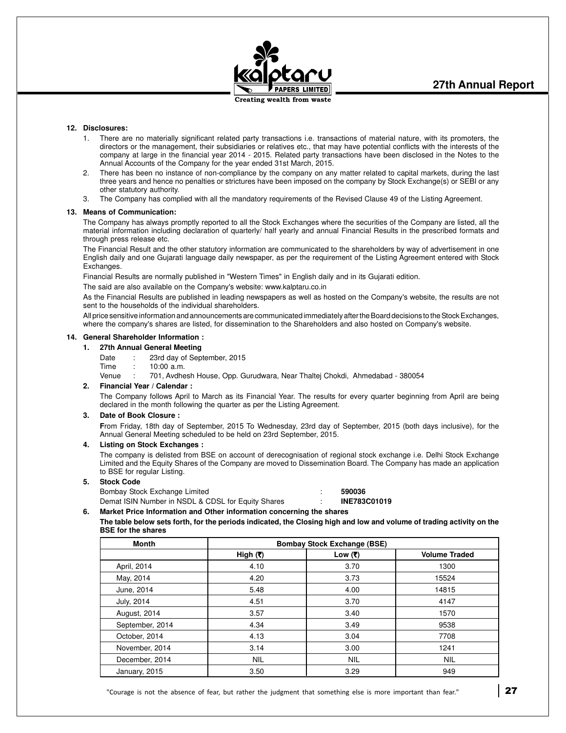**12. Disclosures:**

1. There are no materially significant related party transactions i.e. transactions of material nature, with its promoters, the directors or the management, their subsidiaries or relatives etc., that may have potential conflicts with the interests of the company at large in the financial year 2014 - 2015. Related party transactions have been disclosed in the Notes to the Annual Accounts of the Company for the year ended 31st March, 2015.
2. There has been no instance of non-compliance by the company on any matter related to capital markets, during the last three years and hence no penalties or strictures have been imposed on the company by Stock Exchange(s) or SEBI or any other statutory authority.
3. The Company has complied with all the mandatory requirements of the Revised Clause 49 of the Listing Agreement.

**13. Means of Communication:**

The Company has always promptly reported to all the Stock Exchanges where the securities of the Company are listed, all the material information including declaration of quarterly/ half yearly and annual Financial Results in the prescribed formats and through press release etc.

The Financial Result and the other statutory information are communicated to the shareholders by way of advertisement in one English daily and one Gujarati language daily newspaper, as per the requirement of the Listing Agreement entered with Stock Exchanges.

Financial Results are normally published in "Western Times" in English daily and in its Gujarati edition.

The said are also available on the Company's website: www.kalptaru.co.in

As the Financial Results are published in leading newspapers as well as hosted on the Company's website, the results are not sent to the households of the individual shareholders.

All price sensitive information and announcements are communicated immediately after the Board decisions to the Stock Exchanges, where the company's shares are listed, for dissemination to the Shareholders and also hosted on Company's website.

**14. General Shareholder Information :**

**1. 27th Annual General Meeting**

Date : 23rd day of September, 2015

Time : 10:00 a.m.

Venue : 701, Avdhesh House, Opp. Gurudwara, Near Thaltej Chokdi, Ahmedabad - 380054

**2. Financial Year / Calendar :**

The Company follows April to March as its Financial Year. The results for every quarter beginning from April are being declared in the month following the quarter as per the Listing Agreement.

**3. Date of Book Closure :**

From Friday, 18th day of September, 2015 To Wednesday, 23rd day of September, 2015 (both days inclusive), for the Annual General Meeting scheduled to be held on 23rd September, 2015.

**4. Listing on Stock Exchanges :**

The company is delisted from BSE on account of derecognisation of regional stock exchange i.e. Delhi Stock Exchange Limited and the Equity Shares of the Company are moved to Dissemination Board. The Company has made an application to BSE for regular Listing.

**5. Stock Code**

Bombay Stock Exchange Limited : **590036**

Demat ISIN Number in NSDL & CDSL for Equity Shares : **INE783C01019**

**6. Market Price Information and Other information concerning the shares**

**The table below sets forth, for the periods indicated, the Closing high and low and volume of trading activity on the BSE for the shares**

| Month | Bombay Stock Exchange (BSE) | | |
|---|---|---|---|
| | High (₹) | Low (₹) | Volume Traded |
| April, 2014 | 4.10 | 3.70 | 1300 |
| May, 2014 | 4.20 | 3.73 | 15524 |
| June, 2014 | 5.48 | 4.00 | 14815 |
| July, 2014 | 4.51 | 3.70 | 4147 |
| August, 2014 | 3.57 | 3.40 | 1570 |
| September, 2014 | 4.34 | 3.49 | 9538 |
| October, 2014 | 4.13 | 3.04 | 7708 |
| November, 2014 | 3.14 | 3.00 | 1241 |
| December, 2014 | NIL | NIL | NIL |
| January, 2015 | 3.50 | 3.29 | 949 |

"Courage is not the absence of fear, but rather the judgment that something else is more important than fear."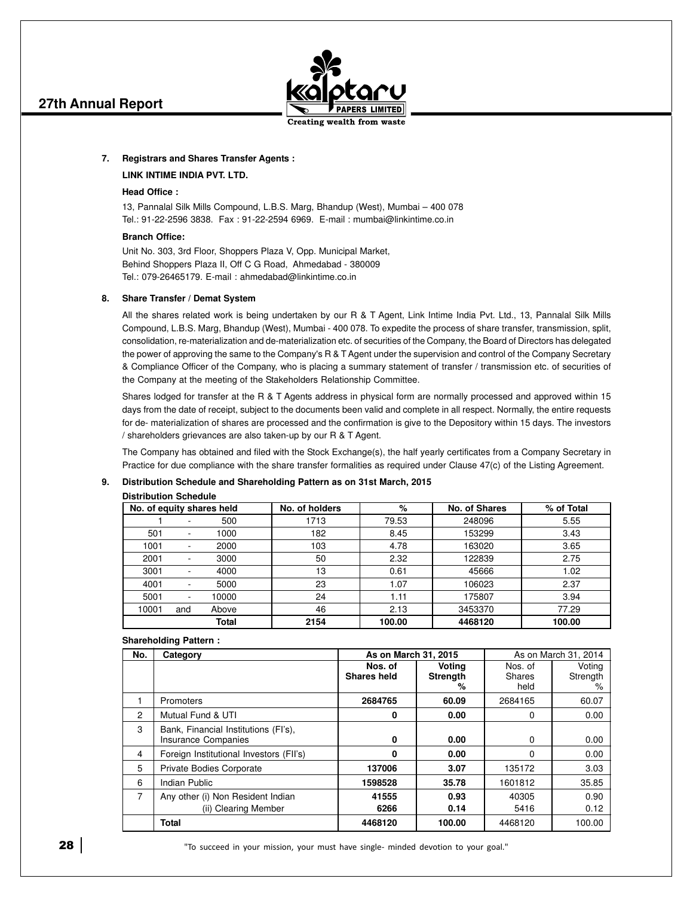**7. Registrars and Shares Transfer Agents :**

**LINK INTIME INDIA PVT. LTD.**

**Head Office :**

13, Pannalal Silk Mills Compound, L.B.S. Marg, Bhandup (West), Mumbai – 400 078
Tel.: 91-22-2596 3838. Fax : 91-22-2594 6969. E-mail : mumbai@linkintime.co.in

**Branch Office:**

Unit No. 303, 3rd Floor, Shoppers Plaza V, Opp. Municipal Market,
Behind Shoppers Plaza II, Off C G Road, Ahmedabad - 380009
Tel.: 079-26465179. E-mail : ahmedabad@linkintime.co.in

**8. Share Transfer / Demat System**

All the shares related work is being undertaken by our R & T Agent, Link Intime India Pvt. Ltd., 13, Pannalal Silk Mills Compound, L.B.S. Marg, Bhandup (West), Mumbai - 400 078. To expedite the process of share transfer, transmission, split, consolidation, re-materialization and de-materialization etc. of securities of the Company, the Board of Directors has delegated the power of approving the same to the Company's R & T Agent under the supervision and control of the Company Secretary & Compliance Officer of the Company, who is placing a summary statement of transfer / transmission etc. of securities of the Company at the meeting of the Stakeholders Relationship Committee.

Shares lodged for transfer at the R & T Agents address in physical form are normally processed and approved within 15 days from the date of receipt, subject to the documents been valid and complete in all respect. Normally, the entire requests for de- materialization of shares are processed and the confirmation is give to the Depository within 15 days. The investors / shareholders grievances are also taken-up by our R & T Agent.

The Company has obtained and filed with the Stock Exchange(s), the half yearly certificates from a Company Secretary in Practice for due compliance with the share transfer formalities as required under Clause 47(c) of the Listing Agreement.

**9. Distribution Schedule and Shareholding Pattern as on 31st March, 2015**

**Distribution Schedule**

| No. of equity shares held | No. of holders | % | No. of Shares | % of Total |
|---|---|---|---|---|
| 1 - 500 | 1713 | 79.53 | 248096 | 5.55 |
| 501 - 1000 | 182 | 8.45 | 153299 | 3.43 |
| 1001 - 2000 | 103 | 4.78 | 163020 | 3.65 |
| 2001 - 3000 | 50 | 2.32 | 122839 | 2.75 |
| 3001 - 4000 | 13 | 0.61 | 45666 | 1.02 |
| 4001 - 5000 | 23 | 1.07 | 106023 | 2.37 |
| 5001 - 10000 | 24 | 1.11 | 175807 | 3.94 |
| 10001 and Above | 46 | 2.13 | 3453370 | 77.29 |
| **Total** | **2154** | **100.00** | **4468120** | **100.00** |

**Shareholding Pattern :**

| No. | Category | As on March 31, 2015 | | As on March 31, 2014 | |
|---|---|---|---|---|---|
| | | Nos. of Shares held | Voting Strength % | Nos. of Shares held | Voting Strength % |
| 1 | Promoters | **2684765** | **60.09** | 2684165 | 60.07 |
| 2 | Mutual Fund & UTI | **0** | **0.00** | 0 | 0.00 |
| 3 | Bank, Financial Institutions (FI's), Insurance Companies | **0** | **0.00** | 0 | 0.00 |
| 4 | Foreign Institutional Investors (FII's) | **0** | **0.00** | 0 | 0.00 |
| 5 | Private Bodies Corporate | **137006** | **3.07** | 135172 | 3.03 |
| 6 | Indian Public | **1598528** | **35.78** | 1601812 | 35.85 |
| 7 | Any other (i) Non Resident Indian | **41555** | **0.93** | 40305 | 0.90 |
| | (ii) Clearing Member | **6266** | **0.14** | 5416 | 0.12 |
| | **Total** | **4468120** | **100.00** | 4468120 | 100.00 |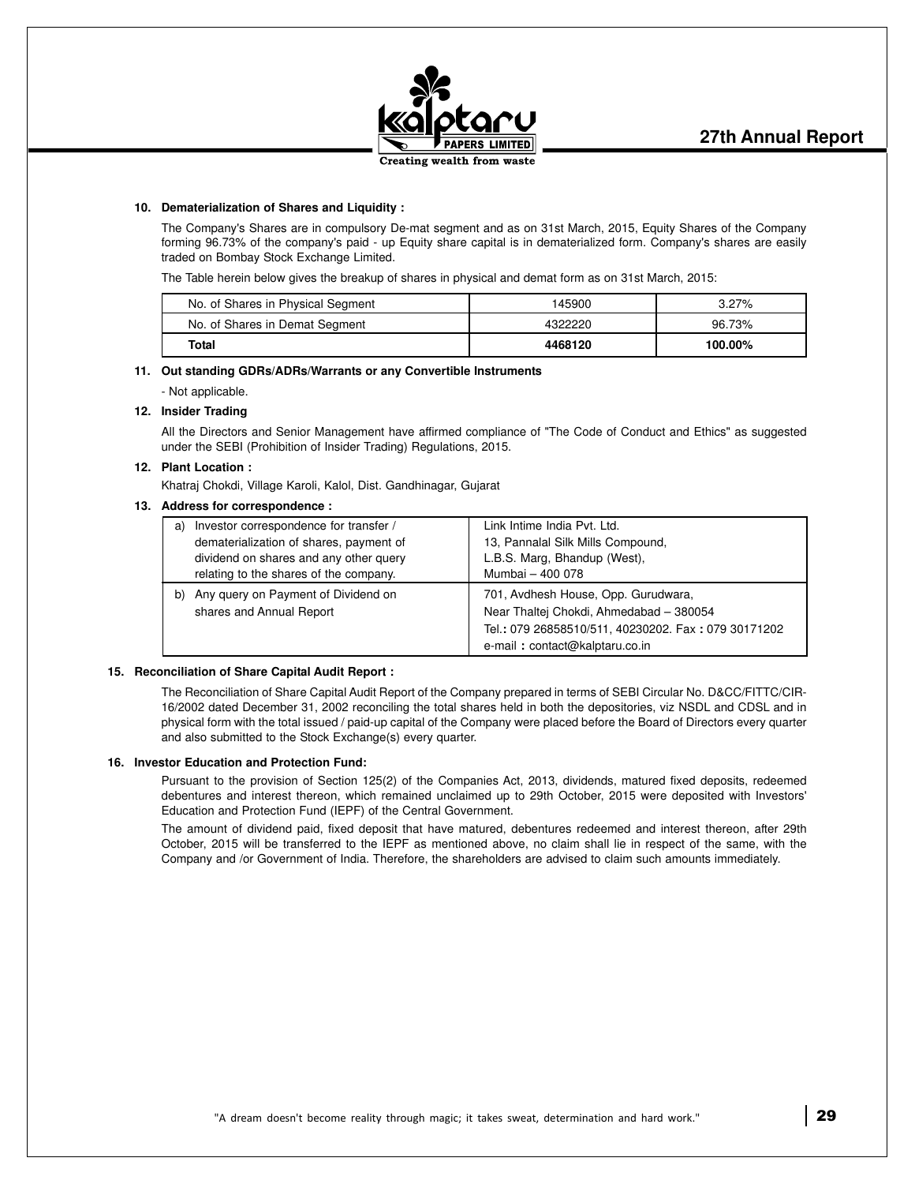**10. Dematerialization of Shares and Liquidity :**

The Company's Shares are in compulsory De-mat segment and as on 31st March, 2015, Equity Shares of the Company forming 96.73% of the company's paid - up Equity share capital is in dematerialized form. Company's shares are easily traded on Bombay Stock Exchange Limited.

The Table herein below gives the breakup of shares in physical and demat form as on 31st March, 2015:

| | | |
|---|---|---|
| No. of Shares in Physical Segment | 145900 | 3.27% |
| No. of Shares in Demat Segment | 4322220 | 96.73% |
| **Total** | **4468120** | **100.00%** |

**11. Out standing GDRs/ADRs/Warrants or any Convertible Instruments**

- Not applicable.

**12. Insider Trading**

All the Directors and Senior Management have affirmed compliance of "The Code of Conduct and Ethics" as suggested under the SEBI (Prohibition of Insider Trading) Regulations, 2015.

**12. Plant Location :**

Khatraj Chokdi, Village Karoli, Kalol, Dist. Gandhinagar, Gujarat

**13. Address for correspondence :**

| | |
|---|---|
| a) Investor correspondence for transfer / dematerialization of shares, payment of dividend on shares and any other query relating to the shares of the company. | Link Intime India Pvt. Ltd. 13, Pannalal Silk Mills Compound, L.B.S. Marg, Bhandup (West), Mumbai – 400 078 |
| b) Any query on Payment of Dividend on shares and Annual Report | 701, Avdhesh House, Opp. Gurudwara, Near Thaltej Chokdi, Ahmedabad – 380054 Tel.: 079 26858510/511, 40230202. Fax : 079 30171202 e-mail : contact@kalptaru.co.in |

**15. Reconciliation of Share Capital Audit Report :**

The Reconciliation of Share Capital Audit Report of the Company prepared in terms of SEBI Circular No. D&CC/FITTC/CIR-16/2002 dated December 31, 2002 reconciling the total shares held in both the depositories, viz NSDL and CDSL and in physical form with the total issued / paid-up capital of the Company were placed before the Board of Directors every quarter and also submitted to the Stock Exchange(s) every quarter.

**16. Investor Education and Protection Fund:**

Pursuant to the provision of Section 125(2) of the Companies Act, 2013, dividends, matured fixed deposits, redeemed debentures and interest thereon, which remained unclaimed up to 29th October, 2015 were deposited with Investors' Education and Protection Fund (IEPF) of the Central Government.

The amount of dividend paid, fixed deposit that have matured, debentures redeemed and interest thereon, after 29th October, 2015 will be transferred to the IEPF as mentioned above, no claim shall lie in respect of the same, with the Company and /or Government of India. Therefore, the shareholders are advised to claim such amounts immediately.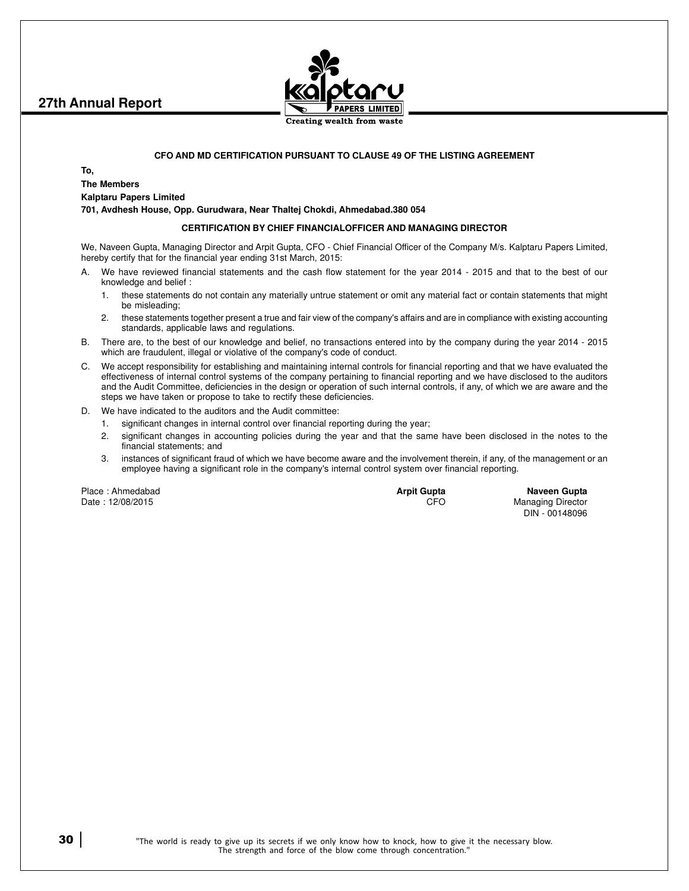## CFO AND MD CERTIFICATION PURSUANT TO CLAUSE 49 OF THE LISTING AGREEMENT

**To,**

**The Members**

**Kalptaru Papers Limited**

**701, Avdhesh House, Opp. Gurudwara, Near Thaltej Chokdi, Ahmedabad.380 054**

### CERTIFICATION BY CHIEF FINANCIALOFFICER AND MANAGING DIRECTOR

We, Naveen Gupta, Managing Director and Arpit Gupta, CFO - Chief Financial Officer of the Company M/s. Kalptaru Papers Limited, hereby certify that for the financial year ending 31st March, 2015:

A. We have reviewed financial statements and the cash flow statement for the year 2014 - 2015 and that to the best of our knowledge and belief :

   1. these statements do not contain any materially untrue statement or omit any material fact or contain statements that might be misleading;
   2. these statements together present a true and fair view of the company's affairs and are in compliance with existing accounting standards, applicable laws and regulations.

B. There are, to the best of our knowledge and belief, no transactions entered into by the company during the year 2014 - 2015 which are fraudulent, illegal or violative of the company's code of conduct.

C. We accept responsibility for establishing and maintaining internal controls for financial reporting and that we have evaluated the effectiveness of internal control systems of the company pertaining to financial reporting and we have disclosed to the auditors and the Audit Committee, deficiencies in the design or operation of such internal controls, if any, of which we are aware and the steps we have taken or propose to take to rectify these deficiencies.

D. We have indicated to the auditors and the Audit committee:

   1. significant changes in internal control over financial reporting during the year;
   2. significant changes in accounting policies during the year and that the same have been disclosed in the notes to the financial statements; and
   3. instances of significant fraud of which we have become aware and the involvement therein, if any, of the management or an employee having a significant role in the company's internal control system over financial reporting.

Place : Ahmedabad
Date : 12/08/2015

**Arpit Gupta**
CFO

**Naveen Gupta**
Managing Director
DIN - 00148096

"The world is ready to give up its secrets if we only know how to knock, how to give it the necessary blow. The strength and force of the blow come through concentration."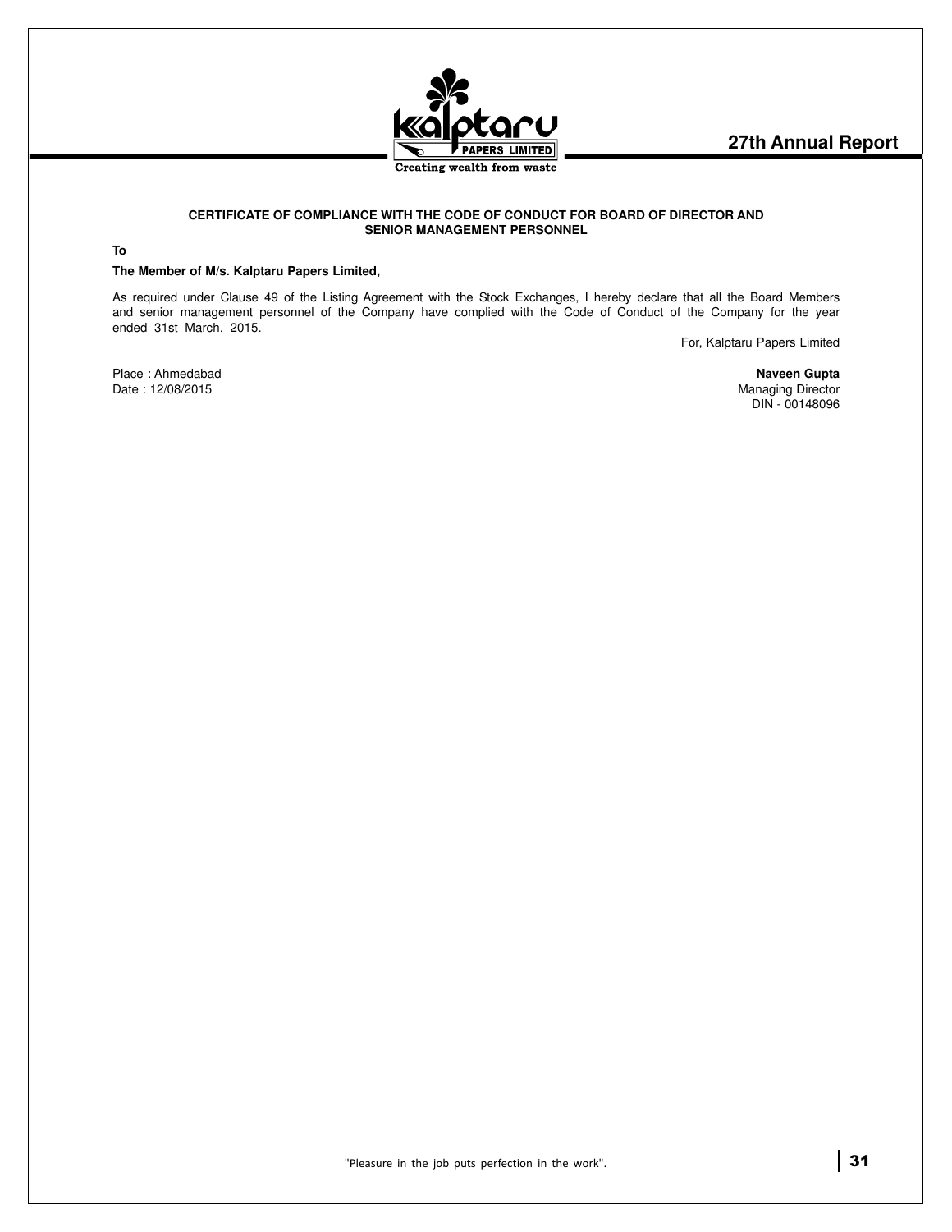### CERTIFICATE OF COMPLIANCE WITH THE CODE OF CONDUCT FOR BOARD OF DIRECTOR AND SENIOR MANAGEMENT PERSONNEL

**To**

**The Member of M/s. Kalptaru Papers Limited,**

As required under Clause 49 of the Listing Agreement with the Stock Exchanges, I hereby declare that all the Board Members and senior management personnel of the Company have complied with the Code of Conduct of the Company for the year ended 31st March, 2015.

For, Kalptaru Papers Limited

Place : Ahmedabad
Date : 12/08/2015

**Naveen Gupta**
Managing Director
DIN - 00148096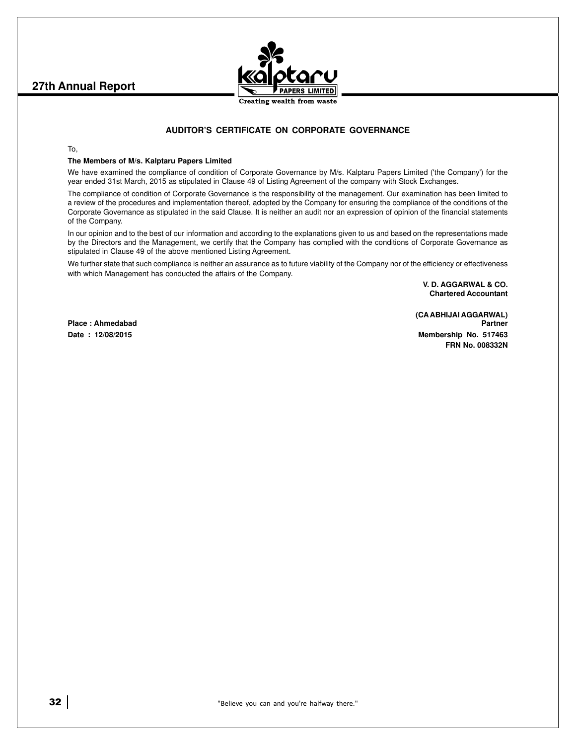## AUDITOR'S CERTIFICATE ON CORPORATE GOVERNANCE

To,

**The Members of M/s. Kalptaru Papers Limited**

We have examined the compliance of condition of Corporate Governance by M/s. Kalptaru Papers Limited ('the Company') for the year ended 31st March, 2015 as stipulated in Clause 49 of Listing Agreement of the company with Stock Exchanges.

The compliance of condition of Corporate Governance is the responsibility of the management. Our examination has been limited to a review of the procedures and implementation thereof, adopted by the Company for ensuring the compliance of the conditions of the Corporate Governance as stipulated in the said Clause. It is neither an audit nor an expression of opinion of the financial statements of the Company.

In our opinion and to the best of our information and according to the explanations given to us and based on the representations made by the Directors and the Management, we certify that the Company has complied with the conditions of Corporate Governance as stipulated in Clause 49 of the above mentioned Listing Agreement.

We further state that such compliance is neither an assurance as to future viability of the Company nor of the efficiency or effectiveness with which Management has conducted the affairs of the Company.

**V. D. AGGARWAL & CO.**
**Chartered Accountant**

**(CA ABHIJAI AGGARWAL)**
**Partner**
**Membership No. 517463**
**FRN No. 008332N**

**Place : Ahmedabad**
**Date : 12/08/2015**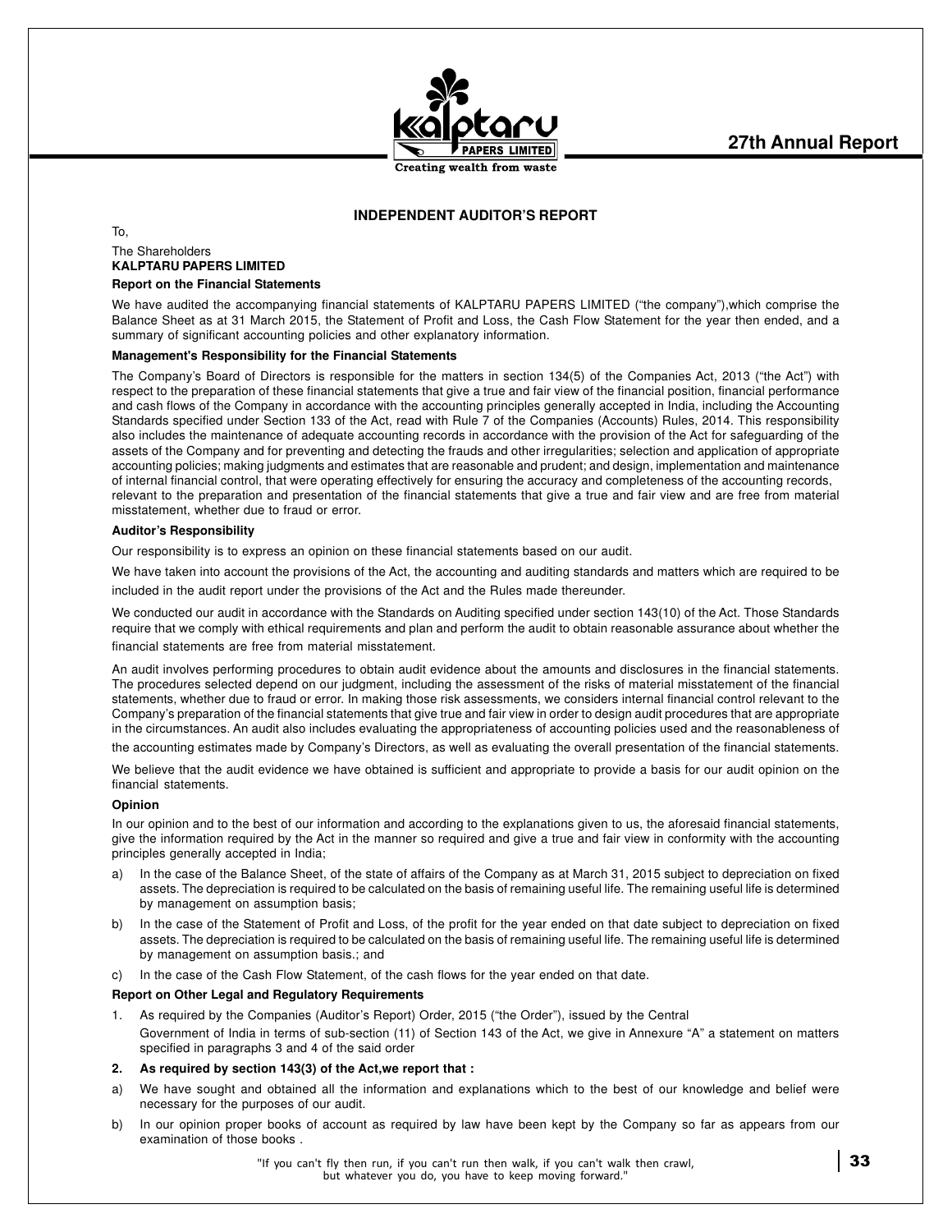# INDEPENDENT AUDITOR'S REPORT

To,

The Shareholders
**KALPTARU PAPERS LIMITED**

**Report on the Financial Statements**

We have audited the accompanying financial statements of KALPTARU PAPERS LIMITED ("the company"),which comprise the Balance Sheet as at 31 March 2015, the Statement of Profit and Loss, the Cash Flow Statement for the year then ended, and a summary of significant accounting policies and other explanatory information.

**Management's Responsibility for the Financial Statements**

The Company's Board of Directors is responsible for the matters in section 134(5) of the Companies Act, 2013 ("the Act") with respect to the preparation of these financial statements that give a true and fair view of the financial position, financial performance and cash flows of the Company in accordance with the accounting principles generally accepted in India, including the Accounting Standards specified under Section 133 of the Act, read with Rule 7 of the Companies (Accounts) Rules, 2014. This responsibility also includes the maintenance of adequate accounting records in accordance with the provision of the Act for safeguarding of the assets of the Company and for preventing and detecting the frauds and other irregularities; selection and application of appropriate accounting policies; making judgments and estimates that are reasonable and prudent; and design, implementation and maintenance of internal financial control, that were operating effectively for ensuring the accuracy and completeness of the accounting records, relevant to the preparation and presentation of the financial statements that give a true and fair view and are free from material misstatement, whether due to fraud or error.

**Auditor's Responsibility**

Our responsibility is to express an opinion on these financial statements based on our audit.

We have taken into account the provisions of the Act, the accounting and auditing standards and matters which are required to be included in the audit report under the provisions of the Act and the Rules made thereunder.

We conducted our audit in accordance with the Standards on Auditing specified under section 143(10) of the Act. Those Standards require that we comply with ethical requirements and plan and perform the audit to obtain reasonable assurance about whether the financial statements are free from material misstatement.

An audit involves performing procedures to obtain audit evidence about the amounts and disclosures in the financial statements. The procedures selected depend on our judgment, including the assessment of the risks of material misstatement of the financial statements, whether due to fraud or error. In making those risk assessments, we considers internal financial control relevant to the Company's preparation of the financial statements that give true and fair view in order to design audit procedures that are appropriate in the circumstances. An audit also includes evaluating the appropriateness of accounting policies used and the reasonableness of the accounting estimates made by Company's Directors, as well as evaluating the overall presentation of the financial statements.

We believe that the audit evidence we have obtained is sufficient and appropriate to provide a basis for our audit opinion on the financial statements.

**Opinion**

In our opinion and to the best of our information and according to the explanations given to us, the aforesaid financial statements, give the information required by the Act in the manner so required and give a true and fair view in conformity with the accounting principles generally accepted in India;

a) In the case of the Balance Sheet, of the state of affairs of the Company as at March 31, 2015 subject to depreciation on fixed assets. The depreciation is required to be calculated on the basis of remaining useful life. The remaining useful life is determined by management on assumption basis;

b) In the case of the Statement of Profit and Loss, of the profit for the year ended on that date subject to depreciation on fixed assets. The depreciation is required to be calculated on the basis of remaining useful life. The remaining useful life is determined by management on assumption basis.; and

c) In the case of the Cash Flow Statement, of the cash flows for the year ended on that date.

**Report on Other Legal and Regulatory Requirements**

1. As required by the Companies (Auditor's Report) Order, 2015 ("the Order"), issued by the Central Government of India in terms of sub-section (11) of Section 143 of the Act, we give in Annexure "A" a statement on matters specified in paragraphs 3 and 4 of the said order

**2. As required by section 143(3) of the Act,we report that :**

a) We have sought and obtained all the information and explanations which to the best of our knowledge and belief were necessary for the purposes of our audit.

b) In our opinion proper books of account as required by law have been kept by the Company so far as appears from our examination of those books .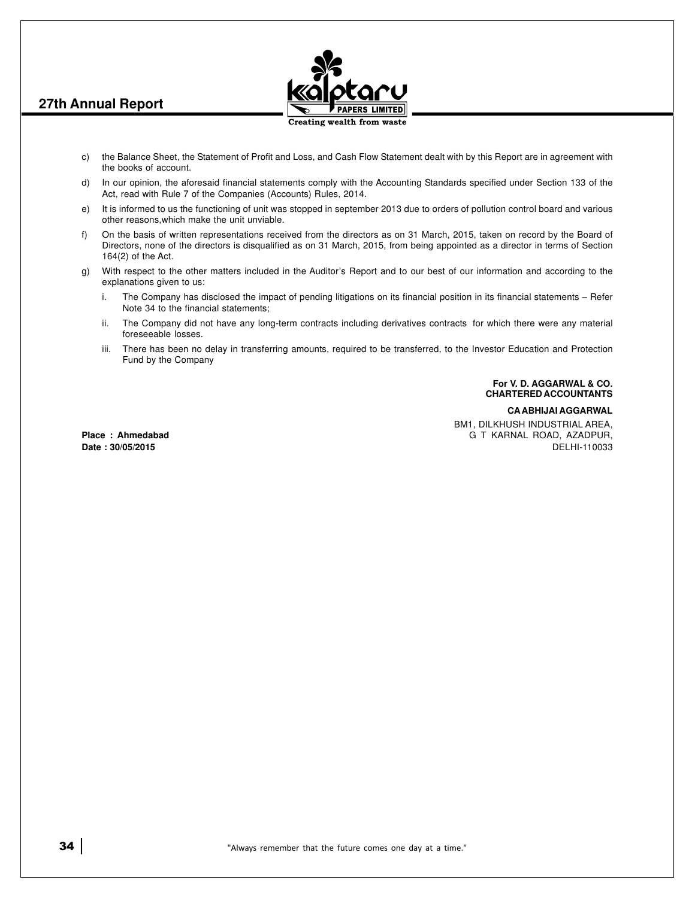c) the Balance Sheet, the Statement of Profit and Loss, and Cash Flow Statement dealt with by this Report are in agreement with the books of account.

d) In our opinion, the aforesaid financial statements comply with the Accounting Standards specified under Section 133 of the Act, read with Rule 7 of the Companies (Accounts) Rules, 2014.

e) It is informed to us the functioning of unit was stopped in september 2013 due to orders of pollution control board and various other reasons,which make the unit unviable.

f) On the basis of written representations received from the directors as on 31 March, 2015, taken on record by the Board of Directors, none of the directors is disqualified as on 31 March, 2015, from being appointed as a director in terms of Section 164(2) of the Act.

g) With respect to the other matters included in the Auditor's Report and to our best of our information and according to the explanations given to us:

   i. The Company has disclosed the impact of pending litigations on its financial position in its financial statements – Refer Note 34 to the financial statements;

   ii. The Company did not have any long-term contracts including derivatives contracts for which there were any material foreseeable losses.

   iii. There has been no delay in transferring amounts, required to be transferred, to the Investor Education and Protection Fund by the Company

**For V. D. AGGARWAL & CO.**
**CHARTERED ACCOUNTANTS**

**CA ABHIJAI AGGARWAL**

BM1, DILKHUSH INDUSTRIAL AREA,
G T KARNAL ROAD, AZADPUR,
DELHI-110033

**Place : Ahmedabad**
**Date : 30/05/2015**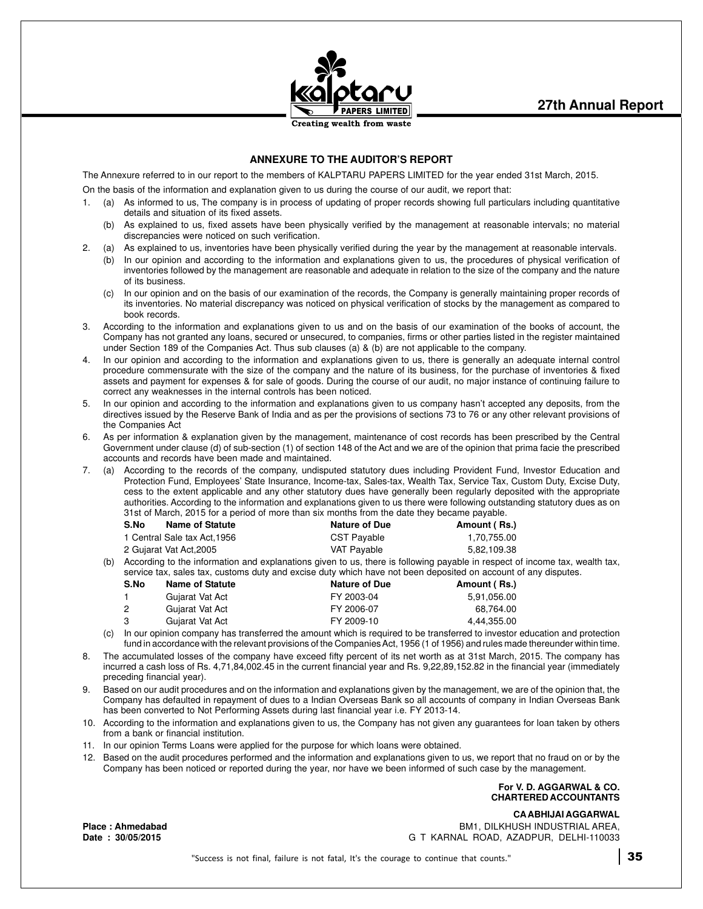## ANNEXURE TO THE AUDITOR'S REPORT

The Annexure referred to in our report to the members of KALPTARU PAPERS LIMITED for the year ended 31st March, 2015.

On the basis of the information and explanation given to us during the course of our audit, we report that:

1. (a) As informed to us, The company is in process of updating of proper records showing full particulars including quantitative details and situation of its fixed assets.

   (b) As explained to us, fixed assets have been physically verified by the management at reasonable intervals; no material discrepancies were noticed on such verification.

2. (a) As explained to us, inventories have been physically verified during the year by the management at reasonable intervals.

   (b) In our opinion and according to the information and explanations given to us, the procedures of physical verification of inventories followed by the management are reasonable and adequate in relation to the size of the company and the nature of its business.

   (c) In our opinion and on the basis of our examination of the records, the Company is generally maintaining proper records of its inventories. No material discrepancy was noticed on physical verification of stocks by the management as compared to book records.

3. According to the information and explanations given to us and on the basis of our examination of the books of account, the Company has not granted any loans, secured or unsecured, to companies, firms or other parties listed in the register maintained under Section 189 of the Companies Act. Thus sub clauses (a) & (b) are not applicable to the company.

4. In our opinion and according to the information and explanations given to us, there is generally an adequate internal control procedure commensurate with the size of the company and the nature of its business, for the purchase of inventories & fixed assets and payment for expenses & for sale of goods. During the course of our audit, no major instance of continuing failure to correct any weaknesses in the internal controls has been noticed.

5. In our opinion and according to the information and explanations given to us company hasn't accepted any deposits, from the directives issued by the Reserve Bank of India and as per the provisions of sections 73 to 76 or any other relevant provisions of the Companies Act

6. As per information & explanation given by the management, maintenance of cost records has been prescribed by the Central Government under clause (d) of sub-section (1) of section 148 of the Act and we are of the opinion that prima facie the prescribed accounts and records have been made and maintained.

7. (a) According to the records of the company, undisputed statutory dues including Provident Fund, Investor Education and Protection Fund, Employees' State Insurance, Income-tax, Sales-tax, Wealth Tax, Service Tax, Custom Duty, Excise Duty, cess to the extent applicable and any other statutory dues have generally been regularly deposited with the appropriate authorities. According to the information and explanations given to us there were following outstanding statutory dues as on 31st of March, 2015 for a period of more than six months from the date they became payable.

| S.No | Name of Statute | Nature of Due | Amount ( Rs.) |
|---|---|---|---|
| 1 | Central Sale tax Act,1956 | CST Payable | 1,70,755.00 |
| 2 | Gujarat Vat Act,2005 | VAT Payable | 5,82,109.38 |

   (b) According to the information and explanations given to us, there is following payable in respect of income tax, wealth tax, service tax, sales tax, customs duty and excise duty which have not been deposited on account of any disputes.

| S.No | Name of Statute | Nature of Due | Amount ( Rs.) |
|---|---|---|---|
| 1 | Gujarat Vat Act | FY 2003-04 | 5,91,056.00 |
| 2 | Gujarat Vat Act | FY 2006-07 | 68,764.00 |
| 3 | Gujarat Vat Act | FY 2009-10 | 4,44,355.00 |

   (c) In our opinion company has transferred the amount which is required to be transferred to investor education and protection fund in accordance with the relevant provisions of the Companies Act, 1956 (1 of 1956) and rules made thereunder within time.

8. The accumulated losses of the company have exceed fifty percent of its net worth as at 31st March, 2015. The company has incurred a cash loss of Rs. 4,71,84,002.45 in the current financial year and Rs. 9,22,89,152.82 in the financial year (immediately preceding financial year).

9. Based on our audit procedures and on the information and explanations given by the management, we are of the opinion that, the Company has defaulted in repayment of dues to a Indian Overseas Bank so all accounts of company in Indian Overseas Bank has been converted to Not Performing Assets during last financial year i.e. FY 2013-14.

10. According to the information and explanations given to us, the Company has not given any guarantees for loan taken by others from a bank or financial institution.

11. In our opinion Terms Loans were applied for the purpose for which loans were obtained.

12. Based on the audit procedures performed and the information and explanations given to us, we report that no fraud on or by the Company has been noticed or reported during the year, nor have we been informed of such case by the management.

**For V. D. AGGARWAL & CO.**
**CHARTERED ACCOUNTANTS**

**CA ABHIJAI AGGARWAL**
BM1, DILKHUSH INDUSTRIAL AREA,
G T KARNAL ROAD, AZADPUR, DELHI-110033

**Place : Ahmedabad**
**Date : 30/05/2015**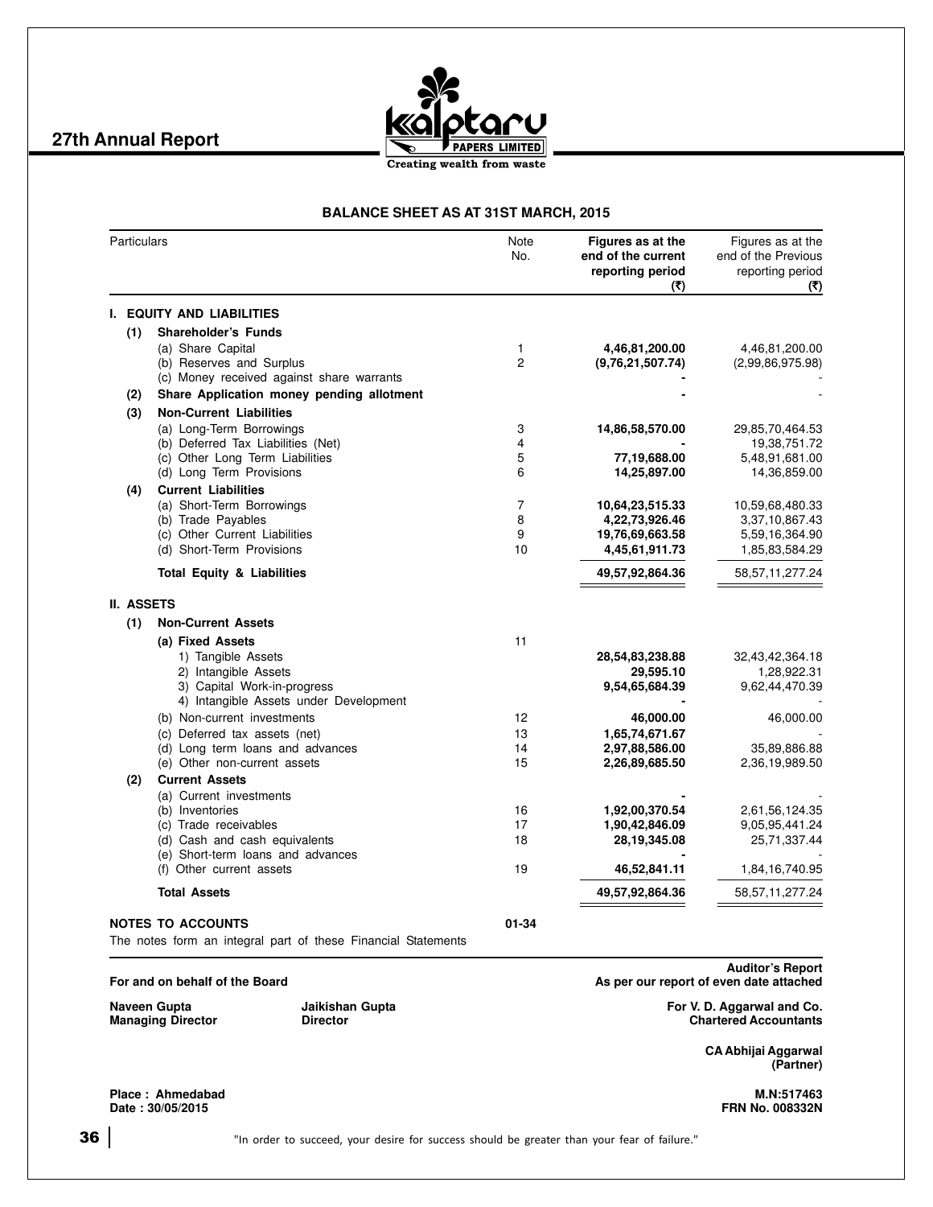## BALANCE SHEET AS AT 31ST MARCH, 2015

| Particulars | Note No. | Figures as at the end of the current reporting period (₹) | Figures as at the end of the Previous reporting period (₹) |
|---|---|---|---|
| **I. EQUITY AND LIABILITIES** | | | |
| **(1) Shareholder's Funds** | | | |
| (a) Share Capital | 1 | **4,46,81,200.00** | 4,46,81,200.00 |
| (b) Reserves and Surplus | 2 | **(9,76,21,507.74)** | (2,99,86,975.98) |
| (c) Money received against share warrants | | **-** | - |
| **(2) Share Application money pending allotment** | | **-** | - |
| **(3) Non-Current Liabilities** | | | |
| (a) Long-Term Borrowings | 3 | **14,86,58,570.00** | 29,85,70,464.53 |
| (b) Deferred Tax Liabilities (Net) | 4 | **-** | 19,38,751.72 |
| (c) Other Long Term Liabilities | 5 | **77,19,688.00** | 5,48,91,681.00 |
| (d) Long Term Provisions | 6 | **14,25,897.00** | 14,36,859.00 |
| **(4) Current Liabilities** | | | |
| (a) Short-Term Borrowings | 7 | **10,64,23,515.33** | 10,59,68,480.33 |
| (b) Trade Payables | 8 | **4,22,73,926.46** | 3,37,10,867.43 |
| (c) Other Current Liabilities | 9 | **19,76,69,663.58** | 5,59,16,364.90 |
| (d) Short-Term Provisions | 10 | **4,45,61,911.73** | 1,85,83,584.29 |
| **Total Equity & Liabilities** | | **49,57,92,864.36** | 58,57,11,277.24 |
| **II. ASSETS** | | | |
| **(1) Non-Current Assets** | | | |
| **(a) Fixed Assets** | 11 | | |
| 1) Tangible Assets | | **28,54,83,238.88** | 32,43,42,364.18 |
| 2) Intangible Assets | | **29,595.10** | 1,28,922.31 |
| 3) Capital Work-in-progress | | **9,54,65,684.39** | 9,62,44,470.39 |
| 4) Intangible Assets under Development | | **-** | - |
| (b) Non-current investments | 12 | **46,000.00** | 46,000.00 |
| (c) Deferred tax assets (net) | 13 | **1,65,74,671.67** | - |
| (d) Long term loans and advances | 14 | **2,97,88,586.00** | 35,89,886.88 |
| (e) Other non-current assets | 15 | **2,26,89,685.50** | 2,36,19,989.50 |
| **(2) Current Assets** | | | |
| (a) Current investments | | **-** | - |
| (b) Inventories | 16 | **1,92,00,370.54** | 2,61,56,124.35 |
| (c) Trade receivables | 17 | **1,90,42,846.09** | 9,05,95,441.24 |
| (d) Cash and cash equivalents | 18 | **28,19,345.08** | 25,71,337.44 |
| (e) Short-term loans and advances | | **-** | - |
| (f) Other current assets | 19 | **46,52,841.11** | 1,84,16,740.95 |
| **Total Assets** | | **49,57,92,864.36** | 58,57,11,277.24 |
| **NOTES TO ACCOUNTS** | **01-34** | | |

The notes form an integral part of these Financial Statements

**For and on behalf of the Board**

**Naveen Gupta**
**Managing Director**

**Jaikishan Gupta**
**Director**

**Auditor's Report**
**As per our report of even date attached**

**For V. D. Aggarwal and Co.**
**Chartered Accountants**

**CA Abhijai Aggarwal**
**(Partner)**

**M.N:517463**
**FRN No. 008332N**

**Place : Ahmedabad**
**Date : 30/05/2015**

"In order to succeed, your desire for success should be greater than your fear of failure."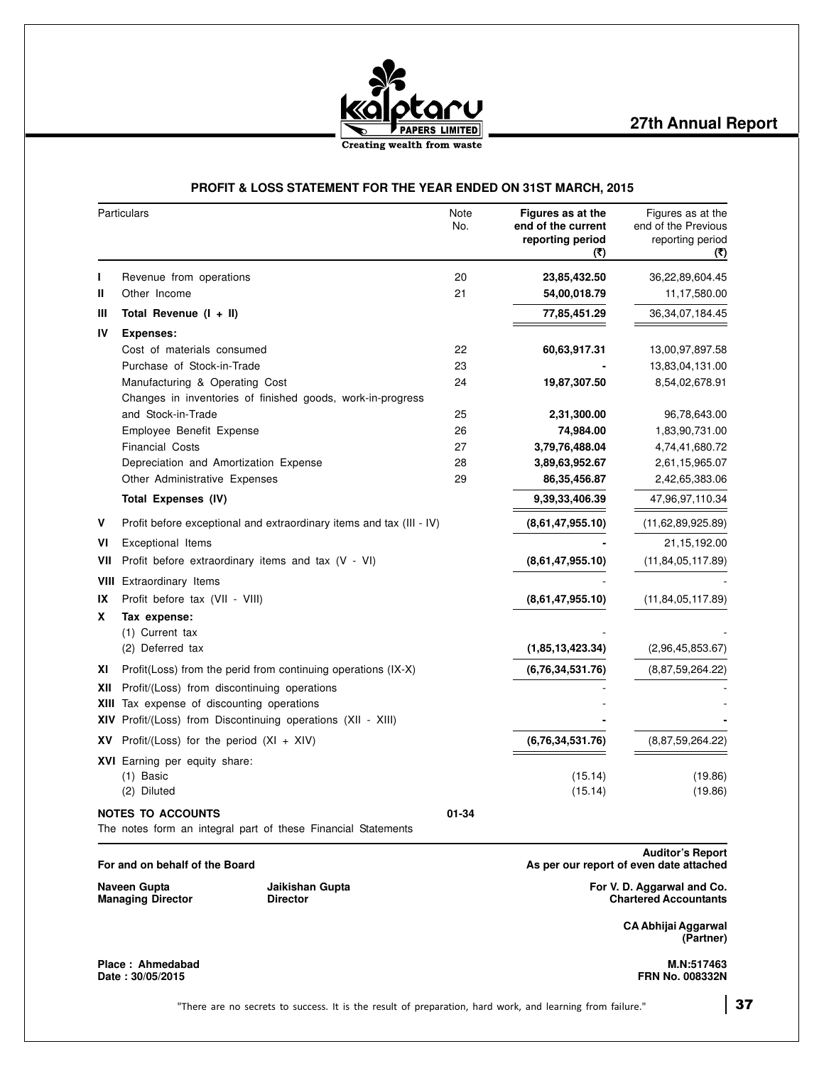Creating wealth from waste

# PROFIT & LOSS STATEMENT FOR THE YEAR ENDED ON 31ST MARCH, 2015

| | Particulars | Note No. | Figures as at the end of the current reporting period (₹) | Figures as at the end of the Previous reporting period (₹) |
|---|---|---|---|---|
| I | Revenue from operations | 20 | **23,85,432.50** | 36,22,89,604.45 |
| II | Other Income | 21 | **54,00,018.79** | 11,17,580.00 |
| III | **Total Revenue (I + II)** | | **77,85,451.29** | 36,34,07,184.45 |
| IV | **Expenses:** | | | |
| | Cost of materials consumed | 22 | **60,63,917.31** | 13,00,97,897.58 |
| | Purchase of Stock-in-Trade | 23 | **-** | 13,83,04,131.00 |
| | Manufacturing & Operating Cost | 24 | **19,87,307.50** | 8,54,02,678.91 |
| | Changes in inventories of finished goods, work-in-progress and Stock-in-Trade | 25 | **2,31,300.00** | 96,78,643.00 |
| | Employee Benefit Expense | 26 | **74,984.00** | 1,83,90,731.00 |
| | Financial Costs | 27 | **3,79,76,488.04** | 4,74,41,680.72 |
| | Depreciation and Amortization Expense | 28 | **3,89,63,952.67** | 2,61,15,965.07 |
| | Other Administrative Expenses | 29 | **86,35,456.87** | 2,42,65,383.06 |
| | **Total Expenses (IV)** | | **9,39,33,406.39** | 47,96,97,110.34 |
| V | Profit before exceptional and extraordinary items and tax (III - IV) | | **(8,61,47,955.10)** | (11,62,89,925.89) |
| VI | Exceptional Items | | **-** | 21,15,192.00 |
| VII | Profit before extraordinary items and tax (V - VI) | | **(8,61,47,955.10)** | (11,84,05,117.89) |
| VIII | Extraordinary Items | | - | - |
| IX | Profit before tax (VII - VIII) | | **(8,61,47,955.10)** | (11,84,05,117.89) |
| X | **Tax expense:** | | | |
| | (1) Current tax | | - | - |
| | (2) Deferred tax | | **(1,85,13,423.34)** | (2,96,45,853.67) |
| XI | Profit(Loss) from the perid from continuing operations (IX-X) | | **(6,76,34,531.76)** | (8,87,59,264.22) |
| XII | Profit/(Loss) from discontinuing operations | | - | - |
| XIII | Tax expense of discounting operations | | - | - |
| XIV | Profit/(Loss) from Discontinuing operations (XII - XIII) | | **-** | **-** |
| XV | Profit/(Loss) for the period (XI + XIV) | | **(6,76,34,531.76)** | (8,87,59,264.22) |
| XVI | Earning per equity share: | | | |
| | (1) Basic | | (15.14) | (19.86) |
| | (2) Diluted | | (15.14) | (19.86) |

**NOTES TO ACCOUNTS** 01-34

The notes form an integral part of these Financial Statements

**For and on behalf of the Board**

**Naveen Gupta**
**Managing Director**

**Jaikishan Gupta**
**Director**

**Auditor's Report**
**As per our report of even date attached**

**For V. D. Aggarwal and Co.**
**Chartered Accountants**

**CA Abhijai Aggarwal**
**(Partner)**

**M.N:517463**
**FRN No. 008332N**

**Place : Ahmedabad**
**Date : 30/05/2015**

"There are no secrets to success. It is the result of preparation, hard work, and learning from failure."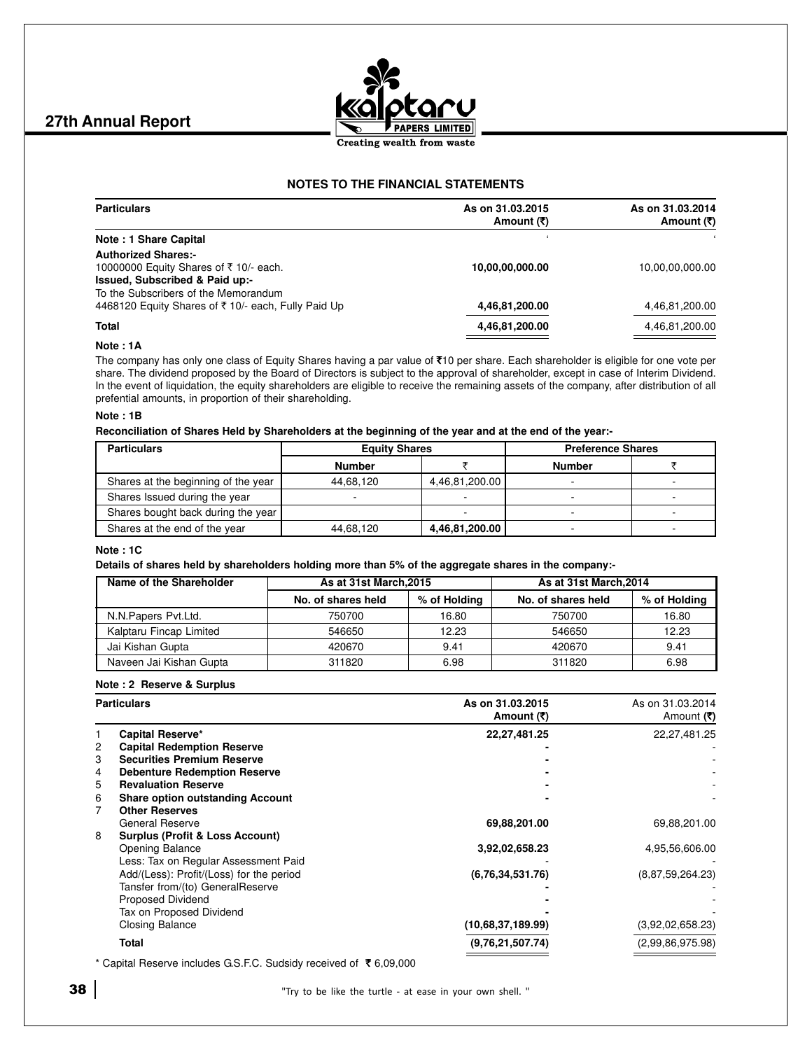## NOTES TO THE FINANCIAL STATEMENTS

| Particulars | As on 31.03.2015 Amount (₹) | As on 31.03.2014 Amount (₹) |
|---|---|---|
| **Note : 1 Share Capital** | | |
| **Authorized Shares:-** | | |
| 10000000 Equity Shares of ₹ 10/- each. | **10,00,00,000.00** | 10,00,00,000.00 |
| **Issued, Subscribed & Paid up:-** | | |
| To the Subscribers of the Memorandum | | |
| 4468120 Equity Shares of ₹ 10/- each, Fully Paid Up | **4,46,81,200.00** | 4,46,81,200.00 |
| **Total** | **4,46,81,200.00** | 4,46,81,200.00 |

**Note : 1A**

The company has only one class of Equity Shares having a par value of ₹10 per share. Each shareholder is eligible for one vote per share. The dividend proposed by the Board of Directors is subject to the approval of shareholder, except in case of Interim Dividend. In the event of liquidation, the equity shareholders are eligible to receive the remaining assets of the company, after distribution of all prefential amounts, in proportion of their shareholding.

**Note : 1B**

**Reconciliation of Shares Held by Shareholders at the beginning of the year and at the end of the year:-**

| Particulars | Equity Shares | | Preference Shares | |
|---|---|---|---|---|
| | Number | ₹ | Number | ₹ |
| Shares at the beginning of the year | 44,68,120 | 4,46,81,200.00 | - | - |
| Shares Issued during the year | - | - | - | - |
| Shares bought back during the year | | - | - | - |
| Shares at the end of the year | 44,68,120 | **4,46,81,200.00** | - | - |

**Note : 1C**

**Details of shares held by shareholders holding more than 5% of the aggregate shares in the company:-**

| Name of the Shareholder | As at 31st March,2015 | | As at 31st March,2014 | |
|---|---|---|---|---|
| | No. of shares held | % of Holding | No. of shares held | % of Holding |
| N.N.Papers Pvt.Ltd. | 750700 | 16.80 | 750700 | 16.80 |
| Kalptaru Fincap Limited | 546650 | 12.23 | 546650 | 12.23 |
| Jai Kishan Gupta | 420670 | 9.41 | 420670 | 9.41 |
| Naveen Jai Kishan Gupta | 311820 | 6.98 | 311820 | 6.98 |

**Note : 2 Reserve & Surplus**

| | Particulars | As on 31.03.2015 Amount (₹) | As on 31.03.2014 Amount (₹) |
|---|---|---|---|
| 1 | **Capital Reserve*** | **22,27,481.25** | 22,27,481.25 |
| 2 | **Capital Redemption Reserve** | **-** | - |
| 3 | **Securities Premium Reserve** | **-** | - |
| 4 | **Debenture Redemption Reserve** | **-** | - |
| 5 | **Revaluation Reserve** | **-** | - |
| 6 | **Share option outstanding Account** | **-** | - |
| 7 | **Other Reserves** | | |
| | General Reserve | **69,88,201.00** | 69,88,201.00 |
| 8 | **Surplus (Profit & Loss Account)** | | |
| | Opening Balance | **3,92,02,658.23** | 4,95,56,606.00 |
| | Less: Tax on Regular Assessment Paid | - | - |
| | Add/(Less): Profit/(Loss) for the period | **(6,76,34,531.76)** | (8,87,59,264.23) |
| | Tansfer from/(to) GeneralReserve | **-** | - |
| | Proposed Dividend | **-** | - |
| | Tax on Proposed Dividend | **-** | - |
| | Closing Balance | **(10,68,37,189.99)** | (3,92,02,658.23) |
| | **Total** | **(9,76,21,507.74)** | (2,99,86,975.98) |

\* Capital Reserve includes G.S.F.C. Sudsidy received of ₹ 6,09,000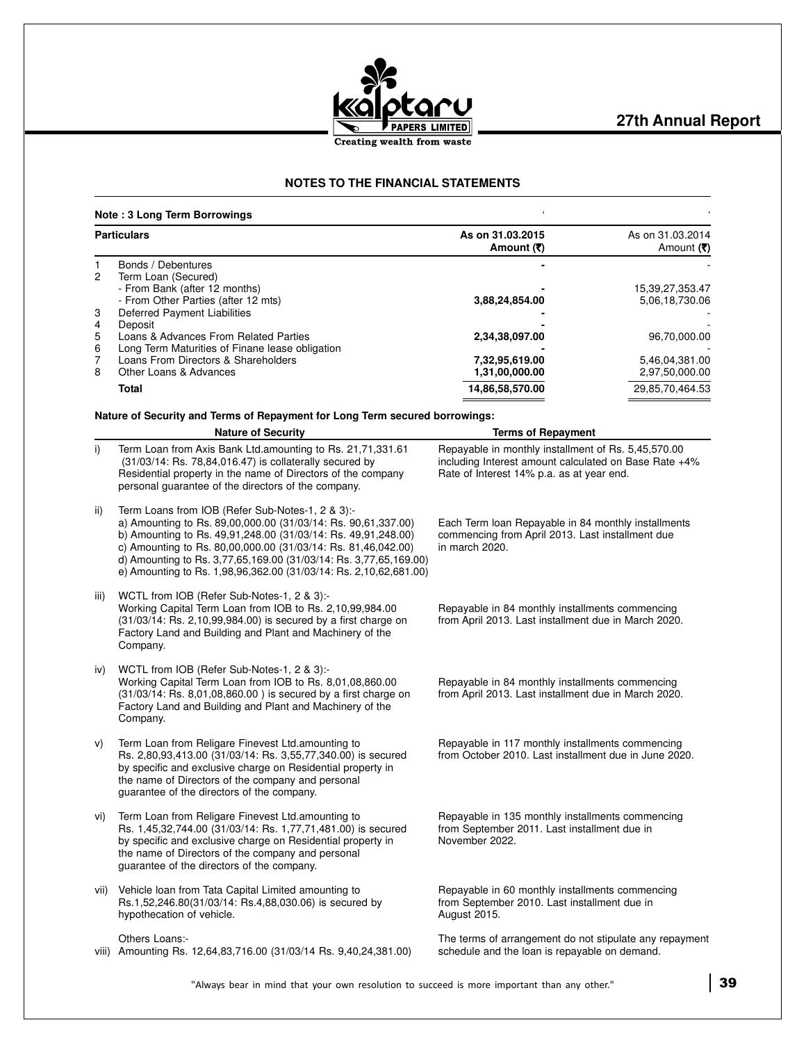## NOTES TO THE FINANCIAL STATEMENTS

### Note : 3 Long Term Borrowings

| | Particulars | As on 31.03.2015 Amount (₹) | As on 31.03.2014 Amount (₹) |
|---|---|---|---|
| 1 | Bonds / Debentures | **-** | - |
| 2 | Term Loan (Secured) | | |
| | - From Bank (after 12 months) | **-** | 15,39,27,353.47 |
| | - From Other Parties (after 12 mts) | **3,88,24,854.00** | 5,06,18,730.06 |
| 3 | Deferred Payment Liabilities | **-** | - |
| 4 | Deposit | **-** | - |
| 5 | Loans & Advances From Related Parties | **2,34,38,097.00** | 96,70,000.00 |
| 6 | Long Term Maturities of Finane lease obligation | **-** | - |
| 7 | Loans From Directors & Shareholders | **7,32,95,619.00** | 5,46,04,381.00 |
| 8 | Other Loans & Advances | **1,31,00,000.00** | 2,97,50,000.00 |
| | **Total** | **14,86,58,570.00** | 29,85,70,464.53 |

**Nature of Security and Terms of Repayment for Long Term secured borrowings:**

| | Nature of Security | Terms of Repayment |
|---|---|---|
| i) | Term Loan from Axis Bank Ltd.amounting to Rs. 21,71,331.61 (31/03/14: Rs. 78,84,016.47) is collaterally secured by Residential property in the name of Directors of the company personal guarantee of the directors of the company. | Repayable in monthly installment of Rs. 5,45,570.00 including Interest amount calculated on Base Rate +4% Rate of Interest 14% p.a. as at year end. |
| ii) | Term Loans from IOB (Refer Sub-Notes-1, 2 & 3):-<br>a) Amounting to Rs. 89,00,000.00 (31/03/14: Rs. 90,61,337.00)<br>b) Amounting to Rs. 49,91,248.00 (31/03/14: Rs. 49,91,248.00)<br>c) Amounting to Rs. 80,00,000.00 (31/03/14: Rs. 81,46,042.00)<br>d) Amounting to Rs. 3,77,65,169.00 (31/03/14: Rs. 3,77,65,169.00)<br>e) Amounting to Rs. 1,98,96,362.00 (31/03/14: Rs. 2,10,62,681.00) | Each Term loan Repayable in 84 monthly installments commencing from April 2013. Last installment due in march 2020. |
| iii) | WCTL from IOB (Refer Sub-Notes-1, 2 & 3):-<br>Working Capital Term Loan from IOB to Rs. 2,10,99,984.00 (31/03/14: Rs. 2,10,99,984.00) is secured by a first charge on Factory Land and Building and Plant and Machinery of the Company. | Repayable in 84 monthly installments commencing from April 2013. Last installment due in March 2020. |
| iv) | WCTL from IOB (Refer Sub-Notes-1, 2 & 3):-<br>Working Capital Term Loan from IOB to Rs. 8,01,08,860.00 (31/03/14: Rs. 8,01,08,860.00 ) is secured by a first charge on Factory Land and Building and Plant and Machinery of the Company. | Repayable in 84 monthly installments commencing from April 2013. Last installment due in March 2020. |
| v) | Term Loan from Religare Finevest Ltd.amounting to Rs. 2,80,93,413.00 (31/03/14: Rs. 3,55,77,340.00) is secured by specific and exclusive charge on Residential property in the name of Directors of the company and personal guarantee of the directors of the company. | Repayable in 117 monthly installments commencing from October 2010. Last installment due in June 2020. |
| vi) | Term Loan from Religare Finevest Ltd.amounting to Rs. 1,45,32,744.00 (31/03/14: Rs. 1,77,71,481.00) is secured by specific and exclusive charge on Residential property in the name of Directors of the company and personal guarantee of the directors of the company. | Repayable in 135 monthly installments commencing from September 2011. Last installment due in November 2022. |
| vii) | Vehicle loan from Tata Capital Limited amounting to Rs.1,52,246.80(31/03/14: Rs.4,88,030.06) is secured by hypothecation of vehicle. | Repayable in 60 monthly installments commencing from September 2010. Last installment due in August 2015. |
| viii) | Others Loans:-<br>Amounting Rs. 12,64,83,716.00 (31/03/14 Rs. 9,40,24,381.00) | The terms of arrangement do not stipulate any repayment schedule and the loan is repayable on demand. |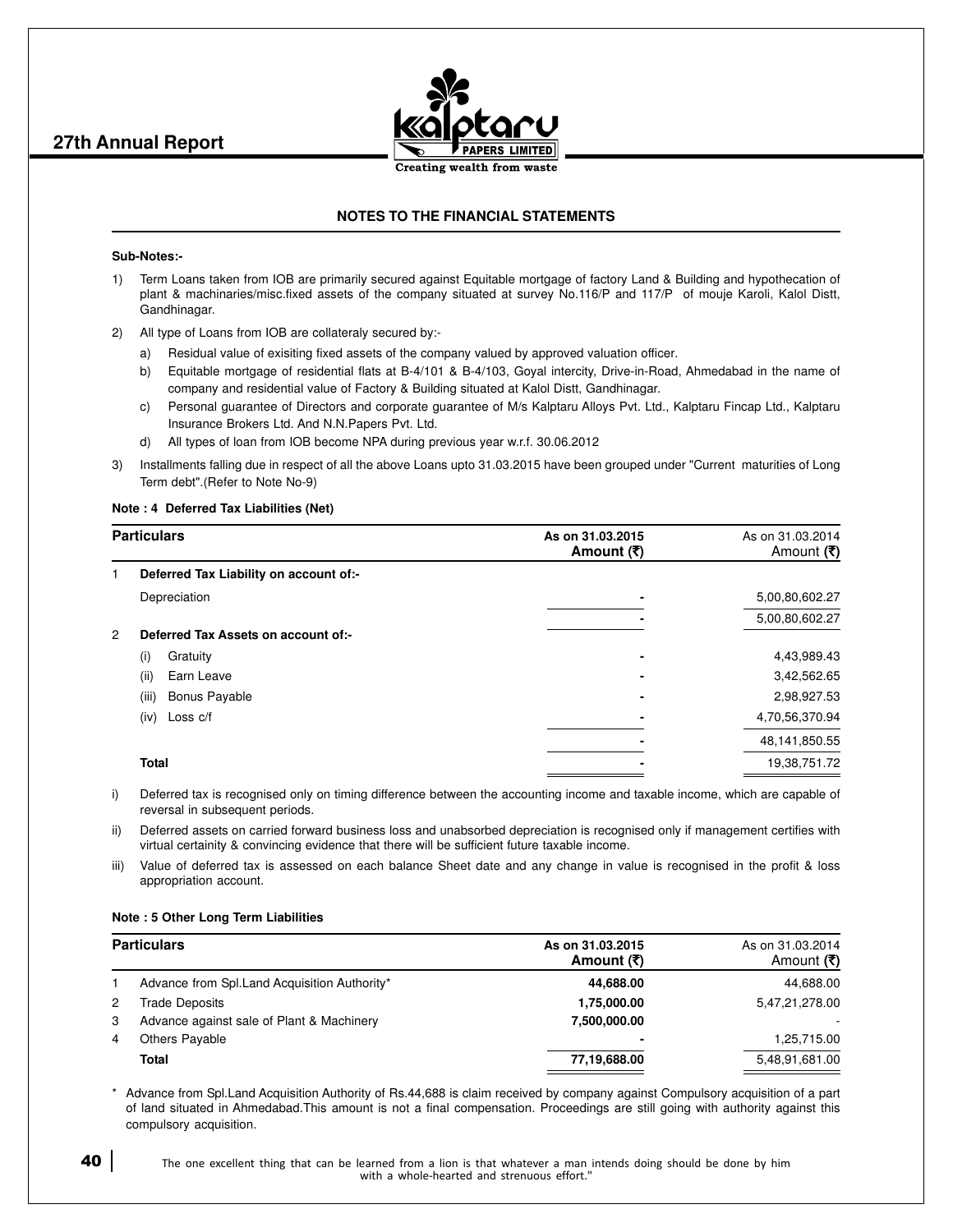## NOTES TO THE FINANCIAL STATEMENTS

**Sub-Notes:-**

1) Term Loans taken from IOB are primarily secured against Equitable mortgage of factory Land & Building and hypothecation of plant & machinaries/misc.fixed assets of the company situated at survey No.116/P and 117/P of mouje Karoli, Kalol Distt, Gandhinagar.

2) All type of Loans from IOB are collateraly secured by:-
   a) Residual value of exisiting fixed assets of the company valued by approved valuation officer.
   b) Equitable mortgage of residential flats at B-4/101 & B-4/103, Goyal intercity, Drive-in-Road, Ahmedabad in the name of company and residential value of Factory & Building situated at Kalol Distt, Gandhinagar.
   c) Personal guarantee of Directors and corporate guarantee of M/s Kalptaru Alloys Pvt. Ltd., Kalptaru Fincap Ltd., Kalptaru Insurance Brokers Ltd. And N.N.Papers Pvt. Ltd.
   d) All types of loan from IOB become NPA during previous year w.r.f. 30.06.2012

3) Installments falling due in respect of all the above Loans upto 31.03.2015 have been grouped under "Current maturities of Long Term debt".(Refer to Note No-9)

**Note : 4 Deferred Tax Liabilities (Net)**

| | Particulars | As on 31.03.2015 Amount (₹) | As on 31.03.2014 Amount (₹) |
|---|---|---|---|
| 1 | **Deferred Tax Liability on account of:-** | | |
| | Depreciation | - | 5,00,80,602.27 |
| | | - | 5,00,80,602.27 |
| 2 | **Deferred Tax Assets on account of:-** | | |
| | (i) Gratuity | - | 4,43,989.43 |
| | (ii) Earn Leave | - | 3,42,562.65 |
| | (iii) Bonus Payable | - | 2,98,927.53 |
| | (iv) Loss c/f | - | 4,70,56,370.94 |
| | | - | 48,141,850.55 |
| | **Total** | - | 19,38,751.72 |

i) Deferred tax is recognised only on timing difference between the accounting income and taxable income, which are capable of reversal in subsequent periods.

ii) Deferred assets on carried forward business loss and unabsorbed depreciation is recognised only if management certifies with virtual certainity & convincing evidence that there will be sufficient future taxable income.

iii) Value of deferred tax is assessed on each balance Sheet date and any change in value is recognised in the profit & loss appropriation account.

**Note : 5 Other Long Term Liabilities**

| | Particulars | As on 31.03.2015 Amount (₹) | As on 31.03.2014 Amount (₹) |
|---|---|---|---|
| 1 | Advance from Spl.Land Acquisition Authority* | **44,688.00** | 44,688.00 |
| 2 | Trade Deposits | **1,75,000.00** | 5,47,21,278.00 |
| 3 | Advance against sale of Plant & Machinery | **7,500,000.00** | - |
| 4 | Others Payable | **-** | 1,25,715.00 |
| | **Total** | **77,19,688.00** | 5,48,91,681.00 |

\* Advance from Spl.Land Acquisition Authority of Rs.44,688 is claim received by company against Compulsory acquisition of a part of land situated in Ahmedabad.This amount is not a final compensation. Proceedings are still going with authority against this compulsory acquisition.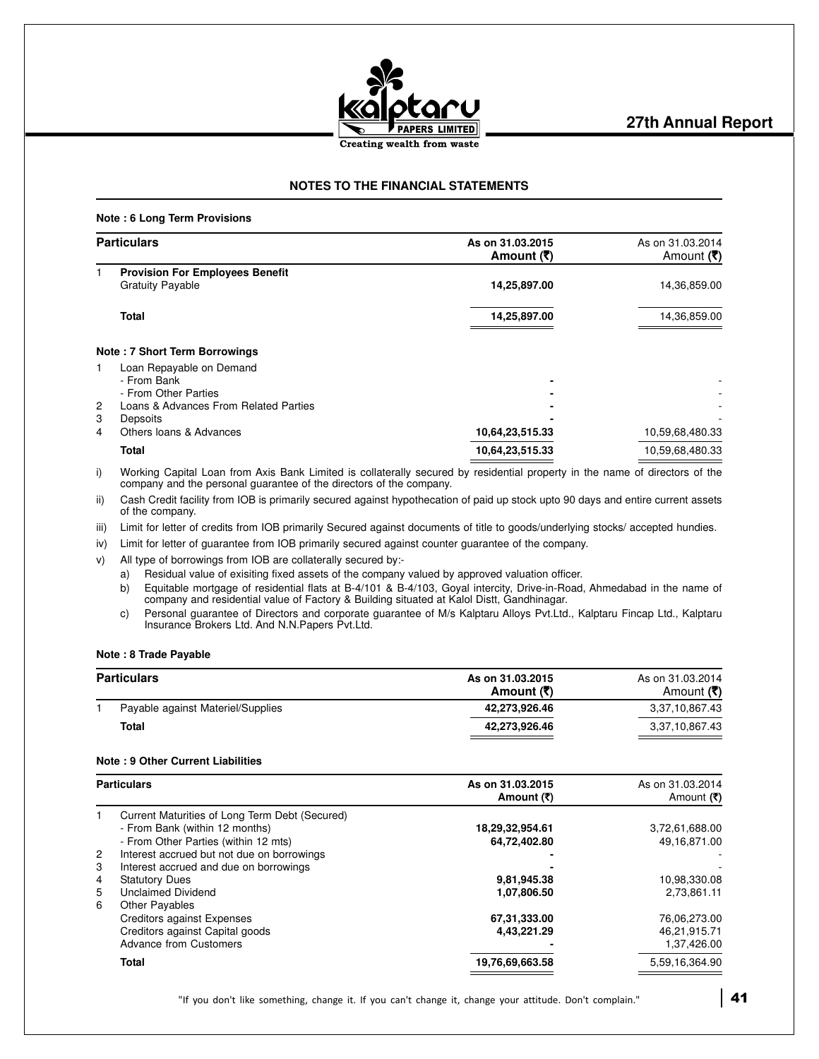## NOTES TO THE FINANCIAL STATEMENTS

### Note : 6 Long Term Provisions

| | Particulars | As on 31.03.2015 Amount (₹) | As on 31.03.2014 Amount (₹) |
|---|---|---|---|
| 1 | **Provision For Employees Benefit** | | |
| | Gratuity Payable | **14,25,897.00** | 14,36,859.00 |
| | **Total** | **14,25,897.00** | 14,36,859.00 |

### Note : 7 Short Term Borrowings

| | Particulars | As on 31.03.2015 Amount (₹) | As on 31.03.2014 Amount (₹) |
|---|---|---|---|
| 1 | Loan Repayable on Demand | | |
| | - From Bank | - | - |
| | - From Other Parties | - | - |
| 2 | Loans & Advances From Related Parties | - | - |
| 3 | Depsoits | - | - |
| 4 | Others loans & Advances | 10,64,23,515.33 | 10,59,68,480.33 |
| | **Total** | **10,64,23,515.33** | 10,59,68,480.33 |

i) Working Capital Loan from Axis Bank Limited is collaterally secured by residential property in the name of directors of the company and the personal guarantee of the directors of the company.

ii) Cash Credit facility from IOB is primarily secured against hypothecation of paid up stock upto 90 days and entire current assets of the company.

iii) Limit for letter of credits from IOB primarily Secured against documents of title to goods/underlying stocks/ accepted hundies.

iv) Limit for letter of guarantee from IOB primarily secured against counter guarantee of the company.

v) All type of borrowings from IOB are collaterally secured by:-

a) Residual value of exisiting fixed assets of the company valued by approved valuation officer.

b) Equitable mortgage of residential flats at B-4/101 & B-4/103, Goyal intercity, Drive-in-Road, Ahmedabad in the name of company and residential value of Factory & Building situated at Kalol Distt, Gandhinagar.

c) Personal guarantee of Directors and corporate guarantee of M/s Kalptaru Alloys Pvt.Ltd., Kalptaru Fincap Ltd., Kalptaru Insurance Brokers Ltd. And N.N.Papers Pvt.Ltd.

### Note : 8 Trade Payable

| | Particulars | As on 31.03.2015 Amount (₹) | As on 31.03.2014 Amount (₹) |
|---|---|---|---|
| 1 | Payable against Materiel/Supplies | 42,273,926.46 | 3,37,10,867.43 |
| | **Total** | **42,273,926.46** | 3,37,10,867.43 |

### Note : 9 Other Current Liabilities

| | Particulars | As on 31.03.2015 Amount (₹) | As on 31.03.2014 Amount (₹) |
|---|---|---|---|
| 1 | Current Maturities of Long Term Debt (Secured) | | |
| | - From Bank (within 12 months) | 18,29,32,954.61 | 3,72,61,688.00 |
| | - From Other Parties (within 12 mts) | 64,72,402.80 | 49,16,871.00 |
| 2 | Interest accrued but not due on borrowings | - | - |
| 3 | Interest accrued and due on borrowings | - | - |
| 4 | Statutory Dues | 9,81,945.38 | 10,98,330.08 |
| 5 | Unclaimed Dividend | 1,07,806.50 | 2,73,861.11 |
| 6 | Other Payables | | |
| | Creditors against Expenses | 67,31,333.00 | 76,06,273.00 |
| | Creditors against Capital goods | 4,43,221.29 | 46,21,915.71 |
| | Advance from Customers | - | 1,37,426.00 |
| | **Total** | **19,76,69,663.58** | 5,59,16,364.90 |

"If you don't like something, change it. If you can't change it, change your attitude. Don't complain."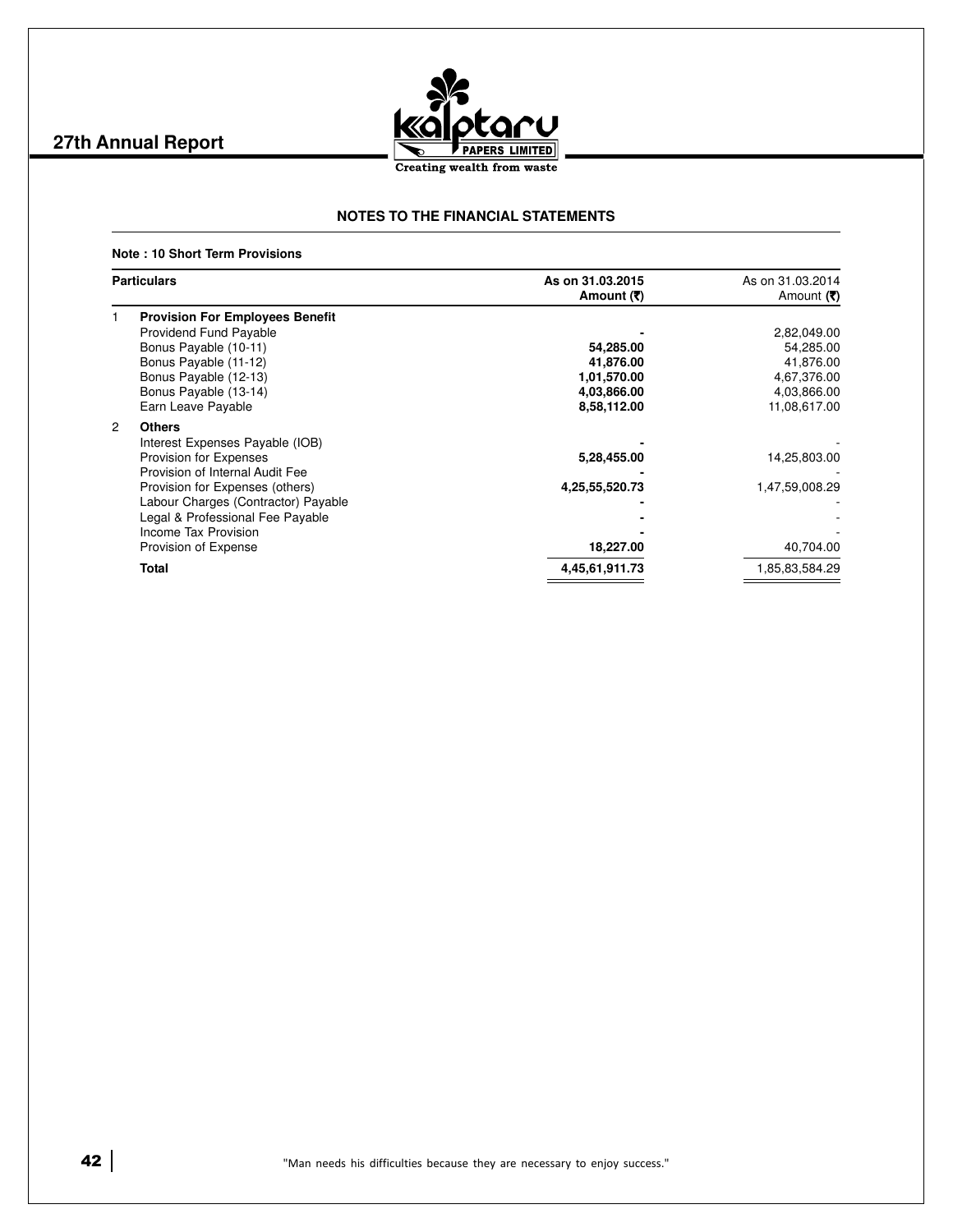## NOTES TO THE FINANCIAL STATEMENTS

**Note : 10 Short Term Provisions**

| | Particulars | As on 31.03.2015 Amount (₹) | As on 31.03.2014 Amount (₹) |
|---|---|---|---|
| 1 | **Provision For Employees Benefit** | | |
| | Providend Fund Payable | - | 2,82,049.00 |
| | Bonus Payable (10-11) | **54,285.00** | 54,285.00 |
| | Bonus Payable (11-12) | **41,876.00** | 41,876.00 |
| | Bonus Payable (12-13) | **1,01,570.00** | 4,67,376.00 |
| | Bonus Payable (13-14) | **4,03,866.00** | 4,03,866.00 |
| | Earn Leave Payable | **8,58,112.00** | 11,08,617.00 |
| 2 | **Others** | | |
| | Interest Expenses Payable (IOB) | - | - |
| | Provision for Expenses | **5,28,455.00** | 14,25,803.00 |
| | Provision of Internal Audit Fee | - | - |
| | Provision for Expenses (others) | **4,25,55,520.73** | 1,47,59,008.29 |
| | Labour Charges (Contractor) Payable | - | - |
| | Legal & Professional Fee Payable | - | - |
| | Income Tax Provision | - | - |
| | Provision of Expense | **18,227.00** | 40,704.00 |
| | **Total** | **4,45,61,911.73** | 1,85,83,584.29 |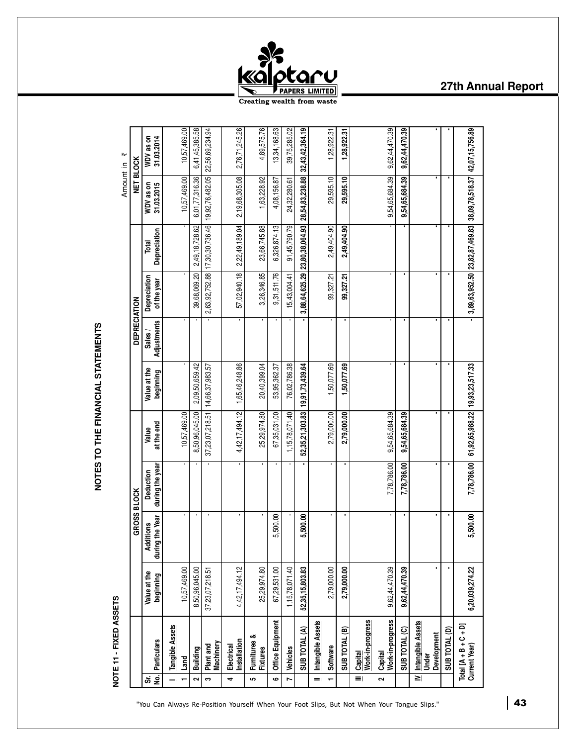## NOTES TO THE FINANCIAL STATEMENTS

### NOTE 11 - FIXED ASSETS

Amount in ₹

| Sr. No. | Particulars | GROSS BLOCK | | | | DEPRECIATION | | | | NET BLOCK | |
|---|---|---|---|---|---|---|---|---|---|---|---|
| | | Value at the beginning | Additions during the Year | Deduction during the year | Value at the end | Value at the beginning | Sales / Adjustments | Depreciation of the year | Total Depreciation | WDV as on 31.03.2015 | WDV as on 31.03.2014 |
| I | Tangible Assets | | | | | | | | | | |
| 1 | Land | 10,57,469.00 | - | - | 10,57,469.00 | - | - | - | - | 10,57,469.00 | 10,57,469.00 |
| 2 | Building | 8,50,96,045.00 | - | - | 8,50,96,045.00 | 2,09,50,659.42 | - | 39,68,069.20 | 2,49,18,728.62 | 6,01,77,316.36 | 6,41,45,385.58 |
| 3 | Plant and Machinery | 37,23,07,218.51 | - | - | 37,23,07,218.51 | 14,66,37,983.57 | - | 2,63,92,752.88 | 17,30,30,736.46 | 19,92,76,482.05 | 22,56,69,234.94 |
| 4 | Electrical Installation | 4,42,17,494.12 | - | - | 4,42,17,494.12 | 1,65,46,248.86 | - | 57,02,940.18 | 2,22,49,189.04 | 2,19,68,305.08 | 2,76,71,245.26 |
| 5 | Furnitures & Fixtures | 25,29,974.80 | - | - | 25,29,974.80 | 20,40,399.04 | - | 3,26,346.85 | 23,66,745.88 | 1,63,228.92 | 4,89,575.76 |
| 6 | Office Equipment | 67,29,531.00 | 5,500.00 | - | 67,35,031.00 | 53,95,362.37 | - | 9,31,511.76 | 6,326,874.13 | 4,08,156.87 | 13,34,168.63 |
| 7 | Vehicles | 1,15,78,071.40 | - | - | 1,15,78,071.40 | 76,02,786.38 | - | 15,43,004.41 | 91,45,790.79 | 24,32,280.61 | 39,75,285.02 |
| | SUB TOTAL (A) | 52,35,15,803.83 | 5,500.00 | - | 52,35,21,303.83 | 19,91,73,439.64 | - | 3,88,64,625.29 | 23,80,38,064.93 | 28,54,83,238.88 | 32,43,42,364.19 |
| II | Intangible Assets | | | | | | | | | | |
| 1 | Software | 2,79,000.00 | - | - | 2,79,000.00 | 1,50,077.69 | - | 99,327.21 | 2,49,404.90 | 29,595.10 | 1,28,922.31 |
| | SUB TOTAL (B) | 2,79,000.00 | - | - | 2,79,000.00 | 1,50,077.69 | - | 99,327.21 | 2,49,404.90 | 29,595.10 | 1,28,922.31 |
| III | Capital Work-in-progress | | | | | | | | | | |
| 2 | Capital Work-in-progress | 9,62,44,470.39 | - | 7,78,786.00 | 9,54,65,684.39 | - | - | - | - | 9,54,65,684.39 | 9,62,44,470.39 |
| | SUB TOTAL (C) | 9,62,44,470.39 | - | 7,78,786.00 | 9,54,65,684.39 | - | - | - | - | 9,54,65,684.39 | 9,62,44,470.39 |
| IV | Intangible Assets Under Development | - | - | - | - | - | - | - | - | - | - |
| | SUB TOTAL (D) | - | - | - | - | - | - | - | - | - | - |
| | Total [A + B + C + D] Current Year) | 6,20,039,274.22 | 5,500.00 | 7,78,786.00 | 61,92,65,988.22 | 19,93,23,517.33 | - | 3,89,63,952.50 | 23,82,87,469.83 | 38,09,78,518.37 | 42,07,15,756.89 |

"You Can Always Re-Position Yourself When Your Foot Slips, But Not When Your Tongue Slips."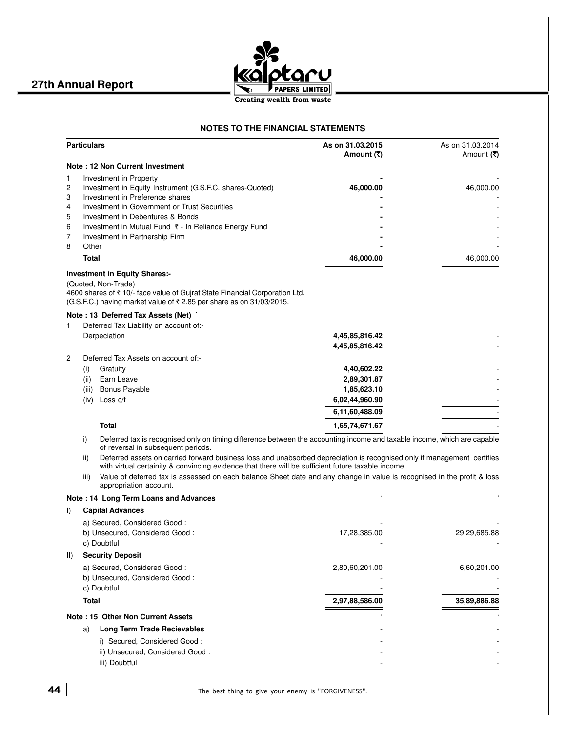## NOTES TO THE FINANCIAL STATEMENTS

| | Particulars | As on 31.03.2015 Amount (₹) | As on 31.03.2014 Amount (₹) |
|---|---|---|---|
| | **Note : 12 Non Current Investment** | | |
| 1 | Investment in Property | **-** | - |
| 2 | Investment in Equity Instrument (G.S.F.C. shares-Quoted) | **46,000.00** | 46,000.00 |
| 3 | Investment in Preference shares | **-** | - |
| 4 | Investment in Government or Trust Securities | **-** | - |
| 5 | Investment in Debentures & Bonds | **-** | - |
| 6 | Investment in Mutual Fund ₹ - In Reliance Energy Fund | **-** | - |
| 7 | Investment in Partnership Firm | **-** | - |
| 8 | Other | **-** | - |
| | **Total** | **46,000.00** | 46,000.00 |

**Investment in Equity Shares:-**

(Quoted, Non-Trade)
4600 shares of ₹ 10/- face value of Gujrat State Financial Corporation Ltd. (G.S.F.C.) having market value of ₹ 2.85 per share as on 31/03/2015.

| | Particulars | As on 31.03.2015 Amount (₹) | As on 31.03.2014 Amount (₹) |
|---|---|---|---|
| | **Note : 13 Deferred Tax Assets (Net)** | | |
| 1 | Deferred Tax Liability on account of:- | | |
| | Derpeciation | **4,45,85,816.42** | - |
| | | **4,45,85,816.42** | - |
| 2 | Deferred Tax Assets on account of:- | | |
| | (i) Gratuity | **4,40,602.22** | - |
| | (ii) Earn Leave | **2,89,301.87** | - |
| | (iii) Bonus Payable | **1,85,623.10** | - |
| | (iv) Loss c/f | **6,02,44,960.90** | - |
| | | **6,11,60,488.09** | - |
| | **Total** | **1,65,74,671.67** | - |

i) Deferred tax is recognised only on timing difference between the accounting income and taxable income, which are capable of reversal in subsequent periods.

ii) Deferred assets on carried forward business loss and unabsorbed depreciation is recognised only if management certifies with virtual certainity & convincing evidence that there will be sufficient future taxable income.

iii) Value of deferred tax is assessed on each balance Sheet date and any change in value is recognised in the profit & loss appropriation account.

| | Particulars | As on 31.03.2015 Amount (₹) | As on 31.03.2014 Amount (₹) |
|---|---|---|---|
| | **Note : 14 Long Term Loans and Advances** | | |
| I) | **Capital Advances** | | |
| | a) Secured, Considered Good : | - | - |
| | b) Unsecured, Considered Good : | 17,28,385.00 | 29,29,685.88 |
| | c) Doubtful | - | - |
| II) | **Security Deposit** | | |
| | a) Secured, Considered Good : | 2,80,60,201.00 | 6,60,201.00 |
| | b) Unsecured, Considered Good : | - | - |
| | c) Doubtful | - | - |
| | **Total** | **2,97,88,586.00** | **35,89,886.88** |
| | **Note : 15 Other Non Current Assets** | | |
| a) | **Long Term Trade Recievables** | - | - |
| | i) Secured, Considered Good : | - | - |
| | ii) Unsecured, Considered Good : | - | - |
| | iii) Doubtful | - | - |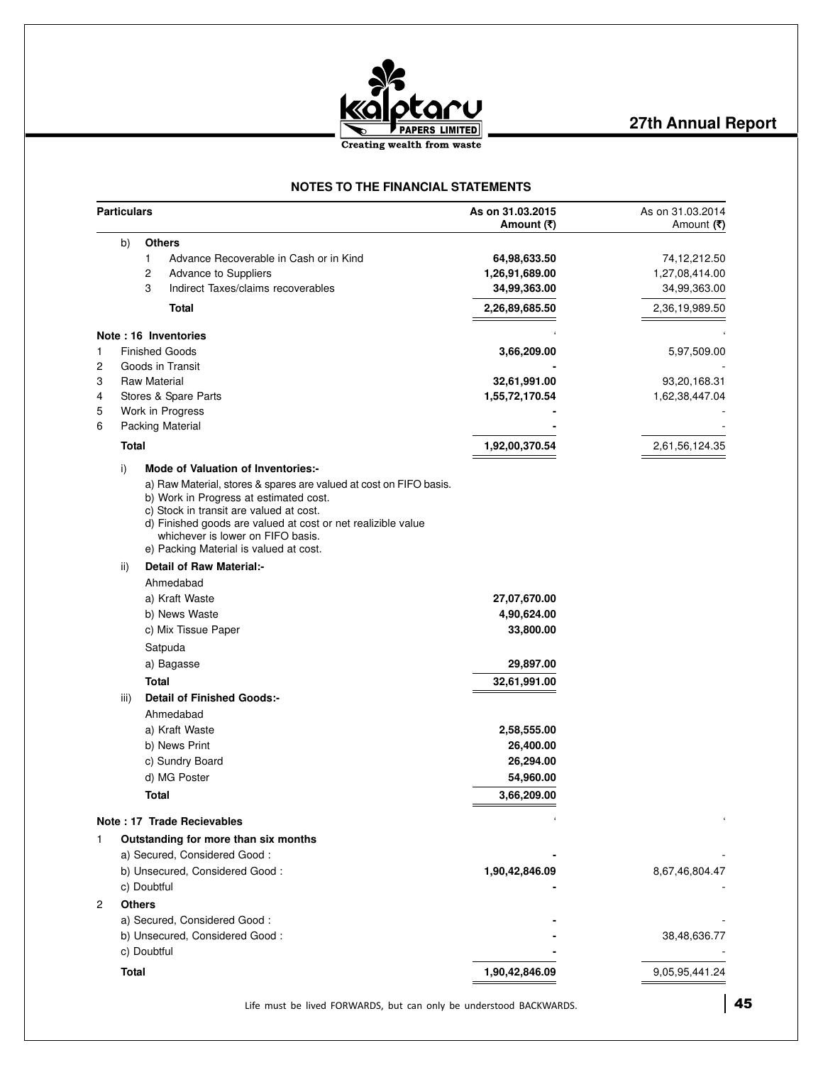## NOTES TO THE FINANCIAL STATEMENTS

| Particulars | | As on 31.03.2015 Amount (₹) | As on 31.03.2014 Amount (₹) |
|---|---|---|---|
| b) | **Others** | | |
| | 1 Advance Recoverable in Cash or in Kind | **64,98,633.50** | 74,12,212.50 |
| | 2 Advance to Suppliers | **1,26,91,689.00** | 1,27,08,414.00 |
| | 3 Indirect Taxes/claims recoverables | **34,99,363.00** | 34,99,363.00 |
| | **Total** | **2,26,89,685.50** | 2,36,19,989.50 |

**Note : 16 Inventories**

| | Particulars | As on 31.03.2015 Amount (₹) | As on 31.03.2014 Amount (₹) |
|---|---|---|---|
| 1 | Finished Goods | **3,66,209.00** | 5,97,509.00 |
| 2 | Goods in Transit | **-** | - |
| 3 | Raw Material | **32,61,991.00** | 93,20,168.31 |
| 4 | Stores & Spare Parts | **1,55,72,170.54** | 1,62,38,447.04 |
| 5 | Work in Progress | **-** | - |
| 6 | Packing Material | **-** | - |
| | **Total** | **1,92,00,370.54** | 2,61,56,124.35 |

i) **Mode of Valuation of Inventories:-**

a) Raw Material, stores & spares are valued at cost on FIFO basis.
b) Work in Progress at estimated cost.
c) Stock in transit are valued at cost.
d) Finished goods are valued at cost or net realizible value whichever is lower on FIFO basis.
e) Packing Material is valued at cost.

ii) **Detail of Raw Material:-**

| | Amount (₹) |
|---|---|
| Ahmedabad | |
| a) Kraft Waste | **27,07,670.00** |
| b) News Waste | **4,90,624.00** |
| c) Mix Tissue Paper | **33,800.00** |
| Satpuda | |
| a) Bagasse | **29,897.00** |
| **Total** | **32,61,991.00** |

iii) **Detail of Finished Goods:-**

| | Amount (₹) |
|---|---|
| Ahmedabad | |
| a) Kraft Waste | **2,58,555.00** |
| b) News Print | **26,400.00** |
| c) Sundry Board | **26,294.00** |
| d) MG Poster | **54,960.00** |
| **Total** | **3,66,209.00** |

**Note : 17 Trade Recievables**

| | Particulars | As on 31.03.2015 Amount (₹) | As on 31.03.2014 Amount (₹) |
|---|---|---|---|
| 1 | **Outstanding for more than six months** | | |
| | a) Secured, Considered Good : | **-** | - |
| | b) Unsecured, Considered Good : | **1,90,42,846.09** | 8,67,46,804.47 |
| | c) Doubtful | **-** | - |
| 2 | **Others** | | |
| | a) Secured, Considered Good : | **-** | - |
| | b) Unsecured, Considered Good : | **-** | 38,48,636.77 |
| | c) Doubtful | **-** | - |
| | **Total** | **1,90,42,846.09** | 9,05,95,441.24 |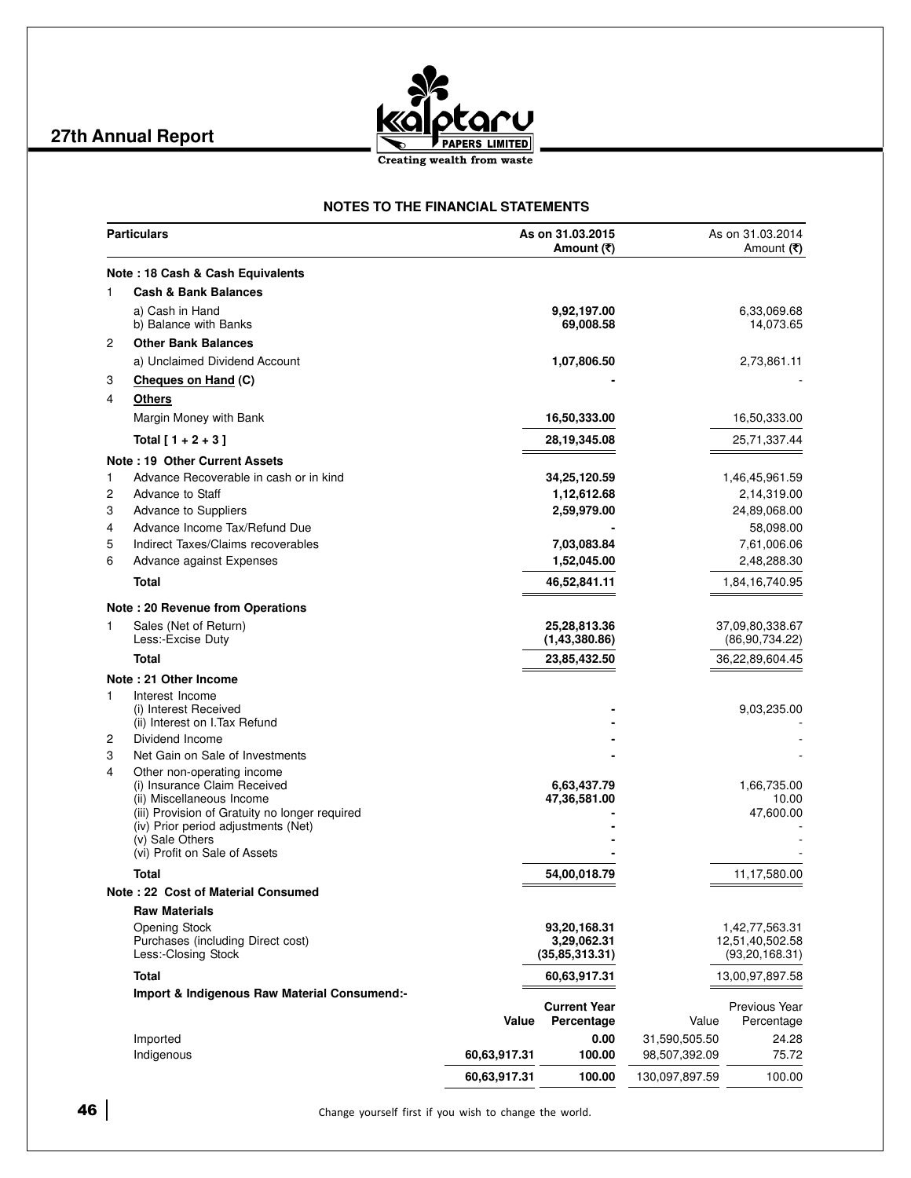## NOTES TO THE FINANCIAL STATEMENTS

| | Particulars | As on 31.03.2015 Amount (₹) | As on 31.03.2014 Amount (₹) |
|---|---|---|---|
| | **Note : 18 Cash & Cash Equivalents** | | |
| 1 | **Cash & Bank Balances** | | |
| | a) Cash in Hand | **9,92,197.00** | 6,33,069.68 |
| | b) Balance with Banks | **69,008.58** | 14,073.65 |
| 2 | **Other Bank Balances** | | |
| | a) Unclaimed Dividend Account | **1,07,806.50** | 2,73,861.11 |
| 3 | **Cheques on Hand (C)** | **-** | - |
| 4 | **Others** | | |
| | Margin Money with Bank | **16,50,333.00** | 16,50,333.00 |
| | **Total [ 1 + 2 + 3 ]** | **28,19,345.08** | 25,71,337.44 |
| | **Note : 19 Other Current Assets** | | |
| 1 | Advance Recoverable in cash or in kind | **34,25,120.59** | 1,46,45,961.59 |
| 2 | Advance to Staff | **1,12,612.68** | 2,14,319.00 |
| 3 | Advance to Suppliers | **2,59,979.00** | 24,89,068.00 |
| 4 | Advance Income Tax/Refund Due | **-** | 58,098.00 |
| 5 | Indirect Taxes/Claims recoverables | **7,03,083.84** | 7,61,006.06 |
| 6 | Advance against Expenses | **1,52,045.00** | 2,48,288.30 |
| | **Total** | **46,52,841.11** | 1,84,16,740.95 |
| | **Note : 20 Revenue from Operations** | | |
| 1 | Sales (Net of Return) | **25,28,813.36** | 37,09,80,338.67 |
| | Less:-Excise Duty | **(1,43,380.86)** | (86,90,734.22) |
| | **Total** | **23,85,432.50** | 36,22,89,604.45 |
| | **Note : 21 Other Income** | | |
| 1 | Interest Income | | |
| | (i) Interest Received | **-** | 9,03,235.00 |
| | (ii) Interest on I.Tax Refund | **-** | - |
| 2 | Dividend Income | **-** | - |
| 3 | Net Gain on Sale of Investments | **-** | - |
| 4 | Other non-operating income | | |
| | (i) Insurance Claim Received | **6,63,437.79** | 1,66,735.00 |
| | (ii) Miscellaneous Income | **47,36,581.00** | 10.00 |
| | (iii) Provision of Gratuity no longer required | **-** | 47,600.00 |
| | (iv) Prior period adjustments (Net) | **-** | - |
| | (v) Sale Others | **-** | - |
| | (vi) Profit on Sale of Assets | **-** | - |
| | **Total** | **54,00,018.79** | 11,17,580.00 |
| | **Note : 22 Cost of Material Consumed** | | |
| | **Raw Materials** | | |
| | Opening Stock | **93,20,168.31** | 1,42,77,563.31 |
| | Purchases (including Direct cost) | **3,29,062.31** | 12,51,40,502.58 |
| | Less:-Closing Stock | **(35,85,313.31)** | (93,20,168.31) |
| | **Total** | **60,63,917.31** | 13,00,97,897.58 |

**Import & Indigenous Raw Material Consumend:-**

| | Current Year Value | Current Year Percentage | Previous Year Value | Previous Year Percentage |
|---|---|---|---|---|
| Imported | | **0.00** | 31,590,505.50 | 24.28 |
| Indigenous | **60,63,917.31** | **100.00** | 98,507,392.09 | 75.72 |
| | **60,63,917.31** | **100.00** | 130,097,897.59 | 100.00 |

Change yourself first if you wish to change the world.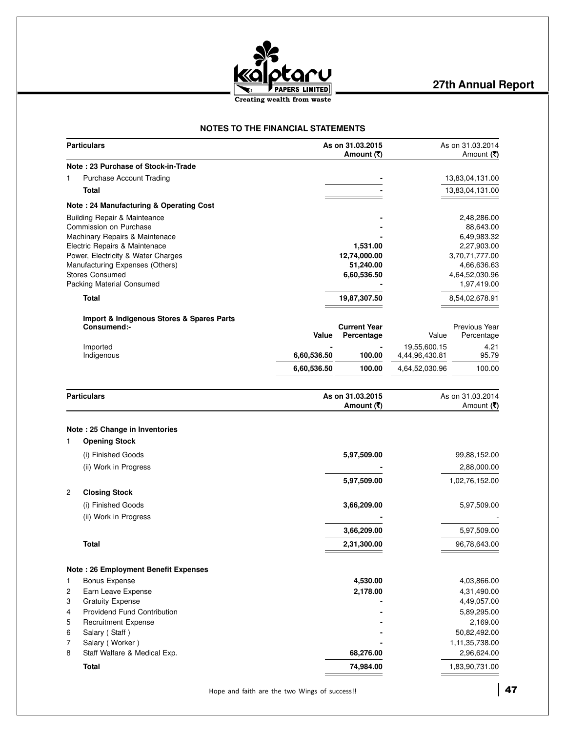## NOTES TO THE FINANCIAL STATEMENTS

| Particulars | As on 31.03.2015 Amount (₹) | As on 31.03.2014 Amount (₹) |
|---|---|---|
| **Note : 23 Purchase of Stock-in-Trade** | | |
| 1 Purchase Account Trading | - | 13,83,04,131.00 |
| **Total** | - | 13,83,04,131.00 |
| **Note : 24 Manufacturing & Operating Cost** | | |
| Building Repair & Mainteance | - | 2,48,286.00 |
| Commission on Purchase | - | 88,643.00 |
| Machinary Repairs & Maintenace | - | 6,49,983.32 |
| Electric Repairs & Maintenace | 1,531.00 | 2,27,903.00 |
| Power, Electricity & Water Charges | 12,74,000.00 | 3,70,71,777.00 |
| Manufacturing Expenses (Others) | 51,240.00 | 4,66,636.63 |
| Stores Consumed | 6,60,536.50 | 4,64,52,030.96 |
| Packing Material Consumed | - | 1,97,419.00 |
| **Total** | 19,87,307.50 | 8,54,02,678.91 |

**Import & Indigenous Stores & Spares Parts Consumend:-**

| | Current Year Value | Current Year Percentage | Previous Year Value | Previous Year Percentage |
|---|---|---|---|---|
| Imported | - | - | 19,55,600.15 | 4.21 |
| Indigenous | 6,60,536.50 | 100.00 | 4,44,96,430.81 | 95.79 |
| | 6,60,536.50 | 100.00 | 4,64,52,030.96 | 100.00 |

| Particulars | As on 31.03.2015 Amount (₹) | As on 31.03.2014 Amount (₹) |
|---|---|---|
| **Note : 25 Change in Inventories** | | |
| 1 **Opening Stock** | | |
| (i) Finished Goods | 5,97,509.00 | 99,88,152.00 |
| (ii) Work in Progress | - | 2,88,000.00 |
| | 5,97,509.00 | 1,02,76,152.00 |
| 2 **Closing Stock** | | |
| (i) Finished Goods | 3,66,209.00 | 5,97,509.00 |
| (ii) Work in Progress | - | - |
| | 3,66,209.00 | 5,97,509.00 |
| **Total** | 2,31,300.00 | 96,78,643.00 |
| **Note : 26 Employment Benefit Expenses** | | |
| 1 Bonus Expense | 4,530.00 | 4,03,866.00 |
| 2 Earn Leave Expense | 2,178.00 | 4,31,490.00 |
| 3 Gratuity Expense | - | 4,49,057.00 |
| 4 Providend Fund Contribution | - | 5,89,295.00 |
| 5 Recruitment Expense | - | 2,169.00 |
| 6 Salary ( Staff ) | - | 50,82,492.00 |
| 7 Salary ( Worker ) | - | 1,11,35,738.00 |
| 8 Staff Walfare & Medical Exp. | 68,276.00 | 2,96,624.00 |
| **Total** | 74,984.00 | 1,83,90,731.00 |

Hope and faith are the two Wings of success!!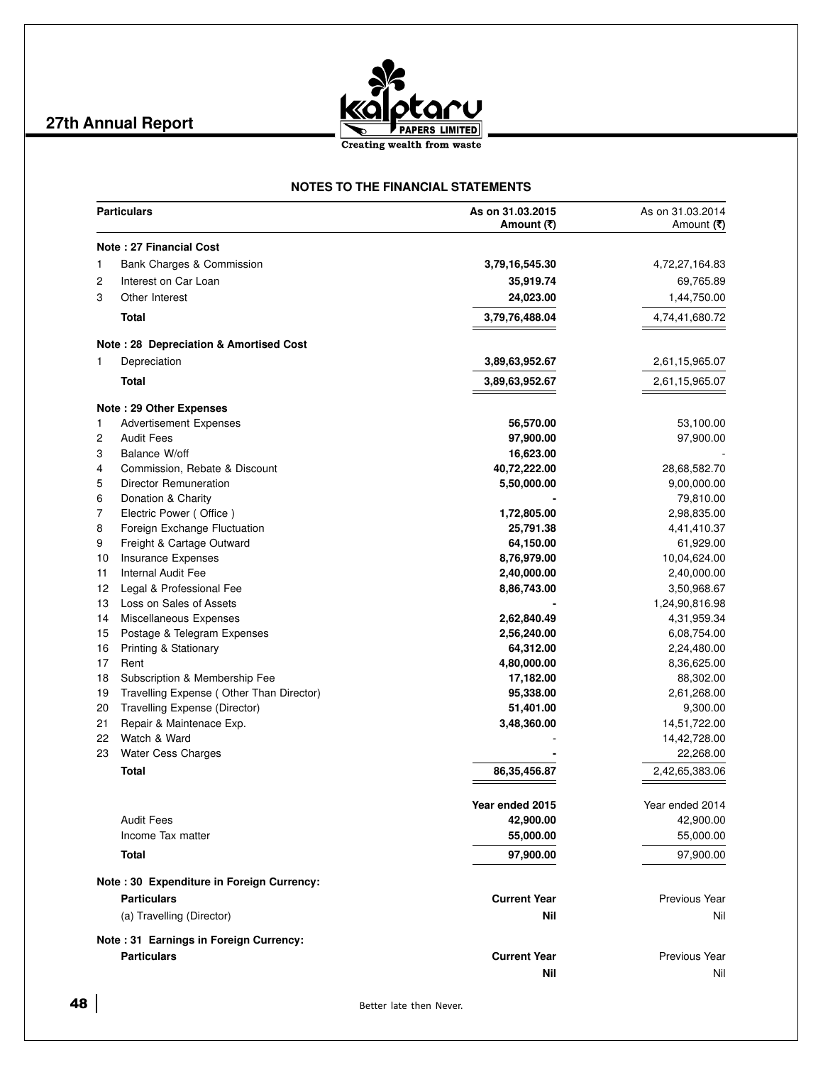## NOTES TO THE FINANCIAL STATEMENTS

| | Particulars | As on 31.03.2015 Amount (₹) | As on 31.03.2014 Amount (₹) |
|---|---|---|---|
| | **Note : 27 Financial Cost** | | |
| 1 | Bank Charges & Commission | **3,79,16,545.30** | 4,72,27,164.83 |
| 2 | Interest on Car Loan | **35,919.74** | 69,765.89 |
| 3 | Other Interest | **24,023.00** | 1,44,750.00 |
| | **Total** | **3,79,76,488.04** | 4,74,41,680.72 |
| | **Note : 28 Depreciation & Amortised Cost** | | |
| 1 | Depreciation | **3,89,63,952.67** | 2,61,15,965.07 |
| | **Total** | **3,89,63,952.67** | 2,61,15,965.07 |
| | **Note : 29 Other Expenses** | | |
| 1 | Advertisement Expenses | **56,570.00** | 53,100.00 |
| 2 | Audit Fees | **97,900.00** | 97,900.00 |
| 3 | Balance W/off | **16,623.00** | - |
| 4 | Commission, Rebate & Discount | **40,72,222.00** | 28,68,582.70 |
| 5 | Director Remuneration | **5,50,000.00** | 9,00,000.00 |
| 6 | Donation & Charity | **-** | 79,810.00 |
| 7 | Electric Power ( Office ) | **1,72,805.00** | 2,98,835.00 |
| 8 | Foreign Exchange Fluctuation | **25,791.38** | 4,41,410.37 |
| 9 | Freight & Cartage Outward | **64,150.00** | 61,929.00 |
| 10 | Insurance Expenses | **8,76,979.00** | 10,04,624.00 |
| 11 | Internal Audit Fee | **2,40,000.00** | 2,40,000.00 |
| 12 | Legal & Professional Fee | **8,86,743.00** | 3,50,968.67 |
| 13 | Loss on Sales of Assets | **-** | 1,24,90,816.98 |
| 14 | Miscellaneous Expenses | **2,62,840.49** | 4,31,959.34 |
| 15 | Postage & Telegram Expenses | **2,56,240.00** | 6,08,754.00 |
| 16 | Printing & Stationary | **64,312.00** | 2,24,480.00 |
| 17 | Rent | **4,80,000.00** | 8,36,625.00 |
| 18 | Subscription & Membership Fee | **17,182.00** | 88,302.00 |
| 19 | Travelling Expense ( Other Than Director) | **95,338.00** | 2,61,268.00 |
| 20 | Travelling Expense (Director) | **51,401.00** | 9,300.00 |
| 21 | Repair & Maintenace Exp. | **3,48,360.00** | 14,51,722.00 |
| 22 | Watch & Ward | - | 14,42,728.00 |
| 23 | Water Cess Charges | **-** | 22,268.00 |
| | **Total** | **86,35,456.87** | 2,42,65,383.06 |

| Particulars | Year ended 2015 | Year ended 2014 |
|---|---|---|
| Audit Fees | **42,900.00** | 42,900.00 |
| Income Tax matter | **55,000.00** | 55,000.00 |
| **Total** | **97,900.00** | 97,900.00 |

**Note : 30 Expenditure in Foreign Currency:**

| Particulars | Current Year | Previous Year |
|---|---|---|
| (a) Travelling (Director) | **Nil** | Nil |

**Note : 31 Earnings in Foreign Currency:**

| Particulars | Current Year | Previous Year |
|---|---|---|
| | **Nil** | Nil |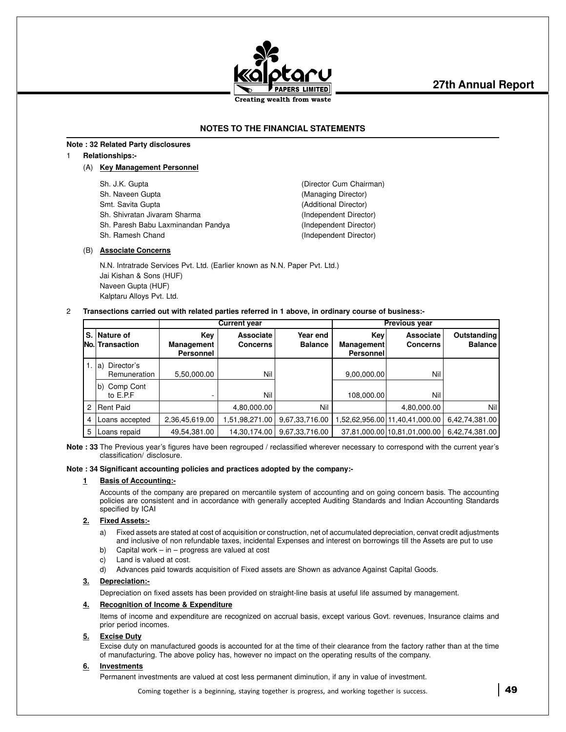## NOTES TO THE FINANCIAL STATEMENTS

**Note : 32 Related Party disclosures**

1 **Relationships:-**

(A) **Key Management Personnel**

| | |
|---|---|
| Sh. J.K. Gupta | (Director Cum Chairman) |
| Sh. Naveen Gupta | (Managing Director) |
| Smt. Savita Gupta | (Additional Director) |
| Sh. Shivratan Jivaram Sharma | (Independent Director) |
| Sh. Paresh Babu Laxminandan Pandya | (Independent Director) |
| Sh. Ramesh Chand | (Independent Director) |

(B) **Associate Concerns**

N.N. Intratrade Services Pvt. Ltd. (Earlier known as N.N. Paper Pvt. Ltd.)
Jai Kishan & Sons (HUF)
Naveen Gupta (HUF)
Kalptaru Alloys Pvt. Ltd.

2 **Transections carried out with related parties referred in 1 above, in ordinary course of business:-**

| | | Current year | | | Previous year | | |
|---|---|---|---|---|---|---|---|
| S. No. | Nature of Transaction | Key Management Personnel | Associate Concerns | Year end Balance | Key Management Personnel | Associate Concerns | Outstanding Balance |
| 1. | a) Director's Remuneration | 5,50,000.00 | Nil | | 9,00,000.00 | Nil | |
| | b) Comp Cont to E.P.F | - | Nil | | 108,000.00 | Nil | |
| 2 | Rent Paid | | 4,80,000.00 | Nil | | 4,80,000.00 | Nil |
| 4 | Loans accepted | 2,36,45,619.00 | 1,51,98,271.00 | 9,67,33,716.00 | 1,52,62,956.00 | 11,40,41,000.00 | 6,42,74,381.00 |
| 5 | Loans repaid | 49,54,381.00 | 14,30,174.00 | 9,67,33,716.00 | 37,81,000.00 | 10,81,01,000.00 | 6,42,74,381.00 |

**Note : 33** The Previous year's figures have been regrouped / reclassified wherever necessary to correspond with the current year's classification/ disclosure.

**Note : 34 Significant accounting policies and practices adopted by the company:-**

**1 Basis of Accounting:-**

Accounts of the company are prepared on mercantile system of accounting and on going concern basis. The accounting policies are consistent and in accordance with generally accepted Auditing Standards and Indian Accounting Standards specified by ICAI

**2. Fixed Assets:-**

a) Fixed assets are stated at cost of acquisition or construction, net of accumulated depreciation, cenvat credit adjustments and inclusive of non refundable taxes, incidental Expenses and interest on borrowings till the Assets are put to use

b) Capital work – in – progress are valued at cost

c) Land is valued at cost.

d) Advances paid towards acquisition of Fixed assets are Shown as advance Against Capital Goods.

**3. Depreciation:-**

Depreciation on fixed assets has been provided on straight-line basis at useful life assumed by management.

**4. Recognition of Income & Expenditure**

Items of income and expenditure are recognized on accrual basis, except various Govt. revenues, Insurance claims and prior period incomes.

**5. Excise Duty**

Excise duty on manufactured goods is accounted for at the time of their clearance from the factory rather than at the time of manufacturing. The above policy has, however no impact on the operating results of the company.

**6. Investments**

Permanent investments are valued at cost less permanent diminution, if any in value of investment.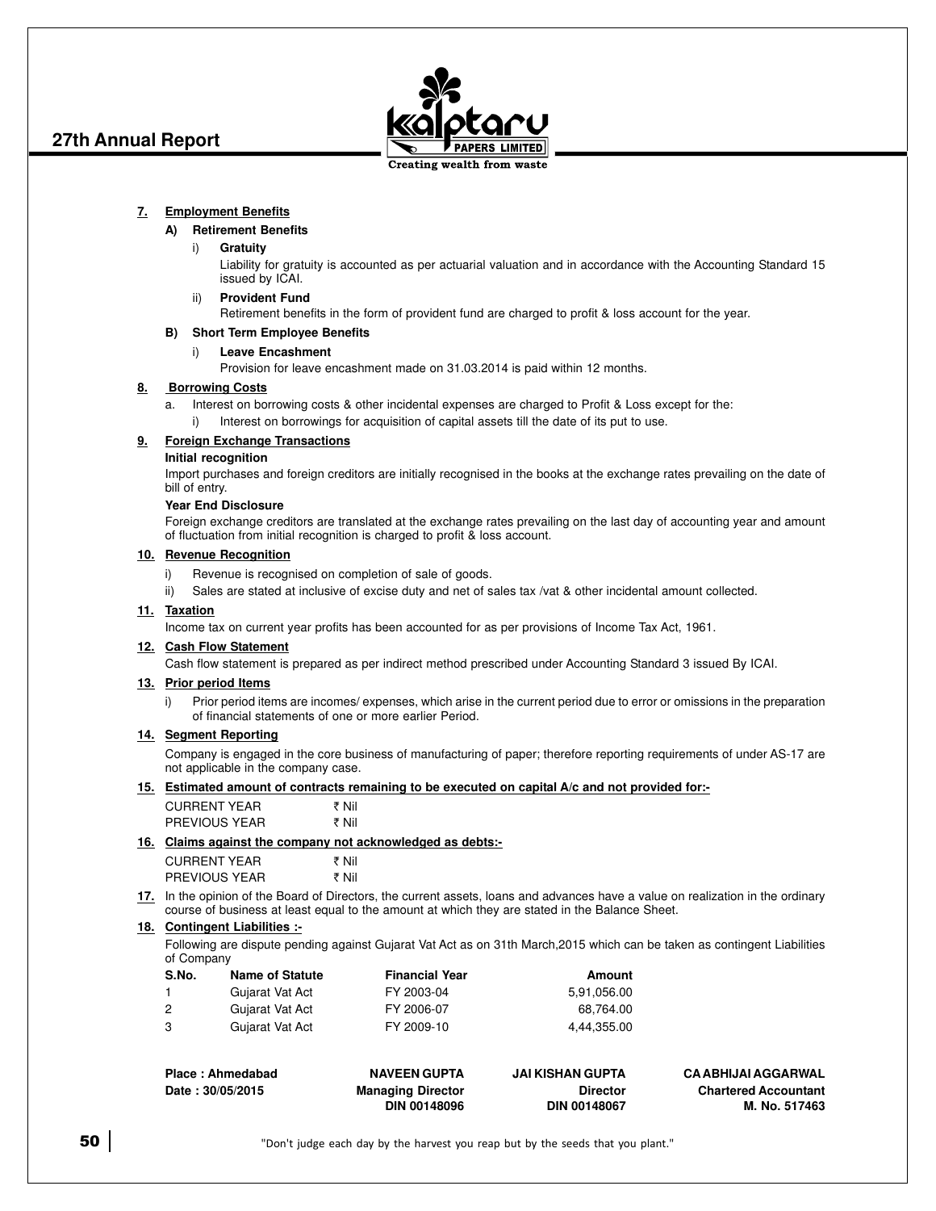**7. Employment Benefits**

**A) Retirement Benefits**

i) **Gratuity**

Liability for gratuity is accounted as per actuarial valuation and in accordance with the Accounting Standard 15 issued by ICAI.

ii) **Provident Fund**

Retirement benefits in the form of provident fund are charged to profit & loss account for the year.

**B) Short Term Employee Benefits**

i) **Leave Encashment**

Provision for leave encashment made on 31.03.2014 is paid within 12 months.

**8. Borrowing Costs**

a. Interest on borrowing costs & other incidental expenses are charged to Profit & Loss except for the:

i) Interest on borrowings for acquisition of capital assets till the date of its put to use.

**9. Foreign Exchange Transactions**

**Initial recognition**

Import purchases and foreign creditors are initially recognised in the books at the exchange rates prevailing on the date of bill of entry.

**Year End Disclosure**

Foreign exchange creditors are translated at the exchange rates prevailing on the last day of accounting year and amount of fluctuation from initial recognition is charged to profit & loss account.

**10. Revenue Recognition**

i) Revenue is recognised on completion of sale of goods.

ii) Sales are stated at inclusive of excise duty and net of sales tax /vat & other incidental amount collected.

**11. Taxation**

Income tax on current year profits has been accounted for as per provisions of Income Tax Act, 1961.

**12. Cash Flow Statement**

Cash flow statement is prepared as per indirect method prescribed under Accounting Standard 3 issued By ICAI.

**13. Prior period Items**

i) Prior period items are incomes/ expenses, which arise in the current period due to error or omissions in the preparation of financial statements of one or more earlier Period.

**14. Segment Reporting**

Company is engaged in the core business of manufacturing of paper; therefore reporting requirements of under AS-17 are not applicable in the company case.

**15. Estimated amount of contracts remaining to be executed on capital A/c and not provided for:-**

| | |
|---|---|
| CURRENT YEAR | ₹ Nil |
| PREVIOUS YEAR | ₹ Nil |

**16. Claims against the company not acknowledged as debts:-**

| | |
|---|---|
| CURRENT YEAR | ₹ Nil |
| PREVIOUS YEAR | ₹ Nil |

**17.** In the opinion of the Board of Directors, the current assets, loans and advances have a value on realization in the ordinary course of business at least equal to the amount at which they are stated in the Balance Sheet.

**18. Contingent Liabilities :-**

Following are dispute pending against Gujarat Vat Act as on 31th March,2015 which can be taken as contingent Liabilities of Company

| S.No. | Name of Statute | Financial Year | Amount |
|---|---|---|---|
| 1 | Gujarat Vat Act | FY 2003-04 | 5,91,056.00 |
| 2 | Gujarat Vat Act | FY 2006-07 | 68,764.00 |
| 3 | Gujarat Vat Act | FY 2009-10 | 4,44,355.00 |

| | | | |
|---|---|---|---|
| **Place : Ahmedabad** | **NAVEEN GUPTA** | **JAI KISHAN GUPTA** | **CA ABHIJAI AGGARWAL** |
| **Date : 30/05/2015** | **Managing Director** | **Director** | **Chartered Accountant** |
| | **DIN 00148096** | **DIN 00148067** | **M. No. 517463** |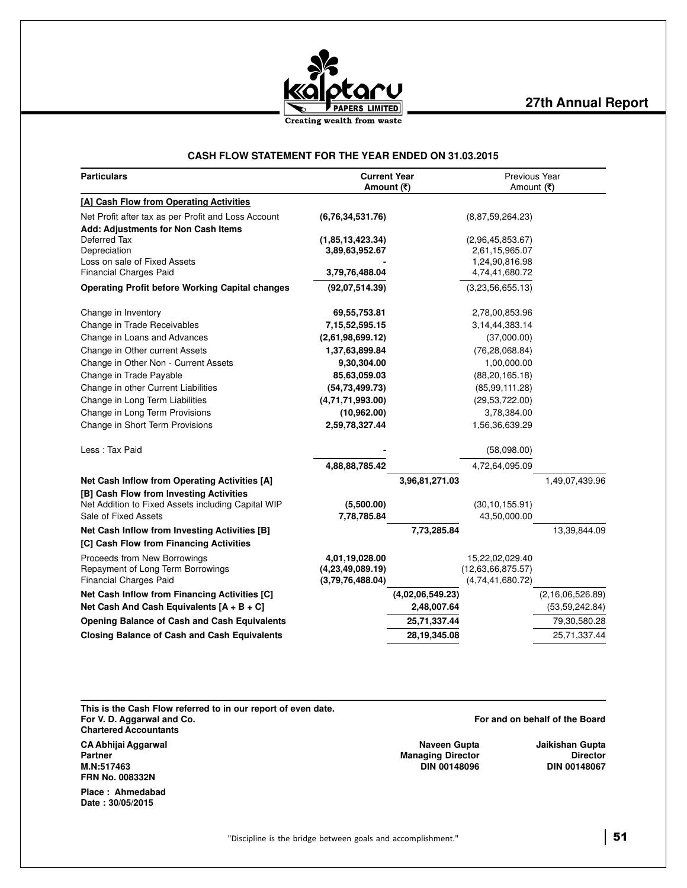## CASH FLOW STATEMENT FOR THE YEAR ENDED ON 31.03.2015

| Particulars | Current Year Amount (₹) | | Previous Year Amount (₹) | |
|---|---|---|---|---|
| **[A] Cash Flow from Operating Activities** | | | | |
| Net Profit after tax as per Profit and Loss Account | **(6,76,34,531.76)** | | (8,87,59,264.23) | |
| **Add: Adjustments for Non Cash Items** | | | | |
| Deferred Tax | **(1,85,13,423.34)** | | (2,96,45,853.67) | |
| Depreciation | **3,89,63,952.67** | | 2,61,15,965.07 | |
| Loss on sale of Fixed Assets | **-** | | 1,24,90,816.98 | |
| Financial Charges Paid | **3,79,76,488.04** | | 4,74,41,680.72 | |
| **Operating Profit before Working Capital changes** | **(92,07,514.39)** | | (3,23,56,655.13) | |
| Change in Inventory | **69,55,753.81** | | 2,78,00,853.96 | |
| Change in Trade Receivables | **7,15,52,595.15** | | 3,14,44,383.14 | |
| Change in Loans and Advances | **(2,61,98,699.12)** | | (37,000.00) | |
| Change in Other current Assets | **1,37,63,899.84** | | (76,28,068.84) | |
| Change in Other Non - Current Assets | **9,30,304.00** | | 1,00,000.00 | |
| Change in Trade Payable | **85,63,059.03** | | (88,20,165.18) | |
| Change in other Current Liabilities | **(54,73,499.73)** | | (85,99,111.28) | |
| Change in Long Term Liabilities | **(4,71,71,993.00)** | | (29,53,722.00) | |
| Change in Long Term Provisions | **(10,962.00)** | | 3,78,384.00 | |
| Change in Short Term Provisions | **2,59,78,327.44** | | 1,56,36,639.29 | |
| Less : Tax Paid | **-** | | (58,098.00) | |
| | **4,88,88,785.42** | | 4,72,64,095.09 | |
| **Net Cash Inflow from Operating Activities [A]** | | **3,96,81,271.03** | | 1,49,07,439.96 |
| **[B] Cash Flow from Investing Activities** | | | | |
| Net Addition to Fixed Assets including Capital WIP | **(5,500.00)** | | (30,10,155.91) | |
| Sale of Fixed Assets | **7,78,785.84** | | 43,50,000.00 | |
| **Net Cash Inflow from Investing Activities [B]** | | **7,73,285.84** | | 13,39,844.09 |
| **[C] Cash Flow from Financing Activities** | | | | |
| Proceeds from New Borrowings | **4,01,19,028.00** | | 15,22,02,029.40 | |
| Repayment of Long Term Borrowings | **(4,23,49,089.19)** | | (12,63,66,875.57) | |
| Financial Charges Paid | **(3,79,76,488.04)** | | (4,74,41,680.72) | |
| **Net Cash Inflow from Financing Activities [C]** | | **(4,02,06,549.23)** | | (2,16,06,526.89) |
| **Net Cash And Cash Equivalents [A + B + C]** | | **2,48,007.64** | | (53,59,242.84) |
| **Opening Balance of Cash and Cash Equivalents** | | **25,71,337.44** | | 79,30,580.28 |
| **Closing Balance of Cash and Cash Equivalents** | | **28,19,345.08** | | 25,71,337.44 |

**This is the Cash Flow referred to in our report of even date.**
**For V. D. Aggarwal and Co.**
**Chartered Accountants**

**For and on behalf of the Board**

**CA Abhijai Aggarwal**
**Partner**
**M.N:517463**
**FRN No. 008332N**

**Naveen Gupta**
**Managing Director**
**DIN 00148096**

**Jaikishan Gupta**
**Director**
**DIN 00148067**

**Place : Ahmedabad**
**Date : 30/05/2015**

"Discipline is the bridge between goals and accomplishment."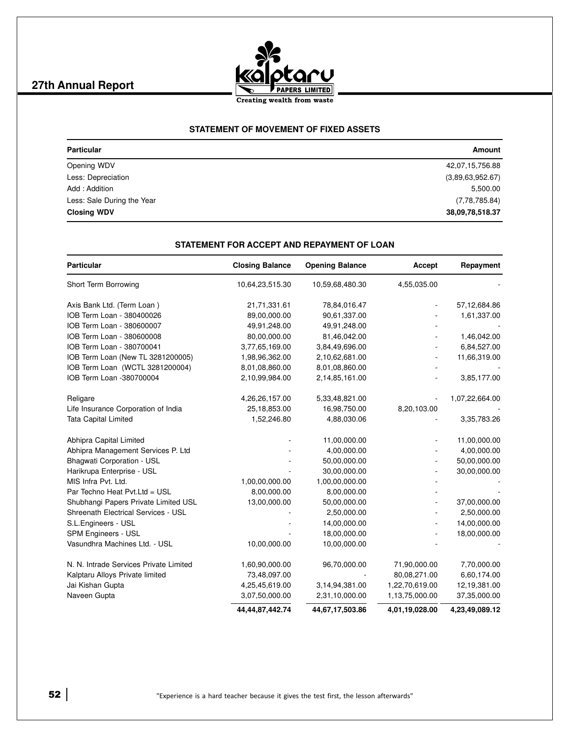## STATEMENT OF MOVEMENT OF FIXED ASSETS

| Particular | Amount |
|---|---|
| Opening WDV | 42,07,15,756.88 |
| Less: Depreciation | (3,89,63,952.67) |
| Add : Addition | 5,500.00 |
| Less: Sale During the Year | (7,78,785.84) |
| **Closing WDV** | **38,09,78,518.37** |

## STATEMENT FOR ACCEPT AND REPAYMENT OF LOAN

| Particular | Closing Balance | Opening Balance | Accept | Repayment |
|---|---|---|---|---|
| Short Term Borrowing | 10,64,23,515.30 | 10,59,68,480.30 | 4,55,035.00 | - |
| Axis Bank Ltd. (Term Loan ) | 21,71,331.61 | 78,84,016.47 | - | 57,12,684.86 |
| IOB Term Loan - 380400026 | 89,00,000.00 | 90,61,337.00 | - | 1,61,337.00 |
| IOB Term Loan - 380600007 | 49,91,248.00 | 49,91,248.00 | - | - |
| IOB Term Loan - 380600008 | 80,00,000.00 | 81,46,042.00 | - | 1,46,042.00 |
| IOB Term Loan - 380700041 | 3,77,65,169.00 | 3,84,49,696.00 | - | 6,84,527.00 |
| IOB Term Loan (New TL 3281200005) | 1,98,96,362.00 | 2,10,62,681.00 | - | 11,66,319.00 |
| IOB Term Loan (WCTL 3281200004) | 8,01,08,860.00 | 8,01,08,860.00 | - | - |
| IOB Term Loan -380700004 | 2,10,99,984.00 | 2,14,85,161.00 | - | 3,85,177.00 |
| Religare | 4,26,26,157.00 | 5,33,48,821.00 | - | 1,07,22,664.00 |
| Life Insurance Corporation of India | 25,18,853.00 | 16,98,750.00 | 8,20,103.00 | - |
| Tata Capital Limited | 1,52,246.80 | 4,88,030.06 | - | 3,35,783.26 |
| Abhipra Capital Limited | - | 11,00,000.00 | - | 11,00,000.00 |
| Abhipra Management Services P. Ltd | - | 4,00,000.00 | - | 4,00,000.00 |
| Bhagwati Corporation - USL | - | 50,00,000.00 | - | 50,00,000.00 |
| Harikrupa Enterprise - USL | - | 30,00,000.00 | - | 30,00,000.00 |
| MIS Infra Pvt. Ltd. | 1,00,00,000.00 | 1,00,00,000.00 | - | - |
| Par Techno Heat Pvt.Ltd = USL | 8,00,000.00 | 8,00,000.00 | - | - |
| Shubhangi Papers Private Limited USL | 13,00,000.00 | 50,00,000.00 | - | 37,00,000.00 |
| Shreenath Electrical Services - USL | - | 2,50,000.00 | - | 2,50,000.00 |
| S.L.Engineers - USL | - | 14,00,000.00 | - | 14,00,000.00 |
| SPM Engineers - USL | - | 18,00,000.00 | - | 18,00,000.00 |
| Vasundhra Machines Ltd. - USL | 10,00,000.00 | 10,00,000.00 | - | - |
| N. N. Intrade Services Private Limited | 1,60,90,000.00 | 96,70,000.00 | 71,90,000.00 | 7,70,000.00 |
| Kalptaru Alloys Private limited | 73,48,097.00 | - | 80,08,271.00 | 6,60,174.00 |
| Jai Kishan Gupta | 4,25,45,619.00 | 3,14,94,381.00 | 1,22,70,619.00 | 12,19,381.00 |
| Naveen Gupta | 3,07,50,000.00 | 2,31,10,000.00 | 1,13,75,000.00 | 37,35,000.00 |
| | **44,44,87,442.74** | **44,67,17,503.86** | **4,01,19,028.00** | **4,23,49,089.12** |

"Experience is a hard teacher because it gives the test first, the lesson afterwards"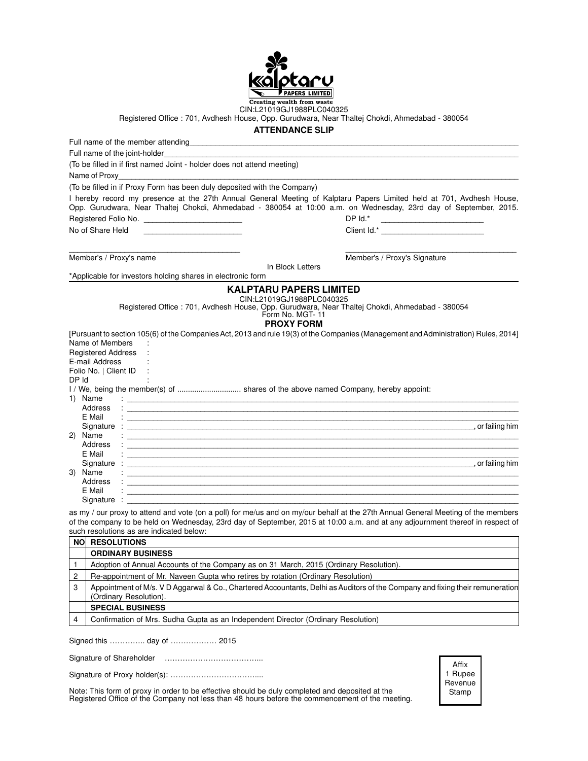kalptaru PAPERS LIMITED

Creating wealth from waste

CIN:L21019GJ1988PLC040325

Registered Office : 701, Avdhesh House, Opp. Gurudwara, Near Thaltej Chokdi, Ahmedabad - 380054

## ATTENDANCE SLIP

Full name of the member attending_______________________________________________

Full name of the joint-holder___________________________________________________

(To be filled in if first named Joint - holder does not attend meeting)

Name of Proxy__________________________________________________________

(To be filled in if Proxy Form has been duly deposited with the Company)

I hereby record my presence at the 27th Annual General Meeting of Kalptaru Papers Limited held at 701, Avdhesh House, Opp. Gurudwara, Near Thaltej Chokdi, Ahmedabad - 380054 at 10:00 a.m. on Wednesday, 23rd day of September, 2015.

Registered Folio No. _______________________ DP Id.* _______________________

No of Share Held _______________________ Client Id.* _______________________

_______________________________ _______________________________

Member's / Proxy's name Member's / Proxy's Signature

In Block Letters

*Applicable for investors holding shares in electronic form

## KALPTARU PAPERS LIMITED

CIN:L21019GJ1988PLC040325

Registered Office : 701, Avdhesh House, Opp. Gurudwara, Near Thaltej Chokdi, Ahmedabad - 380054

Form No. MGT- 11

## PROXY FORM

[Pursuant to section 105(6) of the Companies Act, 2013 and rule 19(3) of the Companies (Management and Administration) Rules, 2014]

Name of Members :

Registered Address :

E-mail Address :

Folio No. | Client ID :

DP Id :

I / We, being the member(s) of ............................. shares of the above named Company, hereby appoint:

1) Name : _______________________________________________

Address : _______________________________________________

E Mail : _______________________________________________

Signature : _______________________________________________, or failing him

2) Name : _______________________________________________

Address : _______________________________________________

E Mail : _______________________________________________

Signature : _______________________________________________, or failing him

3) Name : _______________________________________________

Address : _______________________________________________

E Mail : _______________________________________________

Signature : _______________________________________________

as my / our proxy to attend and vote (on a poll) for me/us and on my/our behalf at the 27th Annual General Meeting of the members of the company to be held on Wednesday, 23rd day of September, 2015 at 10:00 a.m. and at any adjournment thereof in respect of such resolutions as are indicated below:

| NO | RESOLUTIONS |
|---|---|
| | **ORDINARY BUSINESS** |
| 1 | Adoption of Annual Accounts of the Company as on 31 March, 2015 (Ordinary Resolution). |
| 2 | Re-appointment of Mr. Naveen Gupta who retires by rotation (Ordinary Resolution) |
| 3 | Appointment of M/s. V D Aggarwal & Co., Chartered Accountants, Delhi as Auditors of the Company and fixing their remuneration (Ordinary Resolution). |
| | **SPECIAL BUSINESS** |
| 4 | Confirmation of Mrs. Sudha Gupta as an Independent Director (Ordinary Resolution) |

Signed this ………….. day of ……………… 2015

Signature of Shareholder ………………………………...

Signature of Proxy holder(s): ……………………………....

Affix 1 Rupee Revenue Stamp

Note: This form of proxy in order to be effective should be duly completed and deposited at the Registered Office of the Company not less than 48 hours before the commencement of the meeting.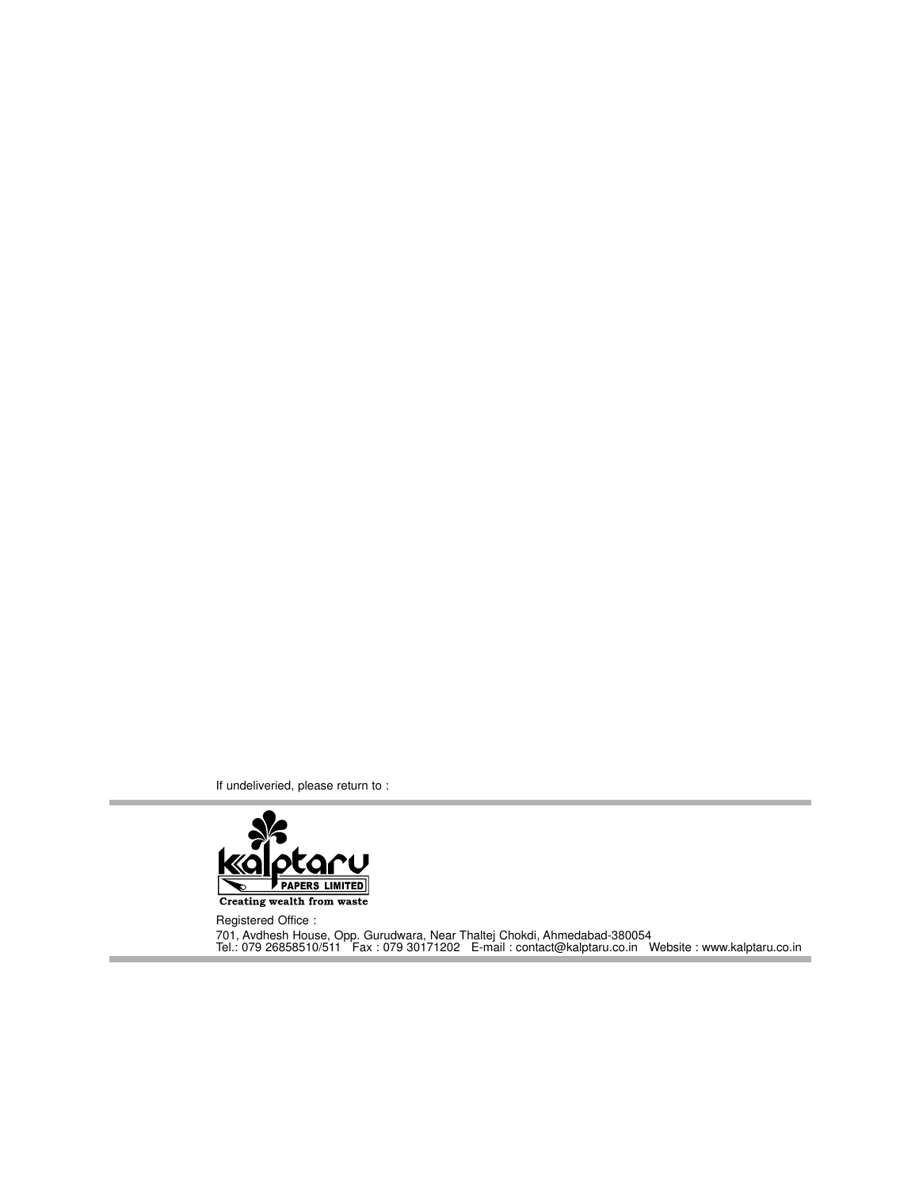If undeliveried, please return to :

kalptaru

PAPERS LIMITED

Creating wealth from waste

Registered Office :

701, Avdhesh House, Opp. Gurudwara, Near Thaltej Chokdi, Ahmedabad-380054
Tel.: 079 26858510/511   Fax : 079 30171202   E-mail : contact@kalptaru.co.in   Website : www.kalptaru.co.in